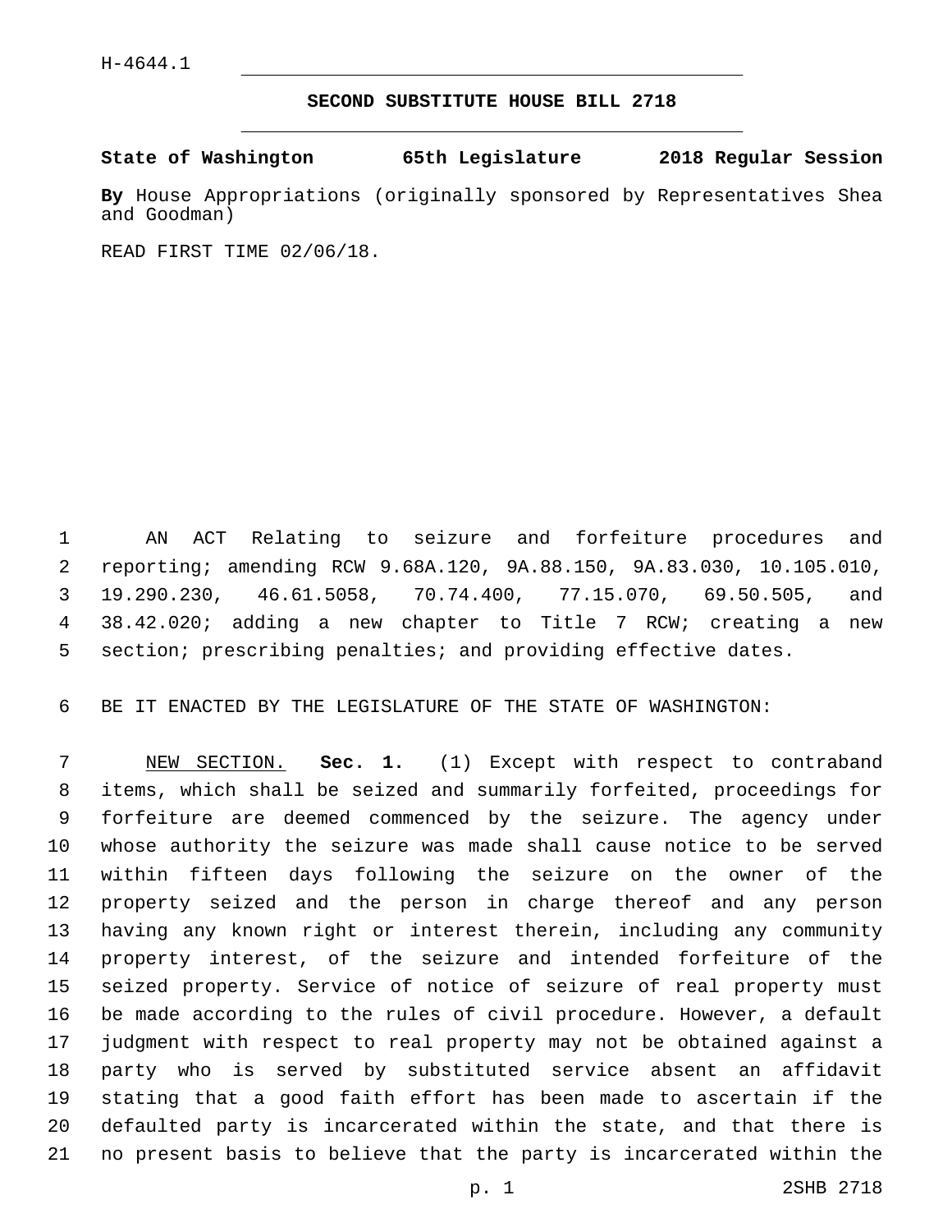H-4644.1

# SECOND SUBSTITUTE HOUSE BILL 2718

**State of Washington 65th Legislature 2018 Regular Session**

**By** House Appropriations (originally sponsored by Representatives Shea and Goodman)

READ FIRST TIME 02/06/18.

AN ACT Relating to seizure and forfeiture procedures and reporting; amending RCW 9.68A.120, 9A.88.150, 9A.83.030, 10.105.010, 19.290.230, 46.61.5058, 70.74.400, 77.15.070, 69.50.505, and 38.42.020; adding a new chapter to Title 7 RCW; creating a new section; prescribing penalties; and providing effective dates.

BE IT ENACTED BY THE LEGISLATURE OF THE STATE OF WASHINGTON:

NEW SECTION. **Sec. 1.** (1) Except with respect to contraband items, which shall be seized and summarily forfeited, proceedings for forfeiture are deemed commenced by the seizure. The agency under whose authority the seizure was made shall cause notice to be served within fifteen days following the seizure on the owner of the property seized and the person in charge thereof and any person having any known right or interest therein, including any community property interest, of the seizure and intended forfeiture of the seized property. Service of notice of seizure of real property must be made according to the rules of civil procedure. However, a default judgment with respect to real property may not be obtained against a party who is served by substituted service absent an affidavit stating that a good faith effort has been made to ascertain if the defaulted party is incarcerated within the state, and that there is no present basis to believe that the party is incarcerated within the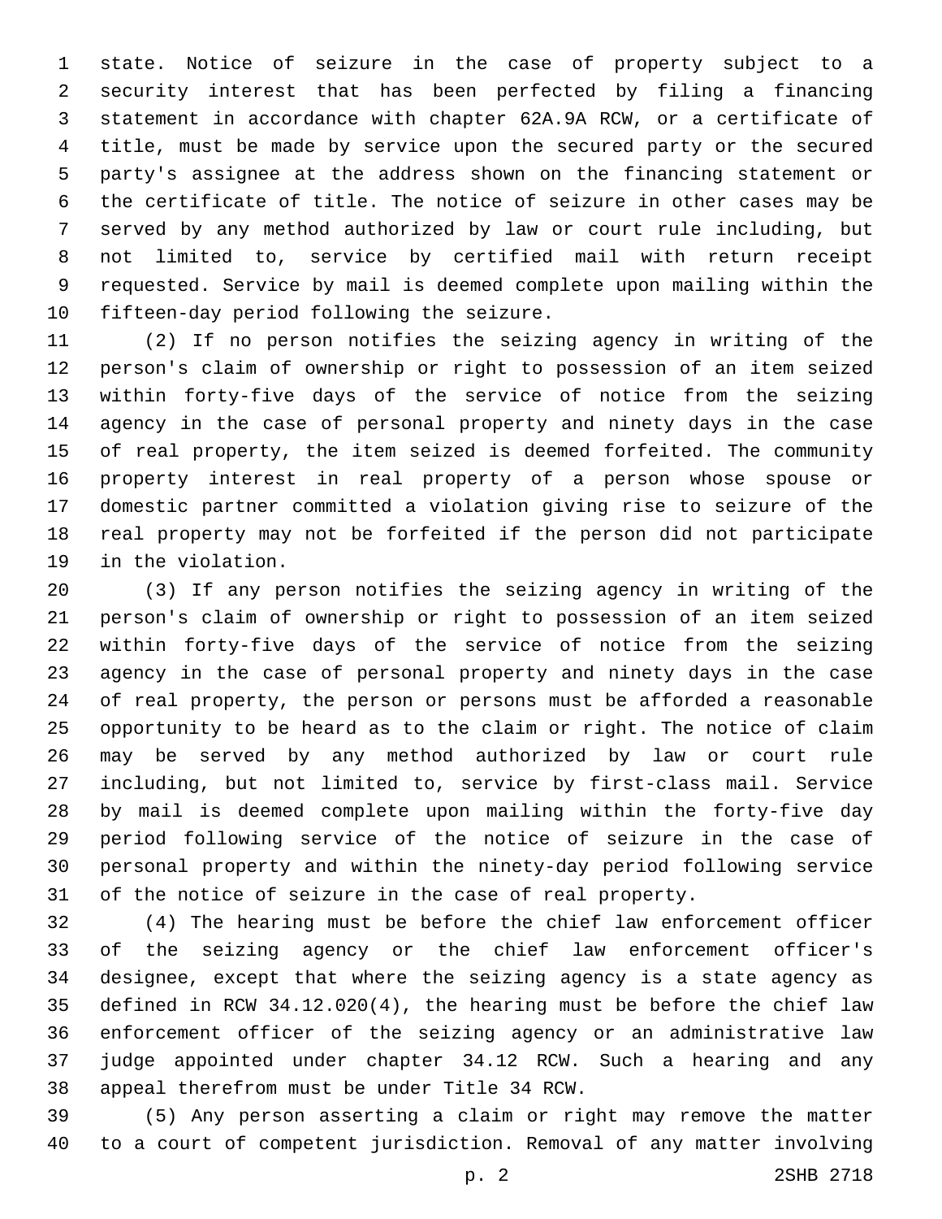state. Notice of seizure in the case of property subject to a security interest that has been perfected by filing a financing statement in accordance with chapter 62A.9A RCW, or a certificate of title, must be made by service upon the secured party or the secured party's assignee at the address shown on the financing statement or the certificate of title. The notice of seizure in other cases may be served by any method authorized by law or court rule including, but not limited to, service by certified mail with return receipt requested. Service by mail is deemed complete upon mailing within the fifteen-day period following the seizure.

(2) If no person notifies the seizing agency in writing of the person's claim of ownership or right to possession of an item seized within forty-five days of the service of notice from the seizing agency in the case of personal property and ninety days in the case of real property, the item seized is deemed forfeited. The community property interest in real property of a person whose spouse or domestic partner committed a violation giving rise to seizure of the real property may not be forfeited if the person did not participate in the violation.

(3) If any person notifies the seizing agency in writing of the person's claim of ownership or right to possession of an item seized within forty-five days of the service of notice from the seizing agency in the case of personal property and ninety days in the case of real property, the person or persons must be afforded a reasonable opportunity to be heard as to the claim or right. The notice of claim may be served by any method authorized by law or court rule including, but not limited to, service by first-class mail. Service by mail is deemed complete upon mailing within the forty-five day period following service of the notice of seizure in the case of personal property and within the ninety-day period following service of the notice of seizure in the case of real property.

(4) The hearing must be before the chief law enforcement officer of the seizing agency or the chief law enforcement officer's designee, except that where the seizing agency is a state agency as defined in RCW 34.12.020(4), the hearing must be before the chief law enforcement officer of the seizing agency or an administrative law judge appointed under chapter 34.12 RCW. Such a hearing and any appeal therefrom must be under Title 34 RCW.

(5) Any person asserting a claim or right may remove the matter to a court of competent jurisdiction. Removal of any matter involving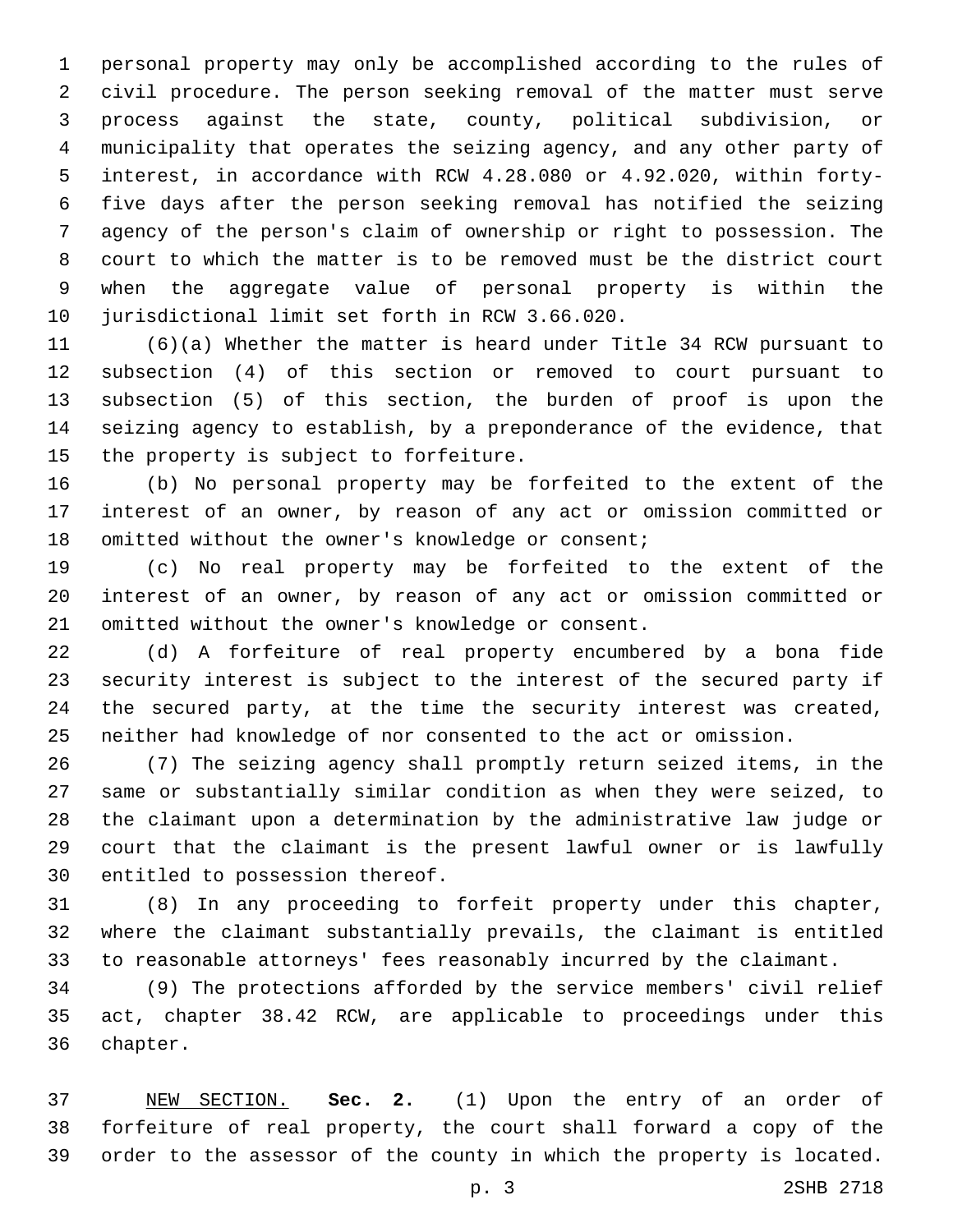personal property may only be accomplished according to the rules of civil procedure. The person seeking removal of the matter must serve process against the state, county, political subdivision, or municipality that operates the seizing agency, and any other party of interest, in accordance with RCW 4.28.080 or 4.92.020, within forty-five days after the person seeking removal has notified the seizing agency of the person's claim of ownership or right to possession. The court to which the matter is to be removed must be the district court when the aggregate value of personal property is within the jurisdictional limit set forth in RCW 3.66.020.

(6)(a) Whether the matter is heard under Title 34 RCW pursuant to subsection (4) of this section or removed to court pursuant to subsection (5) of this section, the burden of proof is upon the seizing agency to establish, by a preponderance of the evidence, that the property is subject to forfeiture.

(b) No personal property may be forfeited to the extent of the interest of an owner, by reason of any act or omission committed or omitted without the owner's knowledge or consent;

(c) No real property may be forfeited to the extent of the interest of an owner, by reason of any act or omission committed or omitted without the owner's knowledge or consent.

(d) A forfeiture of real property encumbered by a bona fide security interest is subject to the interest of the secured party if the secured party, at the time the security interest was created, neither had knowledge of nor consented to the act or omission.

(7) The seizing agency shall promptly return seized items, in the same or substantially similar condition as when they were seized, to the claimant upon a determination by the administrative law judge or court that the claimant is the present lawful owner or is lawfully entitled to possession thereof.

(8) In any proceeding to forfeit property under this chapter, where the claimant substantially prevails, the claimant is entitled to reasonable attorneys' fees reasonably incurred by the claimant.

(9) The protections afforded by the service members' civil relief act, chapter 38.42 RCW, are applicable to proceedings under this chapter.

NEW SECTION. **Sec. 2.** (1) Upon the entry of an order of forfeiture of real property, the court shall forward a copy of the order to the assessor of the county in which the property is located.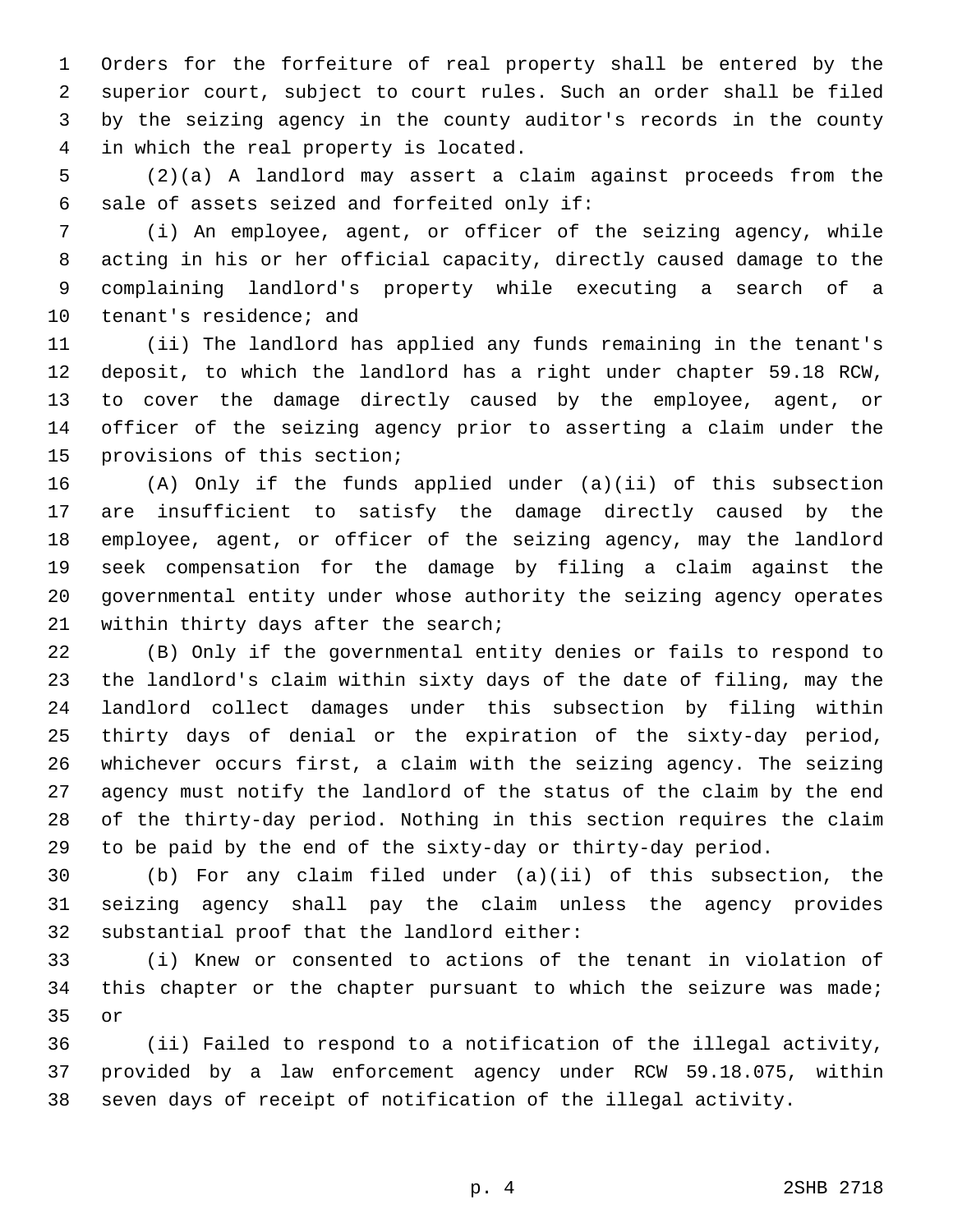Orders for the forfeiture of real property shall be entered by the superior court, subject to court rules. Such an order shall be filed by the seizing agency in the county auditor's records in the county in which the real property is located.

(2)(a) A landlord may assert a claim against proceeds from the sale of assets seized and forfeited only if:

(i) An employee, agent, or officer of the seizing agency, while acting in his or her official capacity, directly caused damage to the complaining landlord's property while executing a search of a tenant's residence; and

(ii) The landlord has applied any funds remaining in the tenant's deposit, to which the landlord has a right under chapter 59.18 RCW, to cover the damage directly caused by the employee, agent, or officer of the seizing agency prior to asserting a claim under the provisions of this section;

(A) Only if the funds applied under (a)(ii) of this subsection are insufficient to satisfy the damage directly caused by the employee, agent, or officer of the seizing agency, may the landlord seek compensation for the damage by filing a claim against the governmental entity under whose authority the seizing agency operates within thirty days after the search;

(B) Only if the governmental entity denies or fails to respond to the landlord's claim within sixty days of the date of filing, may the landlord collect damages under this subsection by filing within thirty days of denial or the expiration of the sixty-day period, whichever occurs first, a claim with the seizing agency. The seizing agency must notify the landlord of the status of the claim by the end of the thirty-day period. Nothing in this section requires the claim to be paid by the end of the sixty-day or thirty-day period.

(b) For any claim filed under (a)(ii) of this subsection, the seizing agency shall pay the claim unless the agency provides substantial proof that the landlord either:

(i) Knew or consented to actions of the tenant in violation of this chapter or the chapter pursuant to which the seizure was made; or

(ii) Failed to respond to a notification of the illegal activity, provided by a law enforcement agency under RCW 59.18.075, within seven days of receipt of notification of the illegal activity.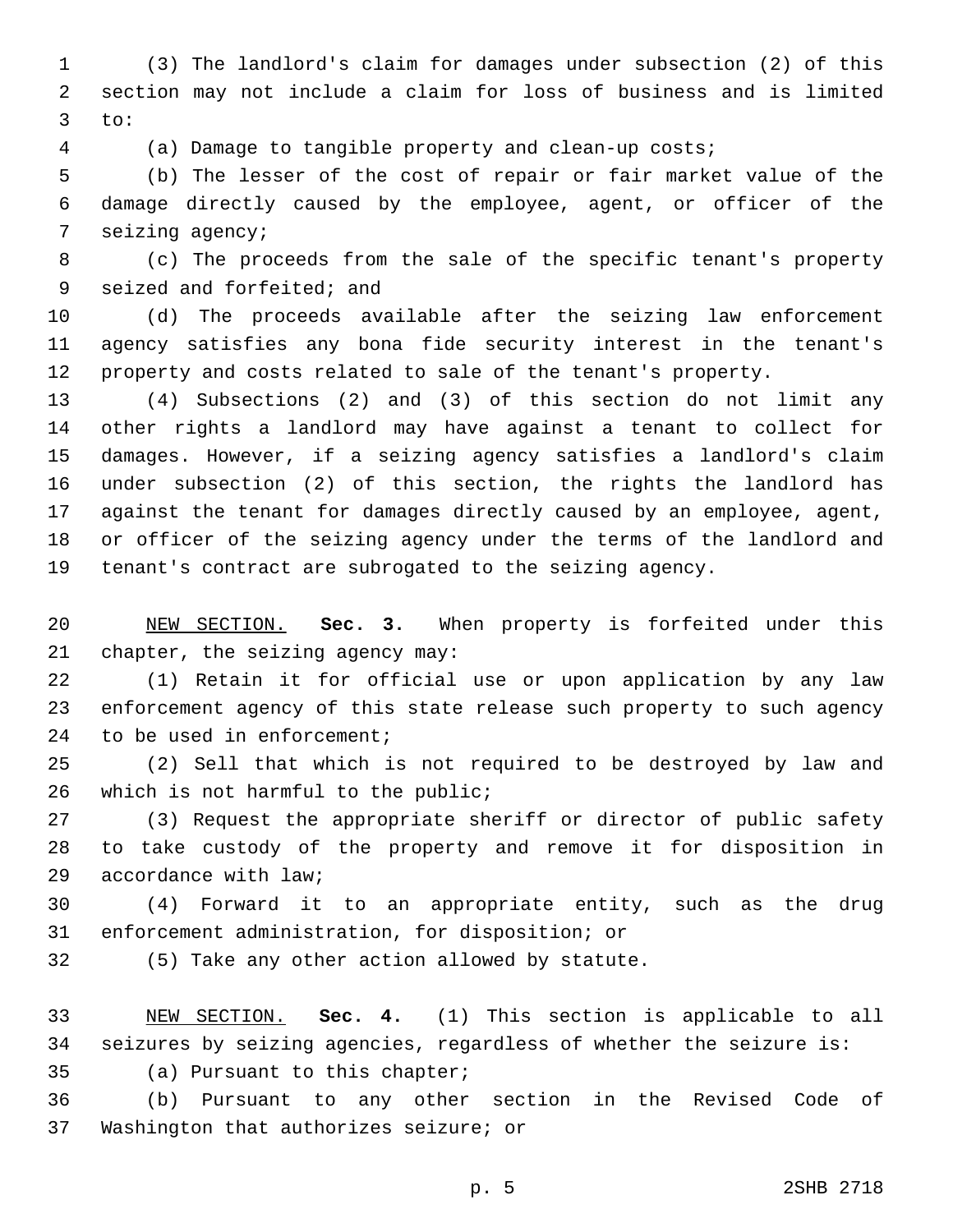(3) The landlord's claim for damages under subsection (2) of this section may not include a claim for loss of business and is limited to:

(a) Damage to tangible property and clean-up costs;

(b) The lesser of the cost of repair or fair market value of the damage directly caused by the employee, agent, or officer of the seizing agency;

(c) The proceeds from the sale of the specific tenant's property seized and forfeited; and

(d) The proceeds available after the seizing law enforcement agency satisfies any bona fide security interest in the tenant's property and costs related to sale of the tenant's property.

(4) Subsections (2) and (3) of this section do not limit any other rights a landlord may have against a tenant to collect for damages. However, if a seizing agency satisfies a landlord's claim under subsection (2) of this section, the rights the landlord has against the tenant for damages directly caused by an employee, agent, or officer of the seizing agency under the terms of the landlord and tenant's contract are subrogated to the seizing agency.

NEW SECTION. **Sec. 3.** When property is forfeited under this chapter, the seizing agency may:

(1) Retain it for official use or upon application by any law enforcement agency of this state release such property to such agency to be used in enforcement;

(2) Sell that which is not required to be destroyed by law and which is not harmful to the public;

(3) Request the appropriate sheriff or director of public safety to take custody of the property and remove it for disposition in accordance with law;

(4) Forward it to an appropriate entity, such as the drug enforcement administration, for disposition; or

(5) Take any other action allowed by statute.

NEW SECTION. **Sec. 4.** (1) This section is applicable to all seizures by seizing agencies, regardless of whether the seizure is:

(a) Pursuant to this chapter;

(b) Pursuant to any other section in the Revised Code of Washington that authorizes seizure; or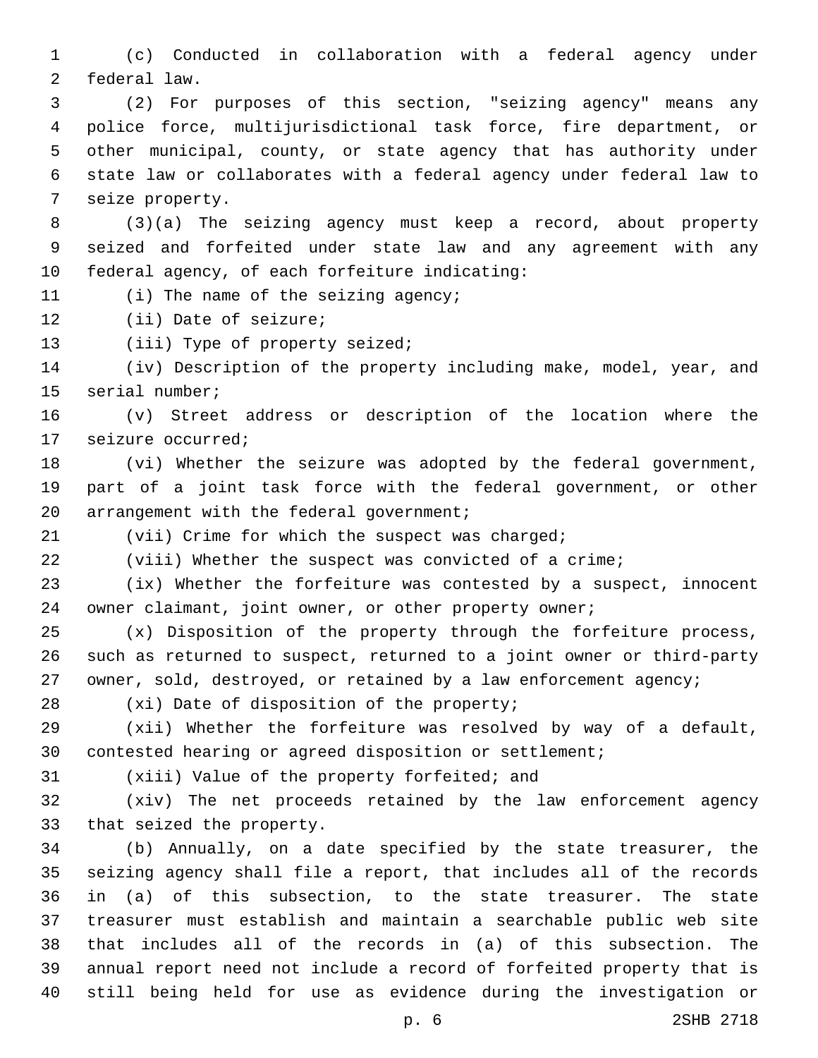(c) Conducted in collaboration with a federal agency under federal law.

(2) For purposes of this section, "seizing agency" means any police force, multijurisdictional task force, fire department, or other municipal, county, or state agency that has authority under state law or collaborates with a federal agency under federal law to seize property.

(3)(a) The seizing agency must keep a record, about property seized and forfeited under state law and any agreement with any federal agency, of each forfeiture indicating:

(i) The name of the seizing agency;

(ii) Date of seizure;

(iii) Type of property seized;

(iv) Description of the property including make, model, year, and serial number;

(v) Street address or description of the location where the seizure occurred;

(vi) Whether the seizure was adopted by the federal government, part of a joint task force with the federal government, or other arrangement with the federal government;

(vii) Crime for which the suspect was charged;

(viii) Whether the suspect was convicted of a crime;

(ix) Whether the forfeiture was contested by a suspect, innocent owner claimant, joint owner, or other property owner;

(x) Disposition of the property through the forfeiture process, such as returned to suspect, returned to a joint owner or third-party owner, sold, destroyed, or retained by a law enforcement agency;

(xi) Date of disposition of the property;

(xii) Whether the forfeiture was resolved by way of a default, contested hearing or agreed disposition or settlement;

(xiii) Value of the property forfeited; and

(xiv) The net proceeds retained by the law enforcement agency that seized the property.

(b) Annually, on a date specified by the state treasurer, the seizing agency shall file a report, that includes all of the records in (a) of this subsection, to the state treasurer. The state treasurer must establish and maintain a searchable public web site that includes all of the records in (a) of this subsection. The annual report need not include a record of forfeited property that is still being held for use as evidence during the investigation or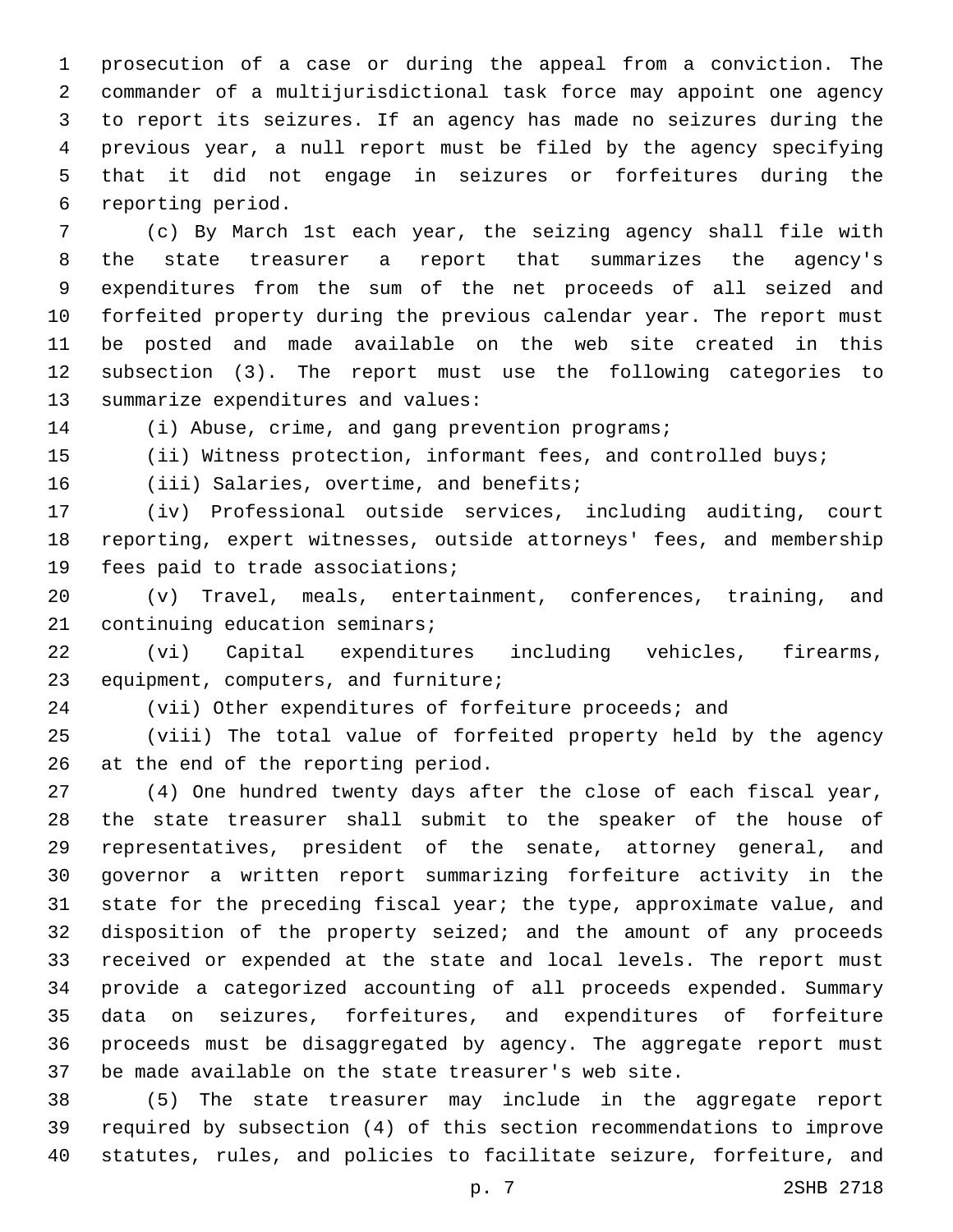prosecution of a case or during the appeal from a conviction. The commander of a multijurisdictional task force may appoint one agency to report its seizures. If an agency has made no seizures during the previous year, a null report must be filed by the agency specifying that it did not engage in seizures or forfeitures during the reporting period.

(c) By March 1st each year, the seizing agency shall file with the state treasurer a report that summarizes the agency's expenditures from the sum of the net proceeds of all seized and forfeited property during the previous calendar year. The report must be posted and made available on the web site created in this subsection (3). The report must use the following categories to summarize expenditures and values:

(i) Abuse, crime, and gang prevention programs;

(ii) Witness protection, informant fees, and controlled buys;

(iii) Salaries, overtime, and benefits;

(iv) Professional outside services, including auditing, court reporting, expert witnesses, outside attorneys' fees, and membership fees paid to trade associations;

(v) Travel, meals, entertainment, conferences, training, and continuing education seminars;

(vi) Capital expenditures including vehicles, firearms, equipment, computers, and furniture;

(vii) Other expenditures of forfeiture proceeds; and

(viii) The total value of forfeited property held by the agency at the end of the reporting period.

(4) One hundred twenty days after the close of each fiscal year, the state treasurer shall submit to the speaker of the house of representatives, president of the senate, attorney general, and governor a written report summarizing forfeiture activity in the state for the preceding fiscal year; the type, approximate value, and disposition of the property seized; and the amount of any proceeds received or expended at the state and local levels. The report must provide a categorized accounting of all proceeds expended. Summary data on seizures, forfeitures, and expenditures of forfeiture proceeds must be disaggregated by agency. The aggregate report must be made available on the state treasurer's web site.

(5) The state treasurer may include in the aggregate report required by subsection (4) of this section recommendations to improve statutes, rules, and policies to facilitate seizure, forfeiture, and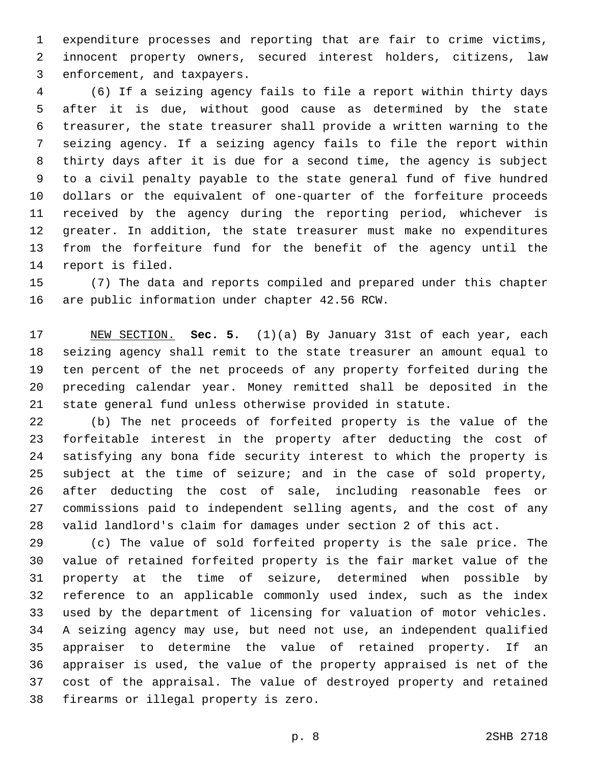expenditure processes and reporting that are fair to crime victims, innocent property owners, secured interest holders, citizens, law enforcement, and taxpayers.

(6) If a seizing agency fails to file a report within thirty days after it is due, without good cause as determined by the state treasurer, the state treasurer shall provide a written warning to the seizing agency. If a seizing agency fails to file the report within thirty days after it is due for a second time, the agency is subject to a civil penalty payable to the state general fund of five hundred dollars or the equivalent of one-quarter of the forfeiture proceeds received by the agency during the reporting period, whichever is greater. In addition, the state treasurer must make no expenditures from the forfeiture fund for the benefit of the agency until the report is filed.

(7) The data and reports compiled and prepared under this chapter are public information under chapter 42.56 RCW.

NEW SECTION. **Sec. 5.** (1)(a) By January 31st of each year, each seizing agency shall remit to the state treasurer an amount equal to ten percent of the net proceeds of any property forfeited during the preceding calendar year. Money remitted shall be deposited in the state general fund unless otherwise provided in statute.

(b) The net proceeds of forfeited property is the value of the forfeitable interest in the property after deducting the cost of satisfying any bona fide security interest to which the property is subject at the time of seizure; and in the case of sold property, after deducting the cost of sale, including reasonable fees or commissions paid to independent selling agents, and the cost of any valid landlord's claim for damages under section 2 of this act.

(c) The value of sold forfeited property is the sale price. The value of retained forfeited property is the fair market value of the property at the time of seizure, determined when possible by reference to an applicable commonly used index, such as the index used by the department of licensing for valuation of motor vehicles. A seizing agency may use, but need not use, an independent qualified appraiser to determine the value of retained property. If an appraiser is used, the value of the property appraised is net of the cost of the appraisal. The value of destroyed property and retained firearms or illegal property is zero.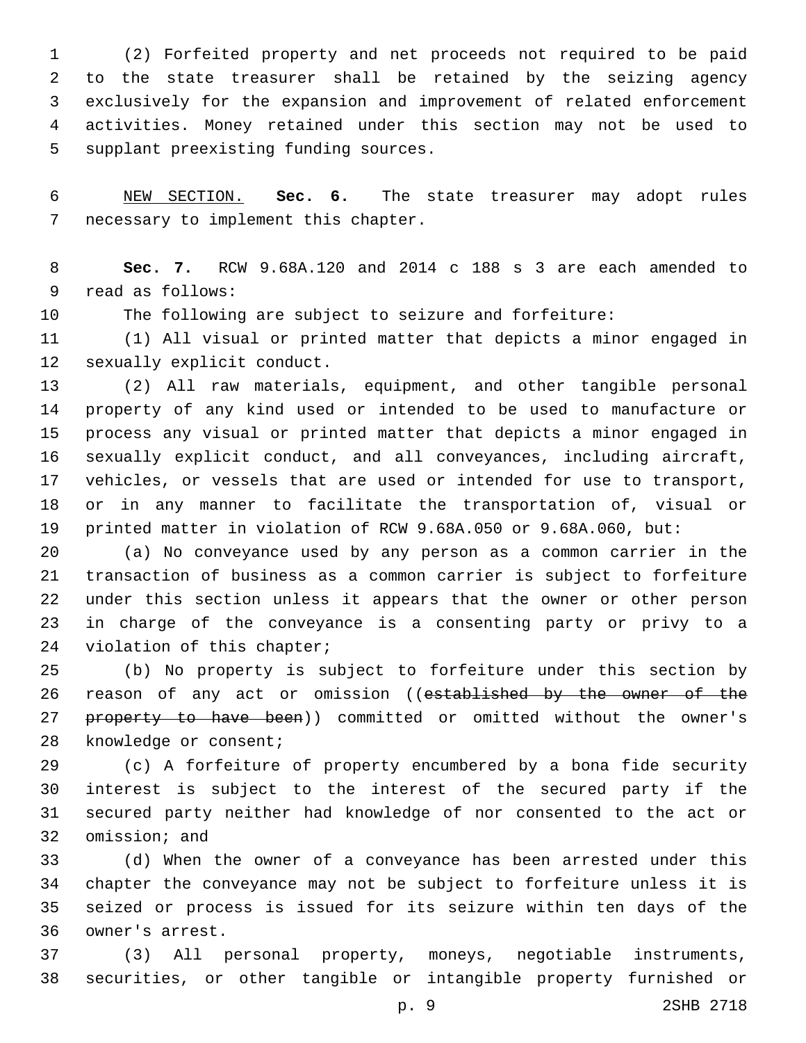(2) Forfeited property and net proceeds not required to be paid to the state treasurer shall be retained by the seizing agency exclusively for the expansion and improvement of related enforcement activities. Money retained under this section may not be used to supplant preexisting funding sources.

NEW SECTION. **Sec. 6.** The state treasurer may adopt rules necessary to implement this chapter.

**Sec. 7.** RCW 9.68A.120 and 2014 c 188 s 3 are each amended to read as follows:

The following are subject to seizure and forfeiture:

(1) All visual or printed matter that depicts a minor engaged in sexually explicit conduct.

(2) All raw materials, equipment, and other tangible personal property of any kind used or intended to be used to manufacture or process any visual or printed matter that depicts a minor engaged in sexually explicit conduct, and all conveyances, including aircraft, vehicles, or vessels that are used or intended for use to transport, or in any manner to facilitate the transportation of, visual or printed matter in violation of RCW 9.68A.050 or 9.68A.060, but:

(a) No conveyance used by any person as a common carrier in the transaction of business as a common carrier is subject to forfeiture under this section unless it appears that the owner or other person in charge of the conveyance is a consenting party or privy to a violation of this chapter;

(b) No property is subject to forfeiture under this section by reason of any act or omission ((~~established by the owner of the property to have been~~)) committed or omitted without the owner's knowledge or consent;

(c) A forfeiture of property encumbered by a bona fide security interest is subject to the interest of the secured party if the secured party neither had knowledge of nor consented to the act or omission; and

(d) When the owner of a conveyance has been arrested under this chapter the conveyance may not be subject to forfeiture unless it is seized or process is issued for its seizure within ten days of the owner's arrest.

(3) All personal property, moneys, negotiable instruments, securities, or other tangible or intangible property furnished or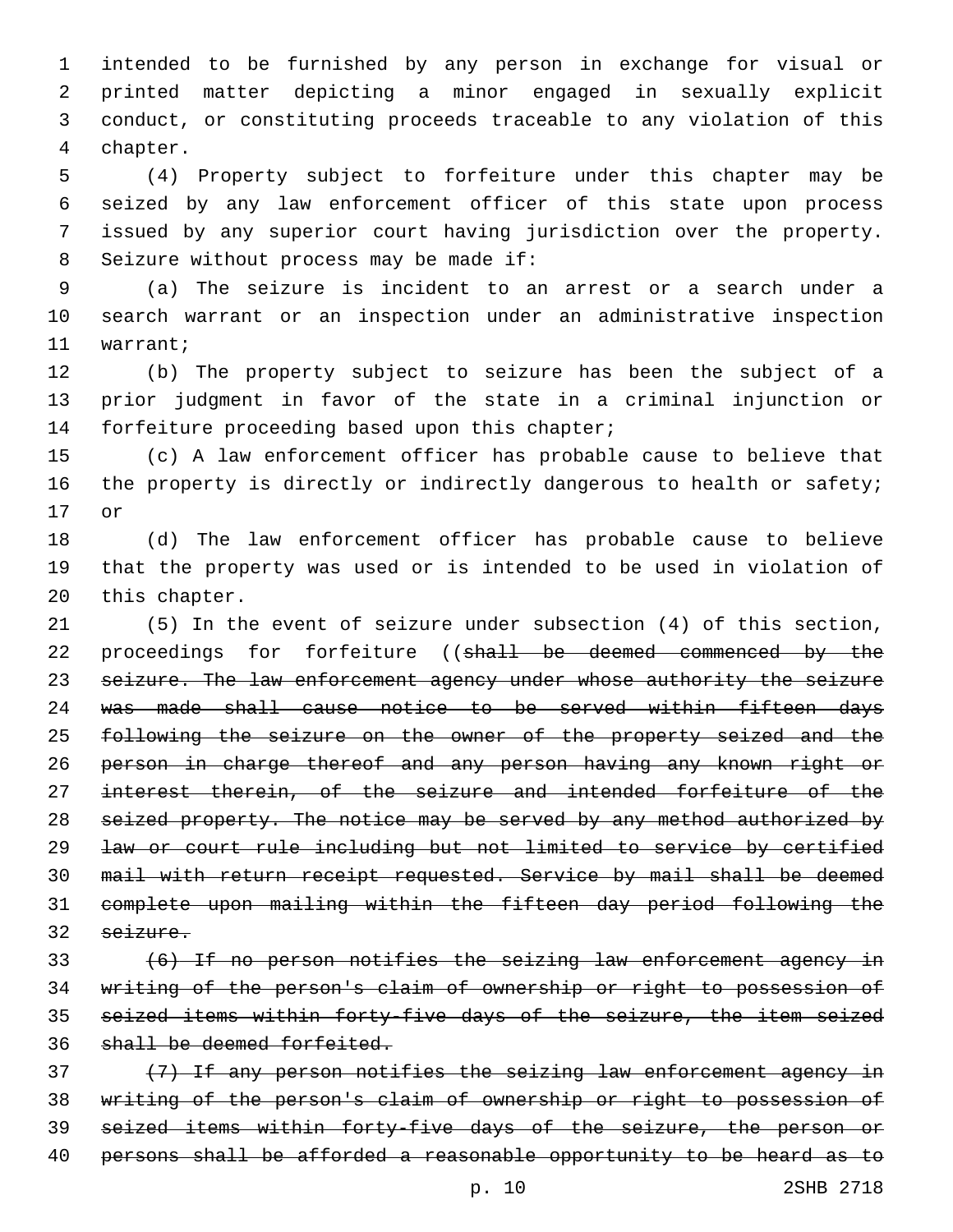intended to be furnished by any person in exchange for visual or printed matter depicting a minor engaged in sexually explicit conduct, or constituting proceeds traceable to any violation of this chapter.

(4) Property subject to forfeiture under this chapter may be seized by any law enforcement officer of this state upon process issued by any superior court having jurisdiction over the property. Seizure without process may be made if:

(a) The seizure is incident to an arrest or a search under a search warrant or an inspection under an administrative inspection warrant;

(b) The property subject to seizure has been the subject of a prior judgment in favor of the state in a criminal injunction or forfeiture proceeding based upon this chapter;

(c) A law enforcement officer has probable cause to believe that the property is directly or indirectly dangerous to health or safety; or

(d) The law enforcement officer has probable cause to believe that the property was used or is intended to be used in violation of this chapter.

(5) In the event of seizure under subsection (4) of this section, proceedings for forfeiture ((~~shall be deemed commenced by the seizure. The law enforcement agency under whose authority the seizure was made shall cause notice to be served within fifteen days following the seizure on the owner of the property seized and the person in charge thereof and any person having any known right or interest therein, of the seizure and intended forfeiture of the seized property. The notice may be served by any method authorized by law or court rule including but not limited to service by certified mail with return receipt requested. Service by mail shall be deemed complete upon mailing within the fifteen day period following the seizure.~~

~~(6) If no person notifies the seizing law enforcement agency in writing of the person's claim of ownership or right to possession of seized items within forty-five days of the seizure, the item seized shall be deemed forfeited.~~

~~(7) If any person notifies the seizing law enforcement agency in writing of the person's claim of ownership or right to possession of seized items within forty-five days of the seizure, the person or persons shall be afforded a reasonable opportunity to be heard as to~~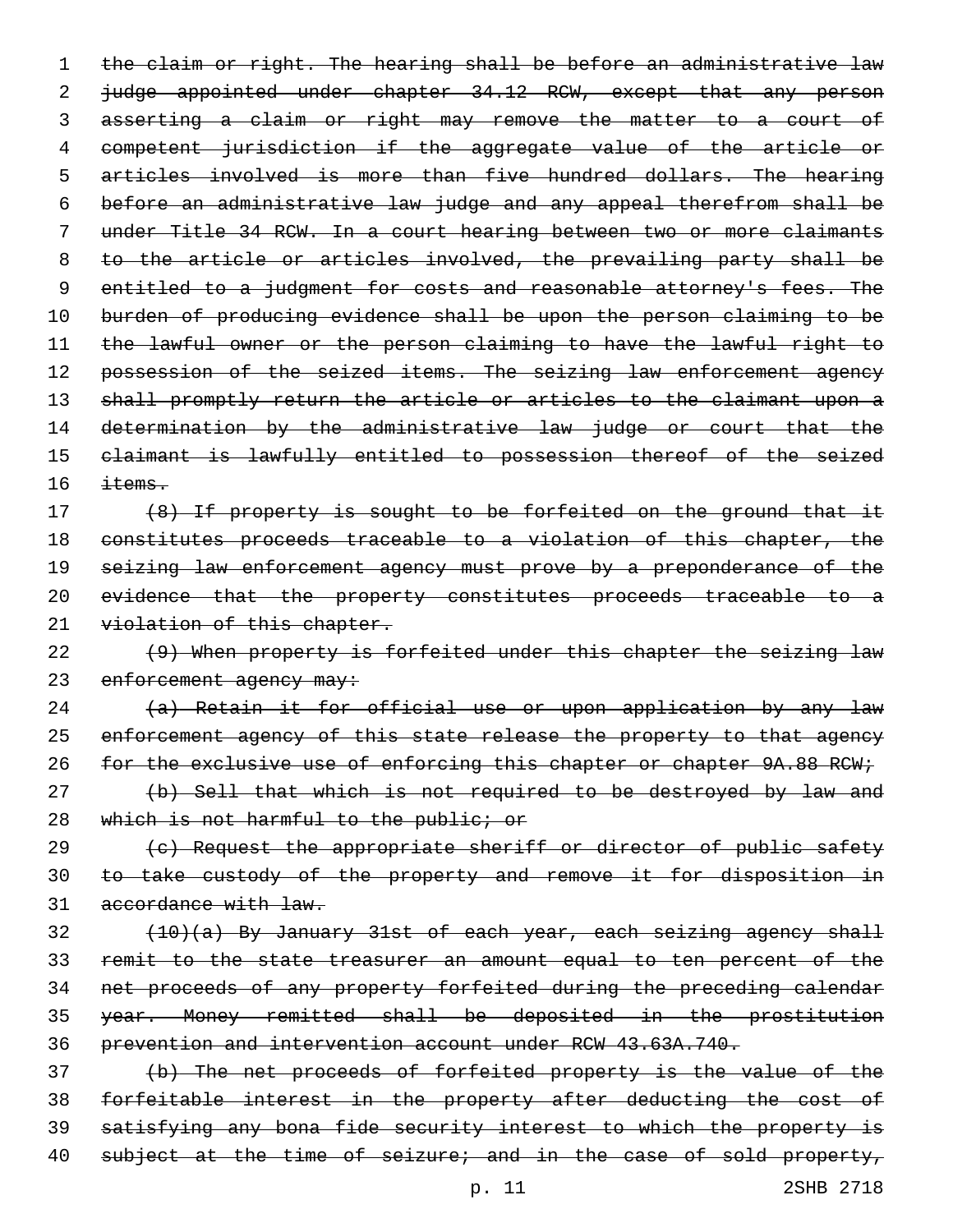the claim or right. The hearing shall be before an administrative law judge appointed under chapter 34.12 RCW, except that any person asserting a claim or right may remove the matter to a court of competent jurisdiction if the aggregate value of the article or articles involved is more than five hundred dollars. The hearing before an administrative law judge and any appeal therefrom shall be under Title 34 RCW. In a court hearing between two or more claimants to the article or articles involved, the prevailing party shall be entitled to a judgment for costs and reasonable attorney's fees. The burden of producing evidence shall be upon the person claiming to be the lawful owner or the person claiming to have the lawful right to possession of the seized items. The seizing law enforcement agency shall promptly return the article or articles to the claimant upon a determination by the administrative law judge or court that the claimant is lawfully entitled to possession thereof of the seized items.

(8) If property is sought to be forfeited on the ground that it constitutes proceeds traceable to a violation of this chapter, the seizing law enforcement agency must prove by a preponderance of the evidence that the property constitutes proceeds traceable to a violation of this chapter.

(9) When property is forfeited under this chapter the seizing law enforcement agency may:

(a) Retain it for official use or upon application by any law enforcement agency of this state release the property to that agency for the exclusive use of enforcing this chapter or chapter 9A.88 RCW;

(b) Sell that which is not required to be destroyed by law and which is not harmful to the public; or

(c) Request the appropriate sheriff or director of public safety to take custody of the property and remove it for disposition in accordance with law.

(10)(a) By January 31st of each year, each seizing agency shall remit to the state treasurer an amount equal to ten percent of the net proceeds of any property forfeited during the preceding calendar year. Money remitted shall be deposited in the prostitution prevention and intervention account under RCW 43.63A.740.

(b) The net proceeds of forfeited property is the value of the forfeitable interest in the property after deducting the cost of satisfying any bona fide security interest to which the property is subject at the time of seizure; and in the case of sold property,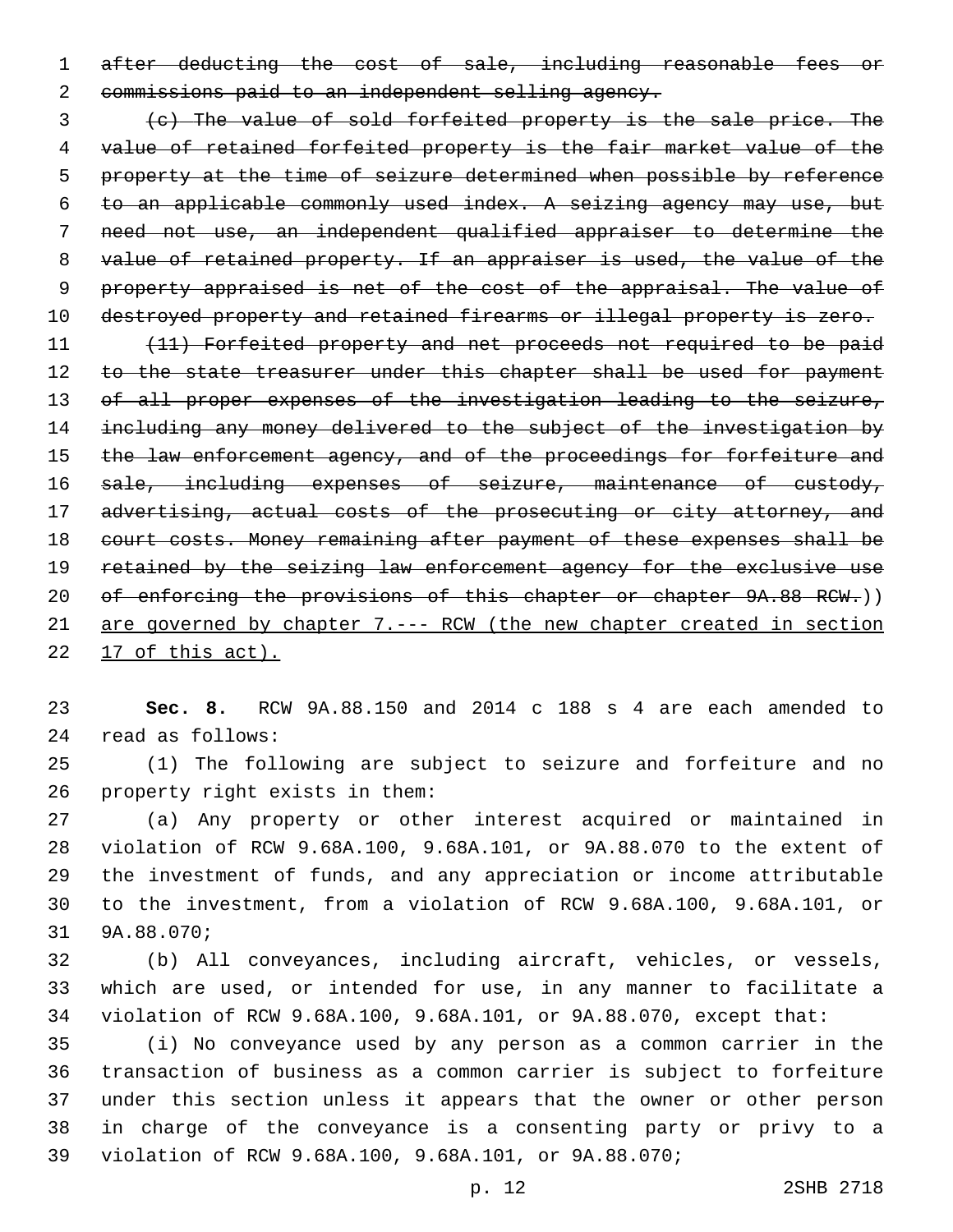~~after deducting the cost of sale, including reasonable fees or commissions paid to an independent selling agency.~~

~~(c) The value of sold forfeited property is the sale price. The value of retained forfeited property is the fair market value of the property at the time of seizure determined when possible by reference to an applicable commonly used index. A seizing agency may use, but need not use, an independent qualified appraiser to determine the value of retained property. If an appraiser is used, the value of the property appraised is net of the cost of the appraisal. The value of destroyed property and retained firearms or illegal property is zero.~~

~~(11) Forfeited property and net proceeds not required to be paid to the state treasurer under this chapter shall be used for payment of all proper expenses of the investigation leading to the seizure, including any money delivered to the subject of the investigation by the law enforcement agency, and of the proceedings for forfeiture and sale, including expenses of seizure, maintenance of custody, advertising, actual costs of the prosecuting or city attorney, and court costs. Money remaining after payment of these expenses shall be retained by the seizing law enforcement agency for the exclusive use of enforcing the provisions of this chapter or chapter 9A.88 RCW.~~)) <u>are governed by chapter 7.--- RCW (the new chapter created in section 17 of this act).</u>

**Sec. 8.** RCW 9A.88.150 and 2014 c 188 s 4 are each amended to read as follows:

(1) The following are subject to seizure and forfeiture and no property right exists in them:

(a) Any property or other interest acquired or maintained in violation of RCW 9.68A.100, 9.68A.101, or 9A.88.070 to the extent of the investment of funds, and any appreciation or income attributable to the investment, from a violation of RCW 9.68A.100, 9.68A.101, or 9A.88.070;

(b) All conveyances, including aircraft, vehicles, or vessels, which are used, or intended for use, in any manner to facilitate a violation of RCW 9.68A.100, 9.68A.101, or 9A.88.070, except that:

(i) No conveyance used by any person as a common carrier in the transaction of business as a common carrier is subject to forfeiture under this section unless it appears that the owner or other person in charge of the conveyance is a consenting party or privy to a violation of RCW 9.68A.100, 9.68A.101, or 9A.88.070;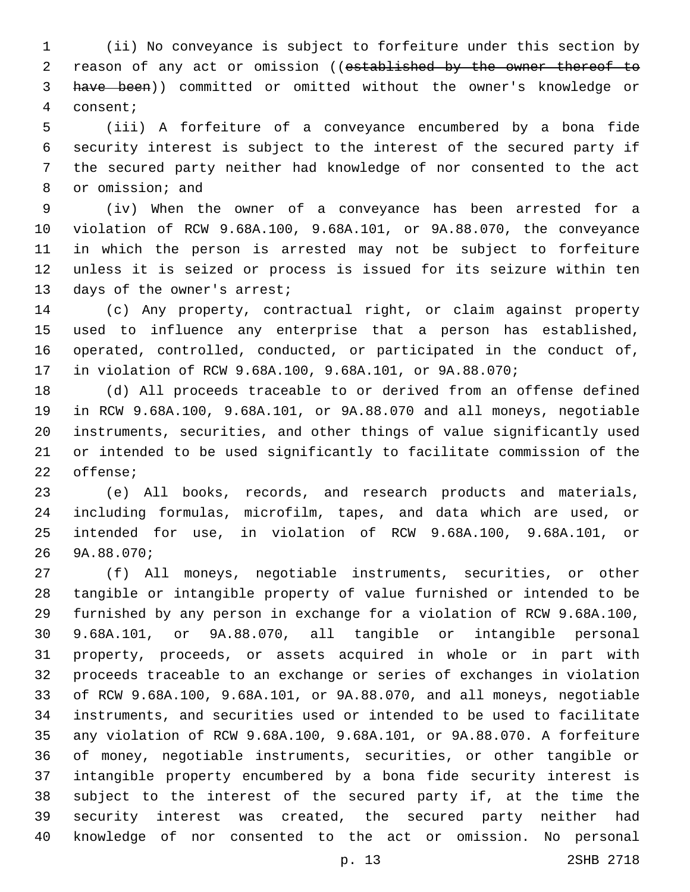(ii) No conveyance is subject to forfeiture under this section by reason of any act or omission ((~~established by the owner thereof to have been~~)) committed or omitted without the owner's knowledge or consent;

(iii) A forfeiture of a conveyance encumbered by a bona fide security interest is subject to the interest of the secured party if the secured party neither had knowledge of nor consented to the act or omission; and

(iv) When the owner of a conveyance has been arrested for a violation of RCW 9.68A.100, 9.68A.101, or 9A.88.070, the conveyance in which the person is arrested may not be subject to forfeiture unless it is seized or process is issued for its seizure within ten days of the owner's arrest;

(c) Any property, contractual right, or claim against property used to influence any enterprise that a person has established, operated, controlled, conducted, or participated in the conduct of, in violation of RCW 9.68A.100, 9.68A.101, or 9A.88.070;

(d) All proceeds traceable to or derived from an offense defined in RCW 9.68A.100, 9.68A.101, or 9A.88.070 and all moneys, negotiable instruments, securities, and other things of value significantly used or intended to be used significantly to facilitate commission of the offense;

(e) All books, records, and research products and materials, including formulas, microfilm, tapes, and data which are used, or intended for use, in violation of RCW 9.68A.100, 9.68A.101, or 9A.88.070;

(f) All moneys, negotiable instruments, securities, or other tangible or intangible property of value furnished or intended to be furnished by any person in exchange for a violation of RCW 9.68A.100, 9.68A.101, or 9A.88.070, all tangible or intangible personal property, proceeds, or assets acquired in whole or in part with proceeds traceable to an exchange or series of exchanges in violation of RCW 9.68A.100, 9.68A.101, or 9A.88.070, and all moneys, negotiable instruments, and securities used or intended to be used to facilitate any violation of RCW 9.68A.100, 9.68A.101, or 9A.88.070. A forfeiture of money, negotiable instruments, securities, or other tangible or intangible property encumbered by a bona fide security interest is subject to the interest of the secured party if, at the time the security interest was created, the secured party neither had knowledge of nor consented to the act or omission. No personal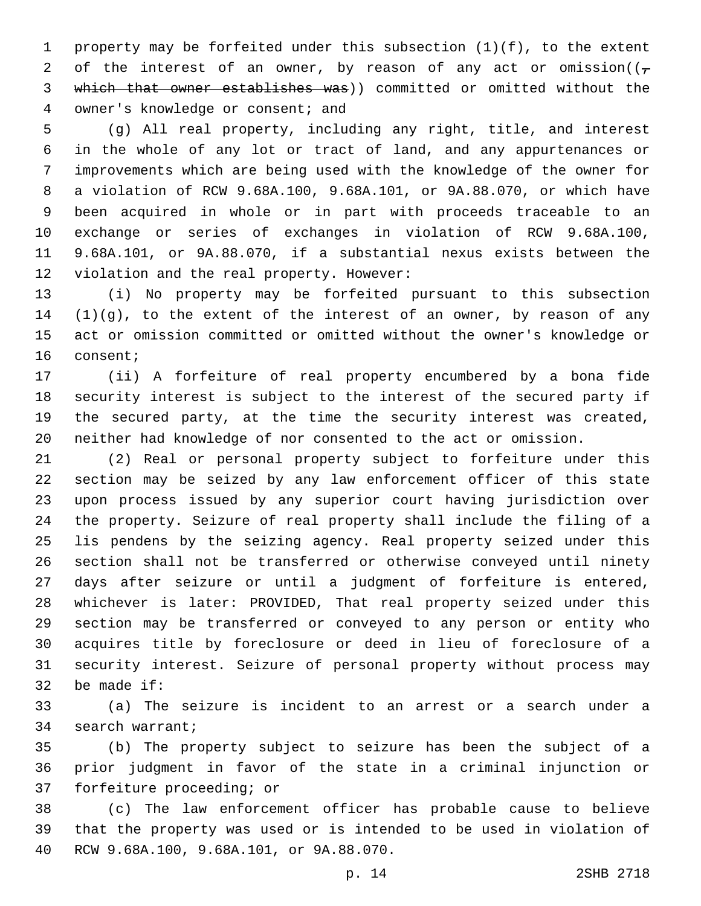property may be forfeited under this subsection (1)(f), to the extent of the interest of an owner, by reason of any act or omission((, ~~which that owner establishes was~~)) committed or omitted without the owner's knowledge or consent; and

(g) All real property, including any right, title, and interest in the whole of any lot or tract of land, and any appurtenances or improvements which are being used with the knowledge of the owner for a violation of RCW 9.68A.100, 9.68A.101, or 9A.88.070, or which have been acquired in whole or in part with proceeds traceable to an exchange or series of exchanges in violation of RCW 9.68A.100, 9.68A.101, or 9A.88.070, if a substantial nexus exists between the violation and the real property. However:

(i) No property may be forfeited pursuant to this subsection (1)(g), to the extent of the interest of an owner, by reason of any act or omission committed or omitted without the owner's knowledge or consent;

(ii) A forfeiture of real property encumbered by a bona fide security interest is subject to the interest of the secured party if the secured party, at the time the security interest was created, neither had knowledge of nor consented to the act or omission.

(2) Real or personal property subject to forfeiture under this section may be seized by any law enforcement officer of this state upon process issued by any superior court having jurisdiction over the property. Seizure of real property shall include the filing of a lis pendens by the seizing agency. Real property seized under this section shall not be transferred or otherwise conveyed until ninety days after seizure or until a judgment of forfeiture is entered, whichever is later: PROVIDED, That real property seized under this section may be transferred or conveyed to any person or entity who acquires title by foreclosure or deed in lieu of foreclosure of a security interest. Seizure of personal property without process may be made if:

(a) The seizure is incident to an arrest or a search under a search warrant;

(b) The property subject to seizure has been the subject of a prior judgment in favor of the state in a criminal injunction or forfeiture proceeding; or

(c) The law enforcement officer has probable cause to believe that the property was used or is intended to be used in violation of RCW 9.68A.100, 9.68A.101, or 9A.88.070.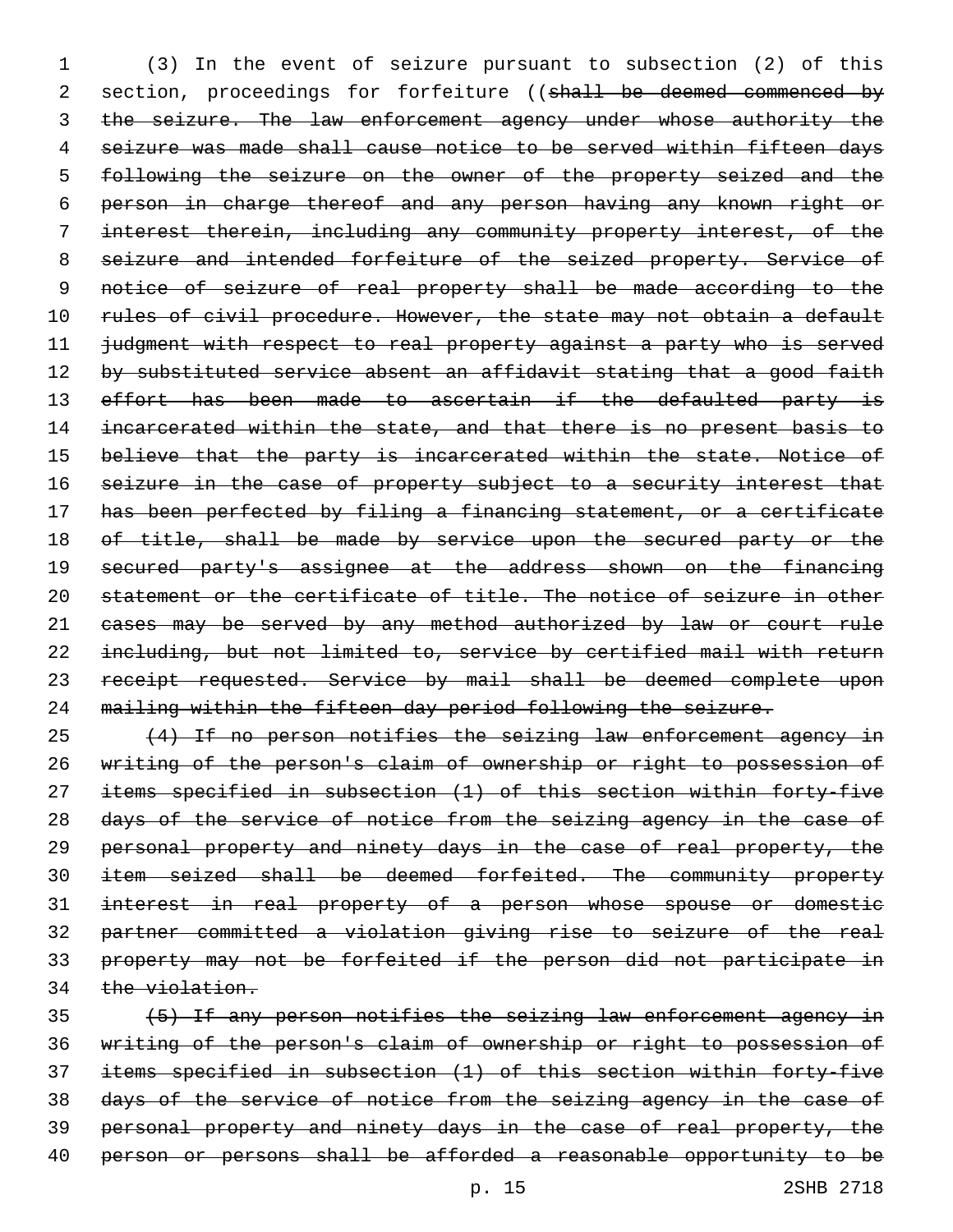(3) In the event of seizure pursuant to subsection (2) of this section, proceedings for forfeiture ((~~shall be deemed commenced by the seizure. The law enforcement agency under whose authority the seizure was made shall cause notice to be served within fifteen days following the seizure on the owner of the property seized and the person in charge thereof and any person having any known right or interest therein, including any community property interest, of the seizure and intended forfeiture of the seized property. Service of notice of seizure of real property shall be made according to the rules of civil procedure. However, the state may not obtain a default judgment with respect to real property against a party who is served by substituted service absent an affidavit stating that a good faith effort has been made to ascertain if the defaulted party is incarcerated within the state, and that there is no present basis to believe that the party is incarcerated within the state. Notice of seizure in the case of property subject to a security interest that has been perfected by filing a financing statement, or a certificate of title, shall be made by service upon the secured party or the secured party's assignee at the address shown on the financing statement or the certificate of title. The notice of seizure in other cases may be served by any method authorized by law or court rule including, but not limited to, service by certified mail with return receipt requested. Service by mail shall be deemed complete upon mailing within the fifteen day period following the seizure.~~

~~(4) If no person notifies the seizing law enforcement agency in writing of the person's claim of ownership or right to possession of items specified in subsection (1) of this section within forty-five days of the service of notice from the seizing agency in the case of personal property and ninety days in the case of real property, the item seized shall be deemed forfeited. The community property interest in real property of a person whose spouse or domestic partner committed a violation giving rise to seizure of the real property may not be forfeited if the person did not participate in the violation.~~

~~(5) If any person notifies the seizing law enforcement agency in writing of the person's claim of ownership or right to possession of items specified in subsection (1) of this section within forty-five days of the service of notice from the seizing agency in the case of personal property and ninety days in the case of real property, the person or persons shall be afforded a reasonable opportunity to be~~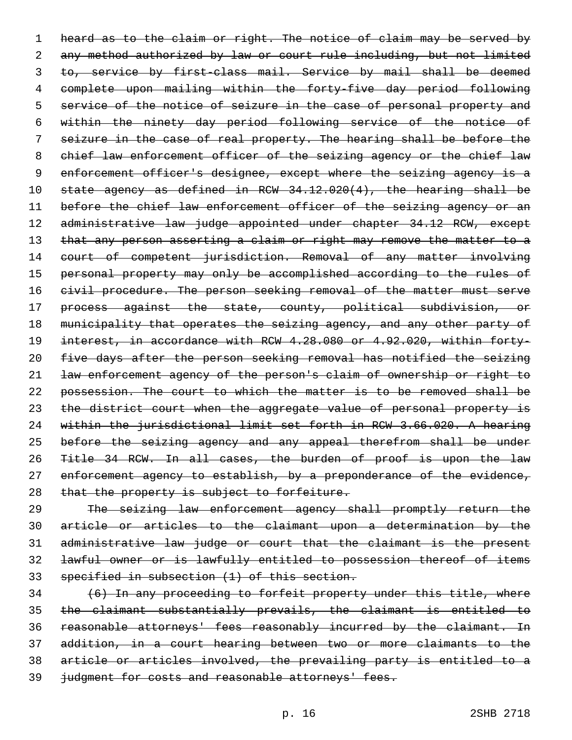~~heard as to the claim or right. The notice of claim may be served by any method authorized by law or court rule including, but not limited to, service by first-class mail. Service by mail shall be deemed complete upon mailing within the forty-five day period following service of the notice of seizure in the case of personal property and within the ninety day period following service of the notice of seizure in the case of real property. The hearing shall be before the chief law enforcement officer of the seizing agency or the chief law enforcement officer's designee, except where the seizing agency is a state agency as defined in RCW 34.12.020(4), the hearing shall be before the chief law enforcement officer of the seizing agency or an administrative law judge appointed under chapter 34.12 RCW, except that any person asserting a claim or right may remove the matter to a court of competent jurisdiction. Removal of any matter involving personal property may only be accomplished according to the rules of civil procedure. The person seeking removal of the matter must serve process against the state, county, political subdivision, or municipality that operates the seizing agency, and any other party of interest, in accordance with RCW 4.28.080 or 4.92.020, within forty-five days after the person seeking removal has notified the seizing law enforcement agency of the person's claim of ownership or right to possession. The court to which the matter is to be removed shall be the district court when the aggregate value of personal property is within the jurisdictional limit set forth in RCW 3.66.020. A hearing before the seizing agency and any appeal therefrom shall be under Title 34 RCW. In all cases, the burden of proof is upon the law enforcement agency to establish, by a preponderance of the evidence, that the property is subject to forfeiture.~~

~~The seizing law enforcement agency shall promptly return the article or articles to the claimant upon a determination by the administrative law judge or court that the claimant is the present lawful owner or is lawfully entitled to possession thereof of items specified in subsection (1) of this section.~~

~~(6) In any proceeding to forfeit property under this title, where the claimant substantially prevails, the claimant is entitled to reasonable attorneys' fees reasonably incurred by the claimant. In addition, in a court hearing between two or more claimants to the article or articles involved, the prevailing party is entitled to a judgment for costs and reasonable attorneys' fees.~~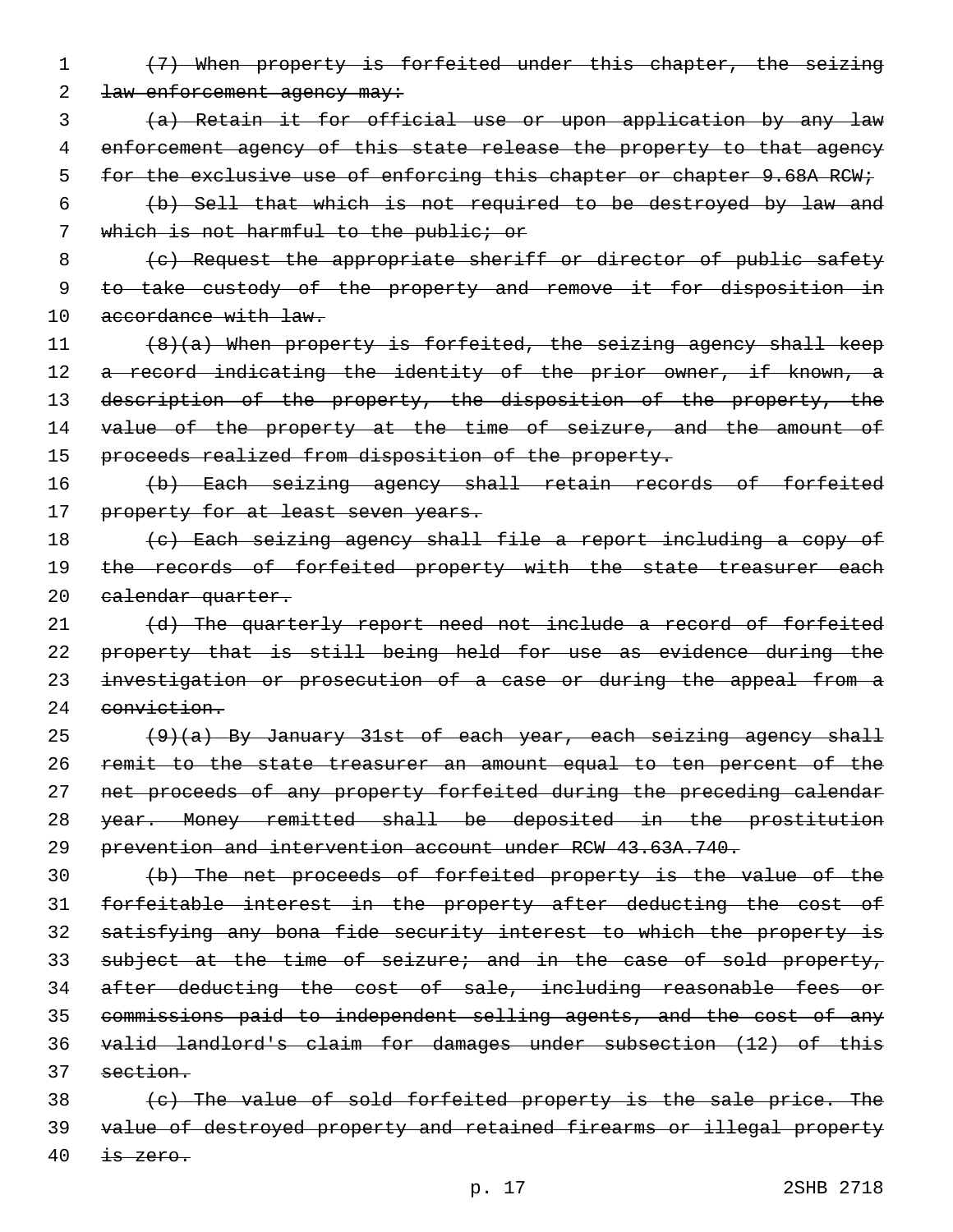~~(7) When property is forfeited under this chapter, the seizing law enforcement agency may:~~

~~(a) Retain it for official use or upon application by any law enforcement agency of this state release the property to that agency for the exclusive use of enforcing this chapter or chapter 9.68A RCW;~~

~~(b) Sell that which is not required to be destroyed by law and which is not harmful to the public; or~~

~~(c) Request the appropriate sheriff or director of public safety to take custody of the property and remove it for disposition in accordance with law.~~

~~(8)(a) When property is forfeited, the seizing agency shall keep a record indicating the identity of the prior owner, if known, a description of the property, the disposition of the property, the value of the property at the time of seizure, and the amount of proceeds realized from disposition of the property.~~

~~(b) Each seizing agency shall retain records of forfeited property for at least seven years.~~

~~(c) Each seizing agency shall file a report including a copy of the records of forfeited property with the state treasurer each calendar quarter.~~

~~(d) The quarterly report need not include a record of forfeited property that is still being held for use as evidence during the investigation or prosecution of a case or during the appeal from a conviction.~~

~~(9)(a) By January 31st of each year, each seizing agency shall remit to the state treasurer an amount equal to ten percent of the net proceeds of any property forfeited during the preceding calendar year. Money remitted shall be deposited in the prostitution prevention and intervention account under RCW 43.63A.740.~~

~~(b) The net proceeds of forfeited property is the value of the forfeitable interest in the property after deducting the cost of satisfying any bona fide security interest to which the property is subject at the time of seizure; and in the case of sold property, after deducting the cost of sale, including reasonable fees or commissions paid to independent selling agents, and the cost of any valid landlord's claim for damages under subsection (12) of this section.~~

~~(c) The value of sold forfeited property is the sale price. The value of destroyed property and retained firearms or illegal property is zero.~~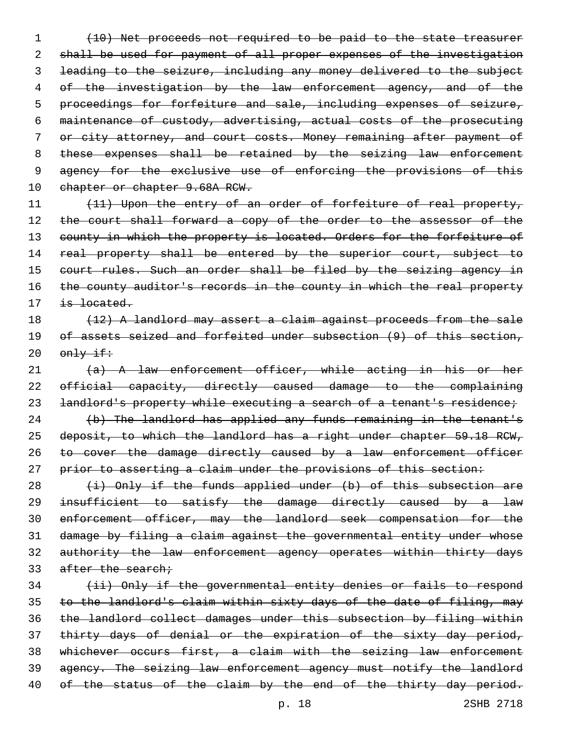(10) Net proceeds not required to be paid to the state treasurer shall be used for payment of all proper expenses of the investigation leading to the seizure, including any money delivered to the subject of the investigation by the law enforcement agency, and of the proceedings for forfeiture and sale, including expenses of seizure, maintenance of custody, advertising, actual costs of the prosecuting or city attorney, and court costs. Money remaining after payment of these expenses shall be retained by the seizing law enforcement agency for the exclusive use of enforcing the provisions of this chapter or chapter 9.68A RCW.

(11) Upon the entry of an order of forfeiture of real property, the court shall forward a copy of the order to the assessor of the county in which the property is located. Orders for the forfeiture of real property shall be entered by the superior court, subject to court rules. Such an order shall be filed by the seizing agency in the county auditor's records in the county in which the real property is located.

(12) A landlord may assert a claim against proceeds from the sale of assets seized and forfeited under subsection (9) of this section, only if:

(a) A law enforcement officer, while acting in his or her official capacity, directly caused damage to the complaining landlord's property while executing a search of a tenant's residence;

(b) The landlord has applied any funds remaining in the tenant's deposit, to which the landlord has a right under chapter 59.18 RCW, to cover the damage directly caused by a law enforcement officer prior to asserting a claim under the provisions of this section:

(i) Only if the funds applied under (b) of this subsection are insufficient to satisfy the damage directly caused by a law enforcement officer, may the landlord seek compensation for the damage by filing a claim against the governmental entity under whose authority the law enforcement agency operates within thirty days after the search;

(ii) Only if the governmental entity denies or fails to respond to the landlord's claim within sixty days of the date of filing, may the landlord collect damages under this subsection by filing within thirty days of denial or the expiration of the sixty day period, whichever occurs first, a claim with the seizing law enforcement agency. The seizing law enforcement agency must notify the landlord of the status of the claim by the end of the thirty day period.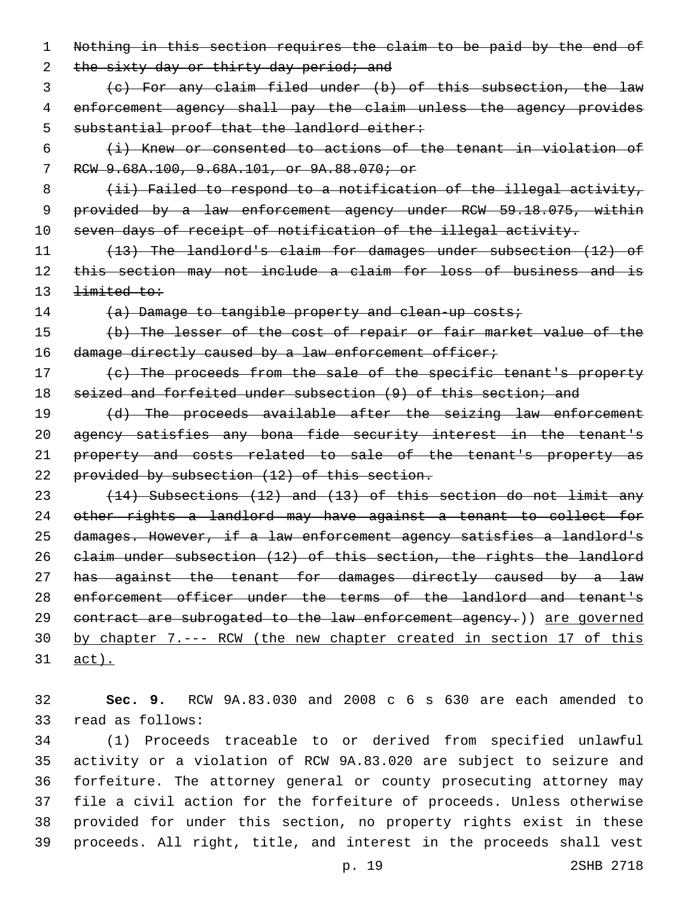~~Nothing in this section requires the claim to be paid by the end of the sixty-day or thirty-day period; and~~

~~(c) For any claim filed under (b) of this subsection, the law enforcement agency shall pay the claim unless the agency provides substantial proof that the landlord either:~~

~~(i) Knew or consented to actions of the tenant in violation of RCW 9.68A.100, 9.68A.101, or 9A.88.070; or~~

~~(ii) Failed to respond to a notification of the illegal activity, provided by a law enforcement agency under RCW 59.18.075, within seven days of receipt of notification of the illegal activity.~~

~~(13) The landlord's claim for damages under subsection (12) of this section may not include a claim for loss of business and is limited to:~~

~~(a) Damage to tangible property and clean-up costs;~~

~~(b) The lesser of the cost of repair or fair market value of the damage directly caused by a law enforcement officer;~~

~~(c) The proceeds from the sale of the specific tenant's property seized and forfeited under subsection (9) of this section; and~~

~~(d) The proceeds available after the seizing law enforcement agency satisfies any bona fide security interest in the tenant's property and costs related to sale of the tenant's property as provided by subsection (12) of this section.~~

~~(14) Subsections (12) and (13) of this section do not limit any other rights a landlord may have against a tenant to collect for damages. However, if a law enforcement agency satisfies a landlord's claim under subsection (12) of this section, the rights the landlord has against the tenant for damages directly caused by a law enforcement officer under the terms of the landlord and tenant's contract are subrogated to the law enforcement agency.~~)) <u>are governed by chapter 7.--- RCW (the new chapter created in section 17 of this act).</u>

**Sec. 9.** RCW 9A.83.030 and 2008 c 6 s 630 are each amended to read as follows:

(1) Proceeds traceable to or derived from specified unlawful activity or a violation of RCW 9A.83.020 are subject to seizure and forfeiture. The attorney general or county prosecuting attorney may file a civil action for the forfeiture of proceeds. Unless otherwise provided for under this section, no property rights exist in these proceeds. All right, title, and interest in the proceeds shall vest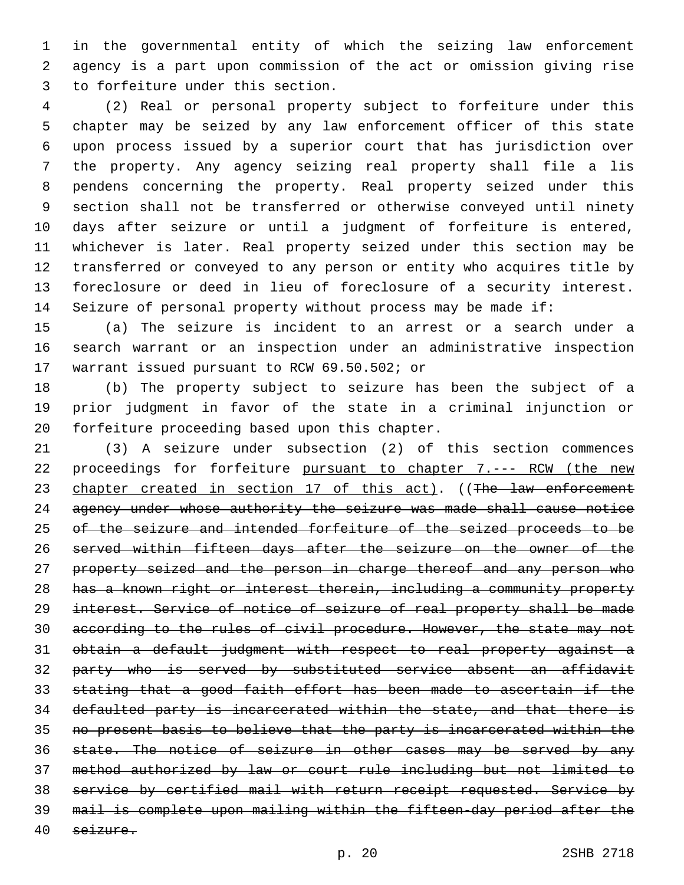in the governmental entity of which the seizing law enforcement agency is a part upon commission of the act or omission giving rise to forfeiture under this section.

(2) Real or personal property subject to forfeiture under this chapter may be seized by any law enforcement officer of this state upon process issued by a superior court that has jurisdiction over the property. Any agency seizing real property shall file a lis pendens concerning the property. Real property seized under this section shall not be transferred or otherwise conveyed until ninety days after seizure or until a judgment of forfeiture is entered, whichever is later. Real property seized under this section may be transferred or conveyed to any person or entity who acquires title by foreclosure or deed in lieu of foreclosure of a security interest. Seizure of personal property without process may be made if:

(a) The seizure is incident to an arrest or a search under a search warrant or an inspection under an administrative inspection warrant issued pursuant to RCW 69.50.502; or

(b) The property subject to seizure has been the subject of a prior judgment in favor of the state in a criminal injunction or forfeiture proceeding based upon this chapter.

(3) A seizure under subsection (2) of this section commences proceedings for forfeiture <u>pursuant to chapter 7.--- RCW (the new chapter created in section 17 of this act)</u>. ((~~The law enforcement agency under whose authority the seizure was made shall cause notice of the seizure and intended forfeiture of the seized proceeds to be served within fifteen days after the seizure on the owner of the property seized and the person in charge thereof and any person who has a known right or interest therein, including a community property interest. Service of notice of seizure of real property shall be made according to the rules of civil procedure. However, the state may not obtain a default judgment with respect to real property against a party who is served by substituted service absent an affidavit stating that a good faith effort has been made to ascertain if the defaulted party is incarcerated within the state, and that there is no present basis to believe that the party is incarcerated within the state. The notice of seizure in other cases may be served by any method authorized by law or court rule including but not limited to service by certified mail with return receipt requested. Service by mail is complete upon mailing within the fifteen-day period after the seizure.~~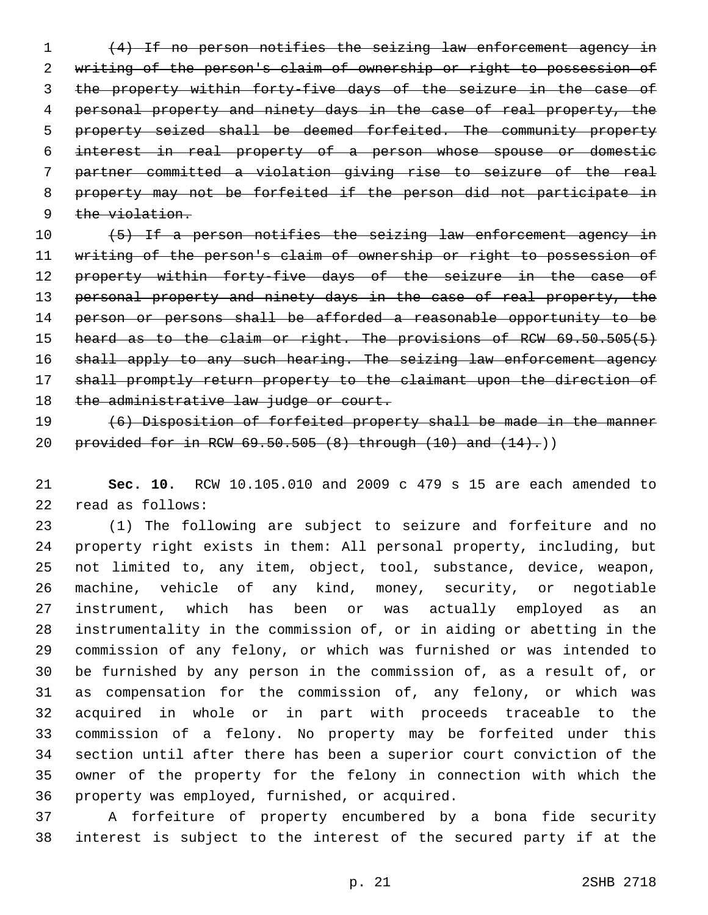~~(4) If no person notifies the seizing law enforcement agency in writing of the person's claim of ownership or right to possession of the property within forty-five days of the seizure in the case of personal property and ninety days in the case of real property, the property seized shall be deemed forfeited. The community property interest in real property of a person whose spouse or domestic partner committed a violation giving rise to seizure of the real property may not be forfeited if the person did not participate in the violation.~~

~~(5) If a person notifies the seizing law enforcement agency in writing of the person's claim of ownership or right to possession of property within forty-five days of the seizure in the case of personal property and ninety days in the case of real property, the person or persons shall be afforded a reasonable opportunity to be heard as to the claim or right. The provisions of RCW 69.50.505(5) shall apply to any such hearing. The seizing law enforcement agency shall promptly return property to the claimant upon the direction of the administrative law judge or court.~~

~~(6) Disposition of forfeited property shall be made in the manner provided for in RCW 69.50.505 (8) through (10) and (14).~~))

**Sec. 10.** RCW 10.105.010 and 2009 c 479 s 15 are each amended to read as follows:

(1) The following are subject to seizure and forfeiture and no property right exists in them: All personal property, including, but not limited to, any item, object, tool, substance, device, weapon, machine, vehicle of any kind, money, security, or negotiable instrument, which has been or was actually employed as an instrumentality in the commission of, or in aiding or abetting in the commission of any felony, or which was furnished or was intended to be furnished by any person in the commission of, as a result of, or as compensation for the commission of, any felony, or which was acquired in whole or in part with proceeds traceable to the commission of a felony. No property may be forfeited under this section until after there has been a superior court conviction of the owner of the property for the felony in connection with which the property was employed, furnished, or acquired.

A forfeiture of property encumbered by a bona fide security interest is subject to the interest of the secured party if at the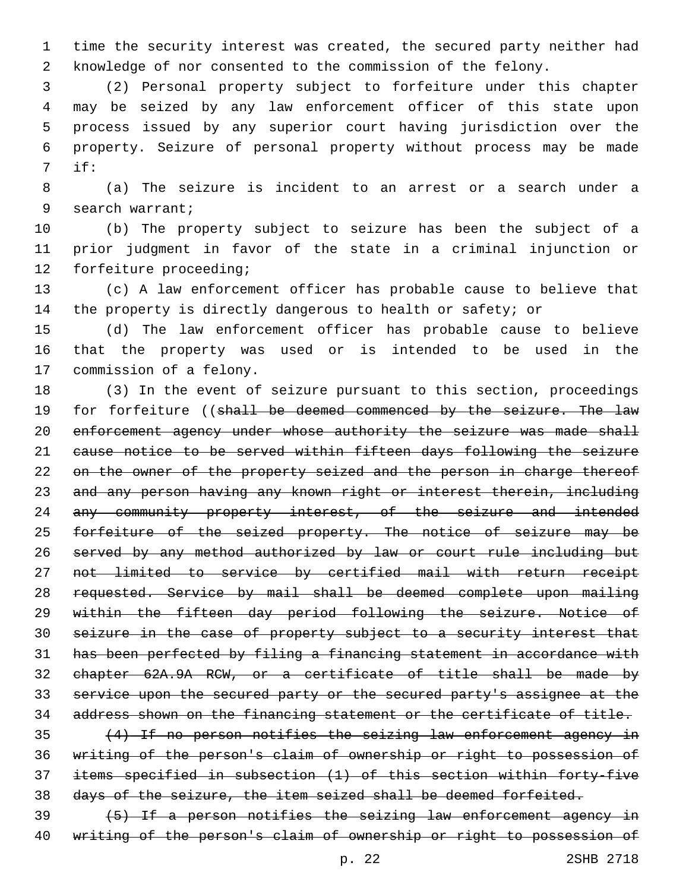time the security interest was created, the secured party neither had knowledge of nor consented to the commission of the felony.

(2) Personal property subject to forfeiture under this chapter may be seized by any law enforcement officer of this state upon process issued by any superior court having jurisdiction over the property. Seizure of personal property without process may be made if:

(a) The seizure is incident to an arrest or a search under a search warrant;

(b) The property subject to seizure has been the subject of a prior judgment in favor of the state in a criminal injunction or forfeiture proceeding;

(c) A law enforcement officer has probable cause to believe that the property is directly dangerous to health or safety; or

(d) The law enforcement officer has probable cause to believe that the property was used or is intended to be used in the commission of a felony.

(3) In the event of seizure pursuant to this section, proceedings for forfeiture ((~~shall be deemed commenced by the seizure. The law enforcement agency under whose authority the seizure was made shall cause notice to be served within fifteen days following the seizure on the owner of the property seized and the person in charge thereof and any person having any known right or interest therein, including any community property interest, of the seizure and intended forfeiture of the seized property. The notice of seizure may be served by any method authorized by law or court rule including but not limited to service by certified mail with return receipt requested. Service by mail shall be deemed complete upon mailing within the fifteen day period following the seizure. Notice of seizure in the case of property subject to a security interest that has been perfected by filing a financing statement in accordance with chapter 62A.9A RCW, or a certificate of title shall be made by service upon the secured party or the secured party's assignee at the address shown on the financing statement or the certificate of title.~~

~~(4) If no person notifies the seizing law enforcement agency in writing of the person's claim of ownership or right to possession of items specified in subsection (1) of this section within forty-five days of the seizure, the item seized shall be deemed forfeited.~~

~~(5) If a person notifies the seizing law enforcement agency in writing of the person's claim of ownership or right to possession of~~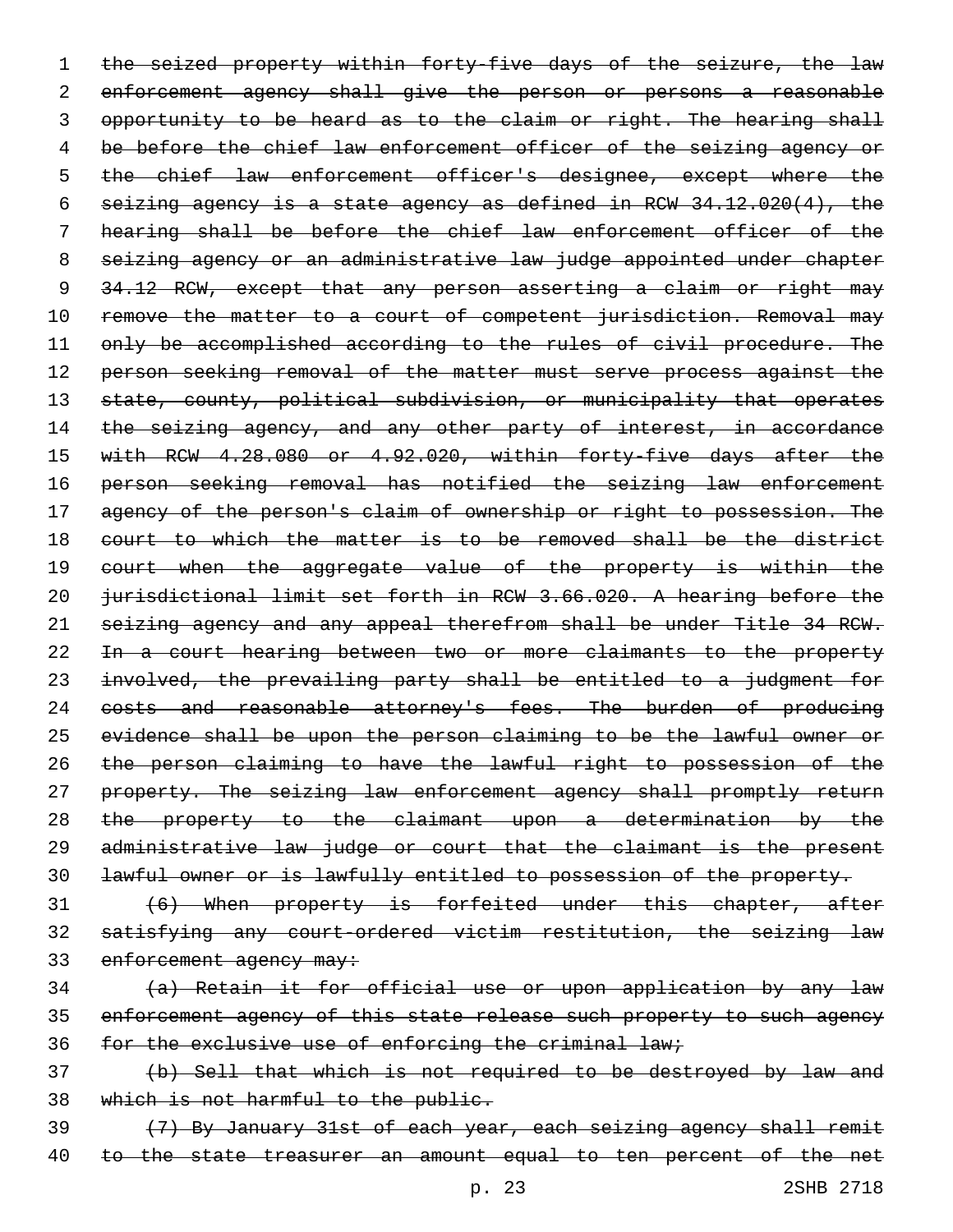~~the seized property within forty-five days of the seizure, the law enforcement agency shall give the person or persons a reasonable opportunity to be heard as to the claim or right. The hearing shall be before the chief law enforcement officer of the seizing agency or the chief law enforcement officer's designee, except where the seizing agency is a state agency as defined in RCW 34.12.020(4), the hearing shall be before the chief law enforcement officer of the seizing agency or an administrative law judge appointed under chapter 34.12 RCW, except that any person asserting a claim or right may remove the matter to a court of competent jurisdiction. Removal may only be accomplished according to the rules of civil procedure. The person seeking removal of the matter must serve process against the state, county, political subdivision, or municipality that operates the seizing agency, and any other party of interest, in accordance with RCW 4.28.080 or 4.92.020, within forty-five days after the person seeking removal has notified the seizing law enforcement agency of the person's claim of ownership or right to possession. The court to which the matter is to be removed shall be the district court when the aggregate value of the property is within the jurisdictional limit set forth in RCW 3.66.020. A hearing before the seizing agency and any appeal therefrom shall be under Title 34 RCW. In a court hearing between two or more claimants to the property involved, the prevailing party shall be entitled to a judgment for costs and reasonable attorney's fees. The burden of producing evidence shall be upon the person claiming to be the lawful owner or the person claiming to have the lawful right to possession of the property. The seizing law enforcement agency shall promptly return the property to the claimant upon a determination by the administrative law judge or court that the claimant is the present lawful owner or is lawfully entitled to possession of the property.~~

~~(6) When property is forfeited under this chapter, after satisfying any court-ordered victim restitution, the seizing law enforcement agency may:~~

~~(a) Retain it for official use or upon application by any law enforcement agency of this state release such property to such agency for the exclusive use of enforcing the criminal law;~~

~~(b) Sell that which is not required to be destroyed by law and which is not harmful to the public.~~

~~(7) By January 31st of each year, each seizing agency shall remit to the state treasurer an amount equal to ten percent of the net~~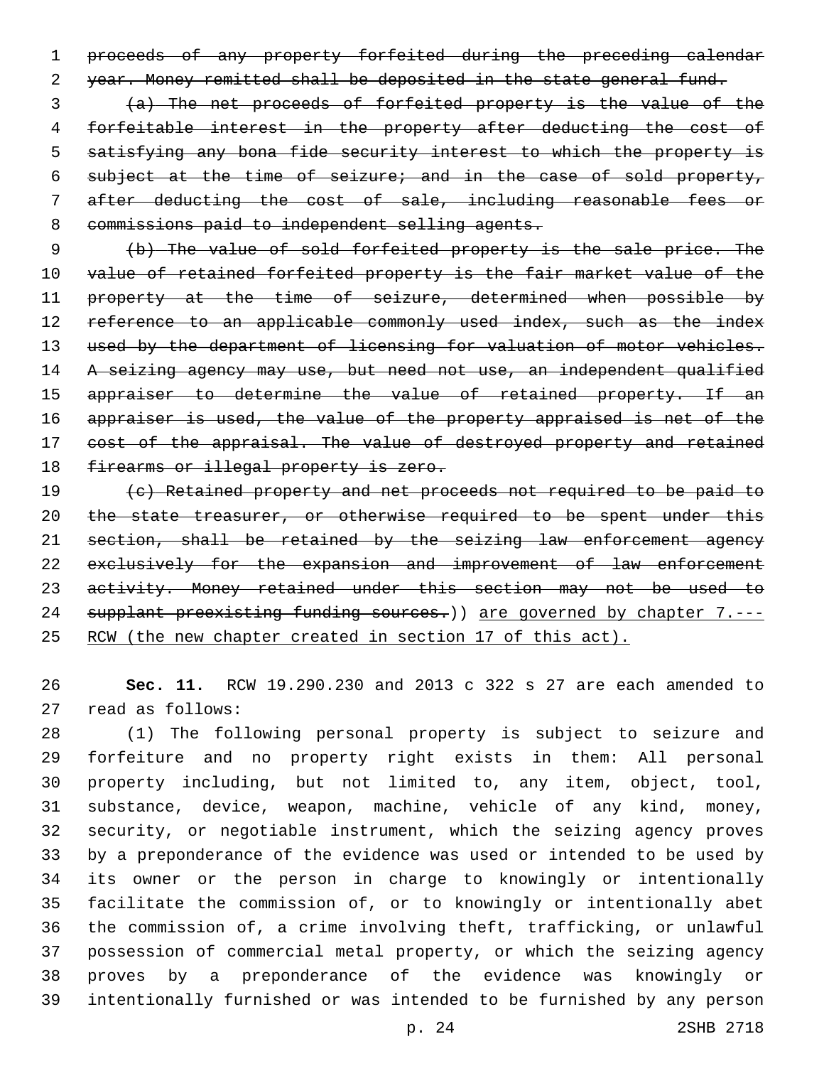~~proceeds of any property forfeited during the preceding calendar year. Money remitted shall be deposited in the state general fund.~~

~~(a) The net proceeds of forfeited property is the value of the forfeitable interest in the property after deducting the cost of satisfying any bona fide security interest to which the property is subject at the time of seizure; and in the case of sold property, after deducting the cost of sale, including reasonable fees or commissions paid to independent selling agents.~~

~~(b) The value of sold forfeited property is the sale price. The value of retained forfeited property is the fair market value of the property at the time of seizure, determined when possible by reference to an applicable commonly used index, such as the index used by the department of licensing for valuation of motor vehicles. A seizing agency may use, but need not use, an independent qualified appraiser to determine the value of retained property. If an appraiser is used, the value of the property appraised is net of the cost of the appraisal. The value of destroyed property and retained firearms or illegal property is zero.~~

~~(c) Retained property and net proceeds not required to be paid to the state treasurer, or otherwise required to be spent under this section, shall be retained by the seizing law enforcement agency exclusively for the expansion and improvement of law enforcement activity. Money retained under this section may not be used to supplant preexisting funding sources.~~)) <u>are governed by chapter 7.--- RCW (the new chapter created in section 17 of this act).</u>

**Sec. 11.** RCW 19.290.230 and 2013 c 322 s 27 are each amended to read as follows:

(1) The following personal property is subject to seizure and forfeiture and no property right exists in them: All personal property including, but not limited to, any item, object, tool, substance, device, weapon, machine, vehicle of any kind, money, security, or negotiable instrument, which the seizing agency proves by a preponderance of the evidence was used or intended to be used by its owner or the person in charge to knowingly or intentionally facilitate the commission of, or to knowingly or intentionally abet the commission of, a crime involving theft, trafficking, or unlawful possession of commercial metal property, or which the seizing agency proves by a preponderance of the evidence was knowingly or intentionally furnished or was intended to be furnished by any person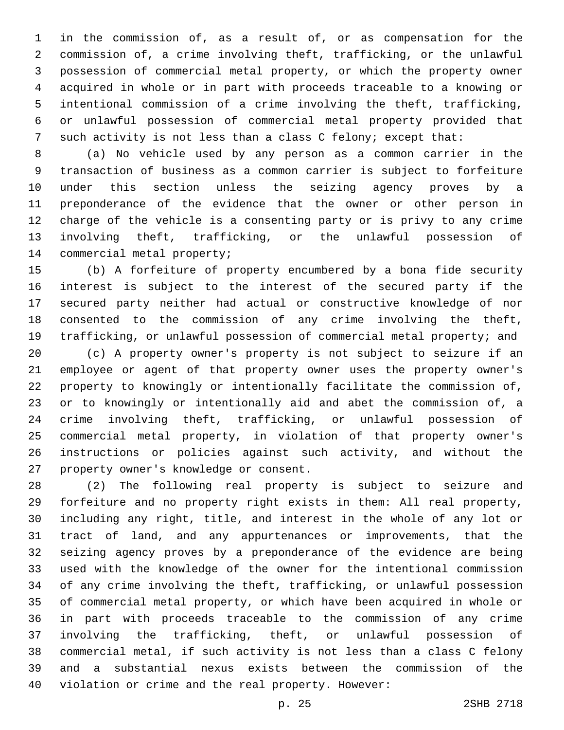in the commission of, as a result of, or as compensation for the commission of, a crime involving theft, trafficking, or the unlawful possession of commercial metal property, or which the property owner acquired in whole or in part with proceeds traceable to a knowing or intentional commission of a crime involving the theft, trafficking, or unlawful possession of commercial metal property provided that such activity is not less than a class C felony; except that:

(a) No vehicle used by any person as a common carrier in the transaction of business as a common carrier is subject to forfeiture under this section unless the seizing agency proves by a preponderance of the evidence that the owner or other person in charge of the vehicle is a consenting party or is privy to any crime involving theft, trafficking, or the unlawful possession of commercial metal property;

(b) A forfeiture of property encumbered by a bona fide security interest is subject to the interest of the secured party if the secured party neither had actual or constructive knowledge of nor consented to the commission of any crime involving the theft, trafficking, or unlawful possession of commercial metal property; and

(c) A property owner's property is not subject to seizure if an employee or agent of that property owner uses the property owner's property to knowingly or intentionally facilitate the commission of, or to knowingly or intentionally aid and abet the commission of, a crime involving theft, trafficking, or unlawful possession of commercial metal property, in violation of that property owner's instructions or policies against such activity, and without the property owner's knowledge or consent.

(2) The following real property is subject to seizure and forfeiture and no property right exists in them: All real property, including any right, title, and interest in the whole of any lot or tract of land, and any appurtenances or improvements, that the seizing agency proves by a preponderance of the evidence are being used with the knowledge of the owner for the intentional commission of any crime involving the theft, trafficking, or unlawful possession of commercial metal property, or which have been acquired in whole or in part with proceeds traceable to the commission of any crime involving the trafficking, theft, or unlawful possession of commercial metal, if such activity is not less than a class C felony and a substantial nexus exists between the commission of the violation or crime and the real property. However: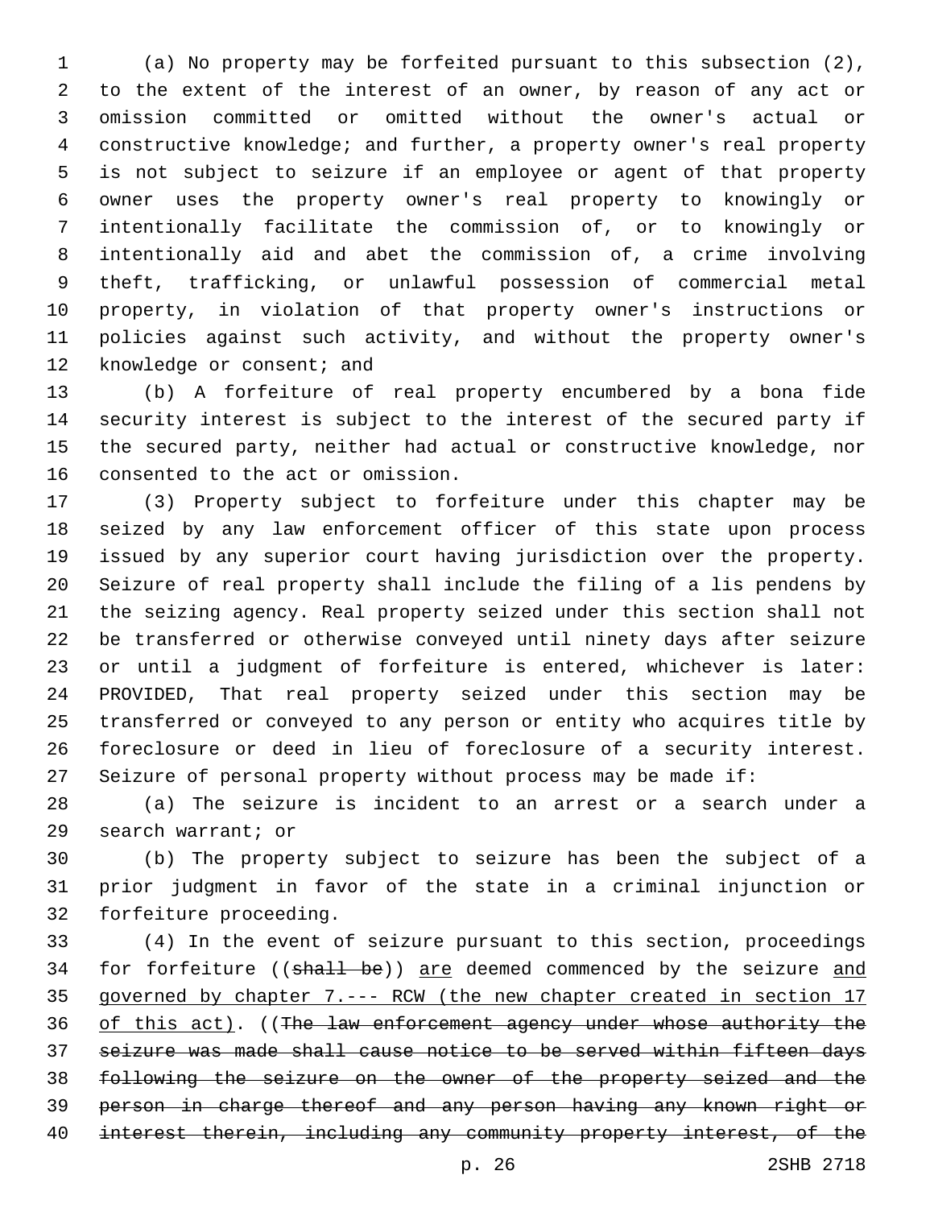(a) No property may be forfeited pursuant to this subsection (2), to the extent of the interest of an owner, by reason of any act or omission committed or omitted without the owner's actual or constructive knowledge; and further, a property owner's real property is not subject to seizure if an employee or agent of that property owner uses the property owner's real property to knowingly or intentionally facilitate the commission of, or to knowingly or intentionally aid and abet the commission of, a crime involving theft, trafficking, or unlawful possession of commercial metal property, in violation of that property owner's instructions or policies against such activity, and without the property owner's knowledge or consent; and

(b) A forfeiture of real property encumbered by a bona fide security interest is subject to the interest of the secured party if the secured party, neither had actual or constructive knowledge, nor consented to the act or omission.

(3) Property subject to forfeiture under this chapter may be seized by any law enforcement officer of this state upon process issued by any superior court having jurisdiction over the property. Seizure of real property shall include the filing of a lis pendens by the seizing agency. Real property seized under this section shall not be transferred or otherwise conveyed until ninety days after seizure or until a judgment of forfeiture is entered, whichever is later: PROVIDED, That real property seized under this section may be transferred or conveyed to any person or entity who acquires title by foreclosure or deed in lieu of foreclosure of a security interest. Seizure of personal property without process may be made if:

(a) The seizure is incident to an arrest or a search under a search warrant; or

(b) The property subject to seizure has been the subject of a prior judgment in favor of the state in a criminal injunction or forfeiture proceeding.

(4) In the event of seizure pursuant to this section, proceedings for forfeiture ((~~shall be~~)) <u>are</u> deemed commenced by the seizure <u>and governed by chapter 7.--- RCW (the new chapter created in section 17 of this act)</u>. ((~~The law enforcement agency under whose authority the seizure was made shall cause notice to be served within fifteen days following the seizure on the owner of the property seized and the person in charge thereof and any person having any known right or interest therein, including any community property interest, of the~~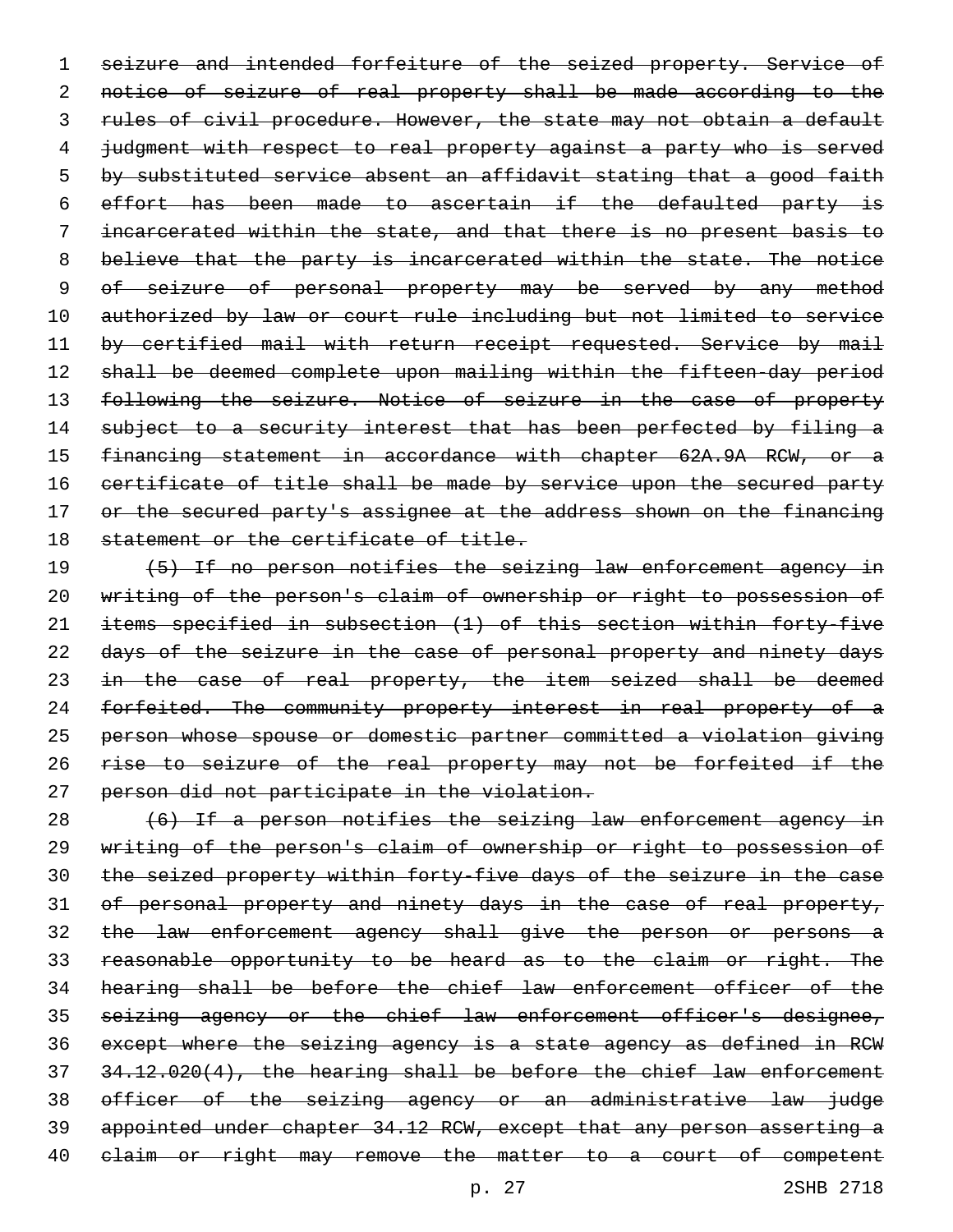~~seizure and intended forfeiture of the seized property. Service of notice of seizure of real property shall be made according to the rules of civil procedure. However, the state may not obtain a default judgment with respect to real property against a party who is served by substituted service absent an affidavit stating that a good faith effort has been made to ascertain if the defaulted party is incarcerated within the state, and that there is no present basis to believe that the party is incarcerated within the state. The notice of seizure of personal property may be served by any method authorized by law or court rule including but not limited to service by certified mail with return receipt requested. Service by mail shall be deemed complete upon mailing within the fifteen-day period following the seizure. Notice of seizure in the case of property subject to a security interest that has been perfected by filing a financing statement in accordance with chapter 62A.9A RCW, or a certificate of title shall be made by service upon the secured party or the secured party's assignee at the address shown on the financing statement or the certificate of title.~~

~~(5) If no person notifies the seizing law enforcement agency in writing of the person's claim of ownership or right to possession of items specified in subsection (1) of this section within forty-five days of the seizure in the case of personal property and ninety days in the case of real property, the item seized shall be deemed forfeited. The community property interest in real property of a person whose spouse or domestic partner committed a violation giving rise to seizure of the real property may not be forfeited if the person did not participate in the violation.~~

~~(6) If a person notifies the seizing law enforcement agency in writing of the person's claim of ownership or right to possession of the seized property within forty-five days of the seizure in the case of personal property and ninety days in the case of real property, the law enforcement agency shall give the person or persons a reasonable opportunity to be heard as to the claim or right. The hearing shall be before the chief law enforcement officer of the seizing agency or the chief law enforcement officer's designee, except where the seizing agency is a state agency as defined in RCW 34.12.020(4), the hearing shall be before the chief law enforcement officer of the seizing agency or an administrative law judge appointed under chapter 34.12 RCW, except that any person asserting a claim or right may remove the matter to a court of competent~~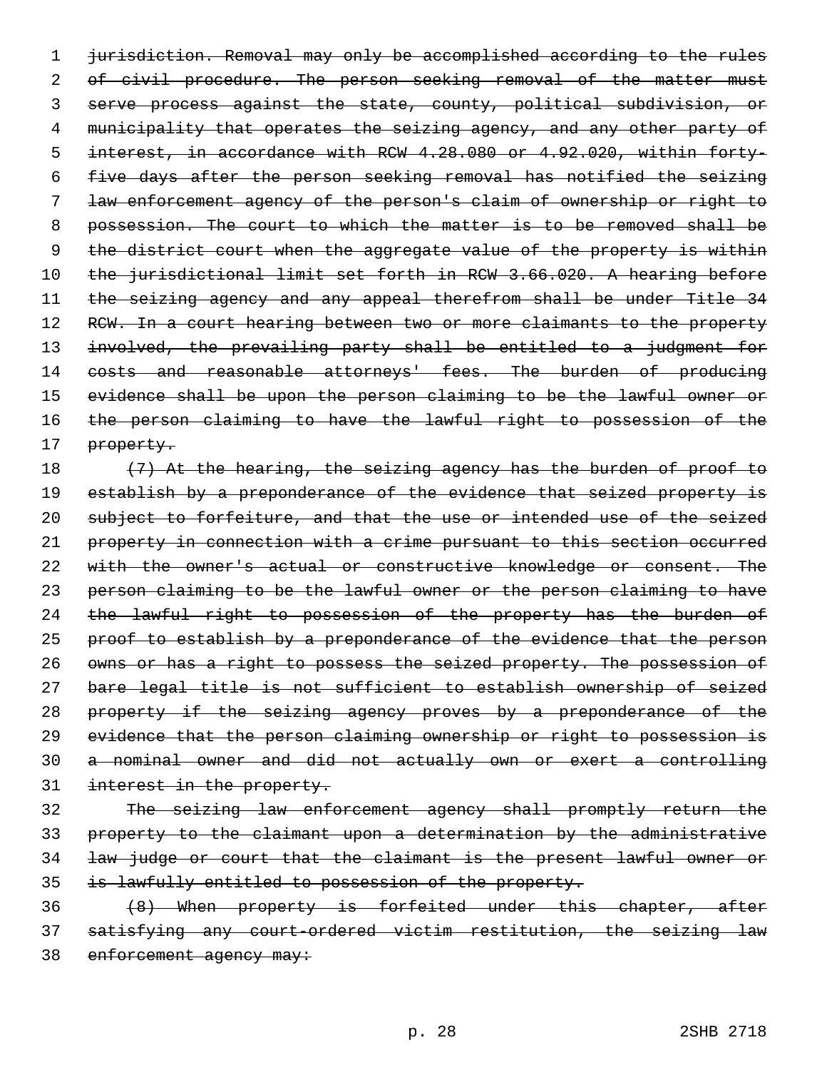~~jurisdiction. Removal may only be accomplished according to the rules of civil procedure. The person seeking removal of the matter must serve process against the state, county, political subdivision, or municipality that operates the seizing agency, and any other party of interest, in accordance with RCW 4.28.080 or 4.92.020, within forty-five days after the person seeking removal has notified the seizing law enforcement agency of the person's claim of ownership or right to possession. The court to which the matter is to be removed shall be the district court when the aggregate value of the property is within the jurisdictional limit set forth in RCW 3.66.020. A hearing before the seizing agency and any appeal therefrom shall be under Title 34 RCW. In a court hearing between two or more claimants to the property involved, the prevailing party shall be entitled to a judgment for costs and reasonable attorneys' fees. The burden of producing evidence shall be upon the person claiming to be the lawful owner or the person claiming to have the lawful right to possession of the property.~~

~~(7) At the hearing, the seizing agency has the burden of proof to establish by a preponderance of the evidence that seized property is subject to forfeiture, and that the use or intended use of the seized property in connection with a crime pursuant to this section occurred with the owner's actual or constructive knowledge or consent. The person claiming to be the lawful owner or the person claiming to have the lawful right to possession of the property has the burden of proof to establish by a preponderance of the evidence that the person owns or has a right to possess the seized property. The possession of bare legal title is not sufficient to establish ownership of seized property if the seizing agency proves by a preponderance of the evidence that the person claiming ownership or right to possession is a nominal owner and did not actually own or exert a controlling interest in the property.~~

~~The seizing law enforcement agency shall promptly return the property to the claimant upon a determination by the administrative law judge or court that the claimant is the present lawful owner or is lawfully entitled to possession of the property.~~

~~(8) When property is forfeited under this chapter, after satisfying any court-ordered victim restitution, the seizing law enforcement agency may:~~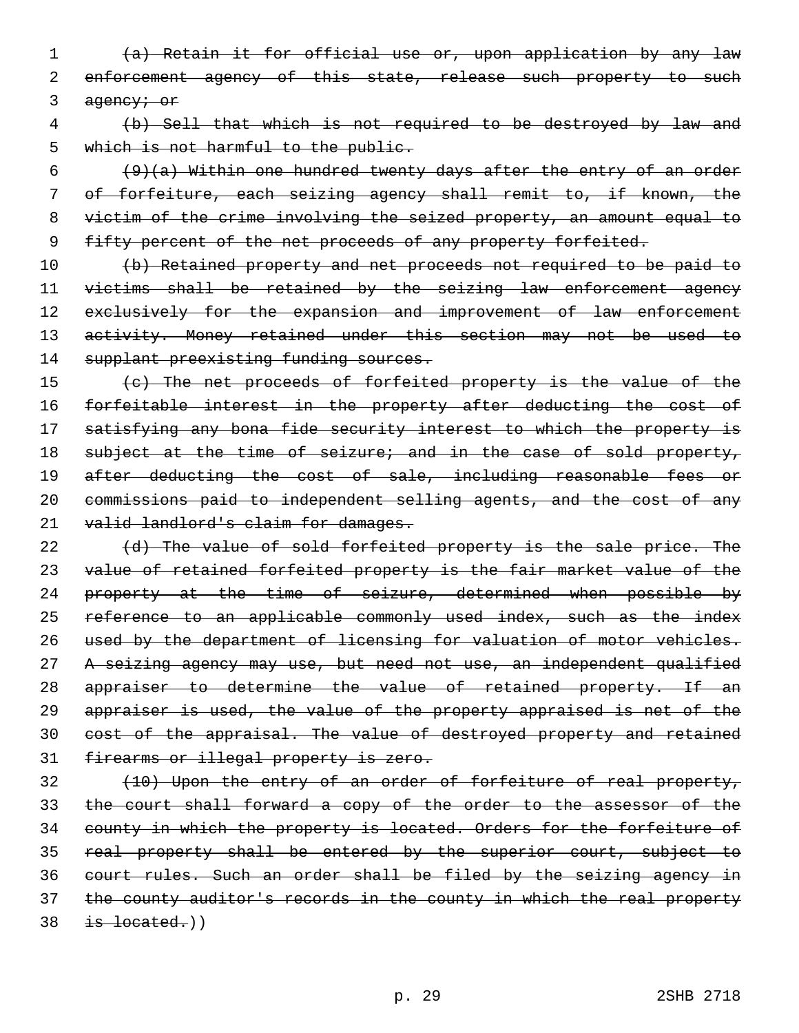(a) Retain it for official use or, upon application by any law enforcement agency of this state, release such property to such agency; or

(b) Sell that which is not required to be destroyed by law and which is not harmful to the public.

(9)(a) Within one hundred twenty days after the entry of an order of forfeiture, each seizing agency shall remit to, if known, the victim of the crime involving the seized property, an amount equal to fifty percent of the net proceeds of any property forfeited.

(b) Retained property and net proceeds not required to be paid to victims shall be retained by the seizing law enforcement agency exclusively for the expansion and improvement of law enforcement activity. Money retained under this section may not be used to supplant preexisting funding sources.

(c) The net proceeds of forfeited property is the value of the forfeitable interest in the property after deducting the cost of satisfying any bona fide security interest to which the property is subject at the time of seizure; and in the case of sold property, after deducting the cost of sale, including reasonable fees or commissions paid to independent selling agents, and the cost of any valid landlord's claim for damages.

(d) The value of sold forfeited property is the sale price. The value of retained forfeited property is the fair market value of the property at the time of seizure, determined when possible by reference to an applicable commonly used index, such as the index used by the department of licensing for valuation of motor vehicles. A seizing agency may use, but need not use, an independent qualified appraiser to determine the value of retained property. If an appraiser is used, the value of the property appraised is net of the cost of the appraisal. The value of destroyed property and retained firearms or illegal property is zero.

(10) Upon the entry of an order of forfeiture of real property, the court shall forward a copy of the order to the assessor of the county in which the property is located. Orders for the forfeiture of real property shall be entered by the superior court, subject to court rules. Such an order shall be filed by the seizing agency in the county auditor's records in the county in which the real property is located.))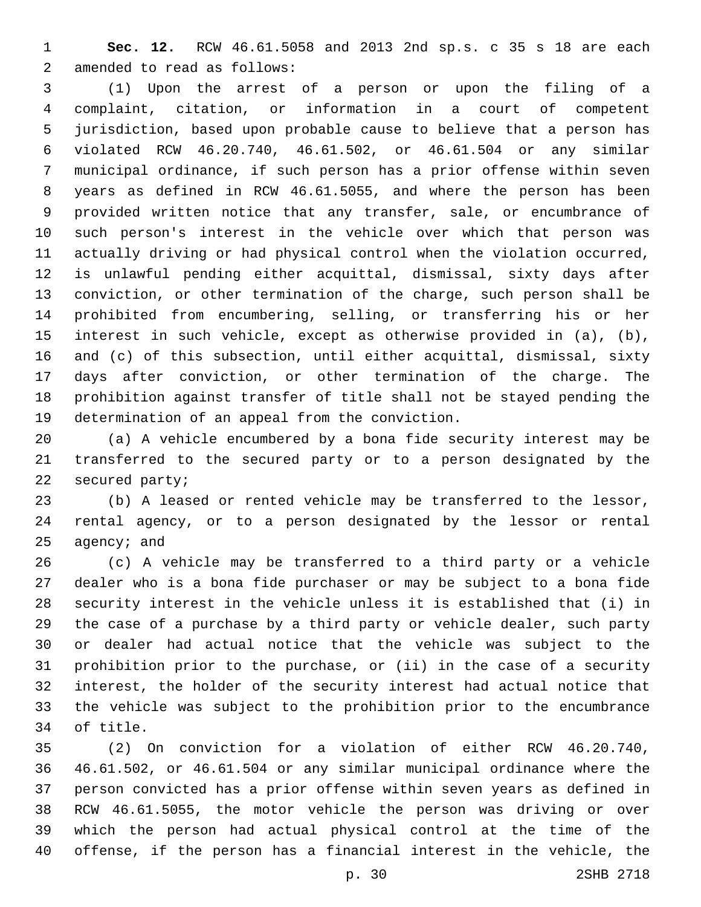**Sec. 12.** RCW 46.61.5058 and 2013 2nd sp.s. c 35 s 18 are each amended to read as follows:

(1) Upon the arrest of a person or upon the filing of a complaint, citation, or information in a court of competent jurisdiction, based upon probable cause to believe that a person has violated RCW 46.20.740, 46.61.502, or 46.61.504 or any similar municipal ordinance, if such person has a prior offense within seven years as defined in RCW 46.61.5055, and where the person has been provided written notice that any transfer, sale, or encumbrance of such person's interest in the vehicle over which that person was actually driving or had physical control when the violation occurred, is unlawful pending either acquittal, dismissal, sixty days after conviction, or other termination of the charge, such person shall be prohibited from encumbering, selling, or transferring his or her interest in such vehicle, except as otherwise provided in (a), (b), and (c) of this subsection, until either acquittal, dismissal, sixty days after conviction, or other termination of the charge. The prohibition against transfer of title shall not be stayed pending the determination of an appeal from the conviction.

(a) A vehicle encumbered by a bona fide security interest may be transferred to the secured party or to a person designated by the secured party;

(b) A leased or rented vehicle may be transferred to the lessor, rental agency, or to a person designated by the lessor or rental agency; and

(c) A vehicle may be transferred to a third party or a vehicle dealer who is a bona fide purchaser or may be subject to a bona fide security interest in the vehicle unless it is established that (i) in the case of a purchase by a third party or vehicle dealer, such party or dealer had actual notice that the vehicle was subject to the prohibition prior to the purchase, or (ii) in the case of a security interest, the holder of the security interest had actual notice that the vehicle was subject to the prohibition prior to the encumbrance of title.

(2) On conviction for a violation of either RCW 46.20.740, 46.61.502, or 46.61.504 or any similar municipal ordinance where the person convicted has a prior offense within seven years as defined in RCW 46.61.5055, the motor vehicle the person was driving or over which the person had actual physical control at the time of the offense, if the person has a financial interest in the vehicle, the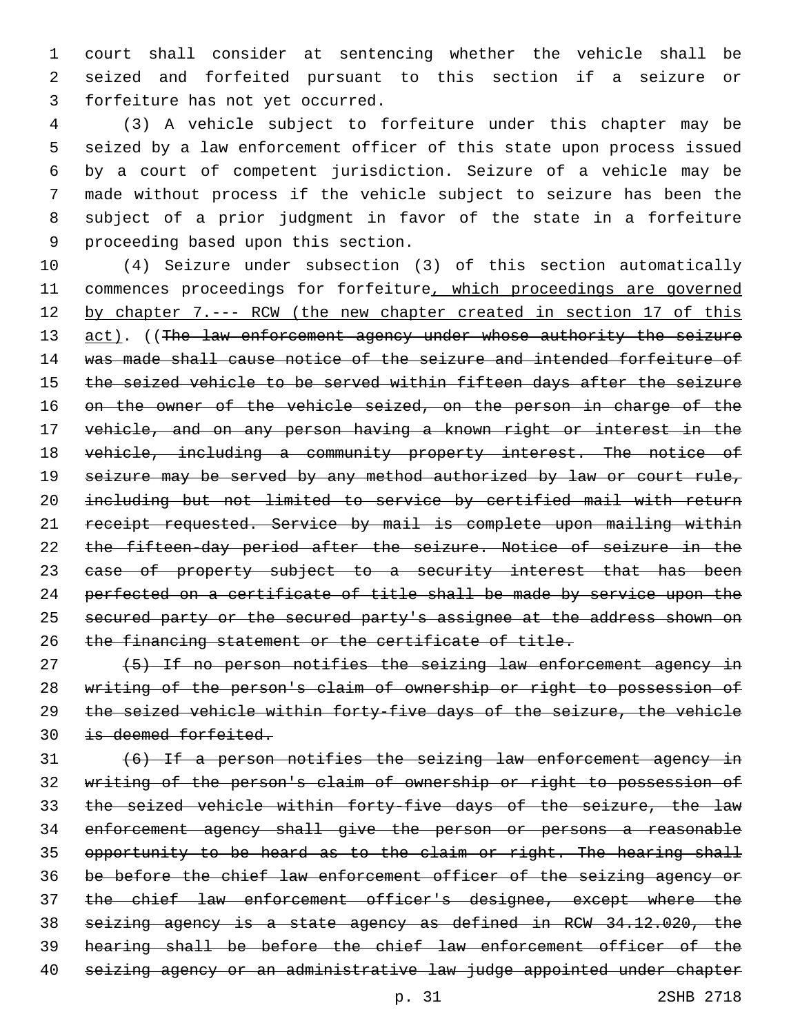court shall consider at sentencing whether the vehicle shall be seized and forfeited pursuant to this section if a seizure or forfeiture has not yet occurred.

(3) A vehicle subject to forfeiture under this chapter may be seized by a law enforcement officer of this state upon process issued by a court of competent jurisdiction. Seizure of a vehicle may be made without process if the vehicle subject to seizure has been the subject of a prior judgment in favor of the state in a forfeiture proceeding based upon this section.

(4) Seizure under subsection (3) of this section automatically commences proceedings for forfeiture<u>, which proceedings are governed by chapter 7.--- RCW (the new chapter created in section 17 of this act)</u>. ((~~The law enforcement agency under whose authority the seizure was made shall cause notice of the seizure and intended forfeiture of the seized vehicle to be served within fifteen days after the seizure on the owner of the vehicle seized, on the person in charge of the vehicle, and on any person having a known right or interest in the vehicle, including a community property interest. The notice of seizure may be served by any method authorized by law or court rule, including but not limited to service by certified mail with return receipt requested. Service by mail is complete upon mailing within the fifteen-day period after the seizure. Notice of seizure in the case of property subject to a security interest that has been perfected on a certificate of title shall be made by service upon the secured party or the secured party's assignee at the address shown on the financing statement or the certificate of title.~~

~~(5) If no person notifies the seizing law enforcement agency in writing of the person's claim of ownership or right to possession of the seized vehicle within forty-five days of the seizure, the vehicle is deemed forfeited.~~

~~(6) If a person notifies the seizing law enforcement agency in writing of the person's claim of ownership or right to possession of the seized vehicle within forty-five days of the seizure, the law enforcement agency shall give the person or persons a reasonable opportunity to be heard as to the claim or right. The hearing shall be before the chief law enforcement officer of the seizing agency or the chief law enforcement officer's designee, except where the seizing agency is a state agency as defined in RCW 34.12.020, the hearing shall be before the chief law enforcement officer of the seizing agency or an administrative law judge appointed under chapter~~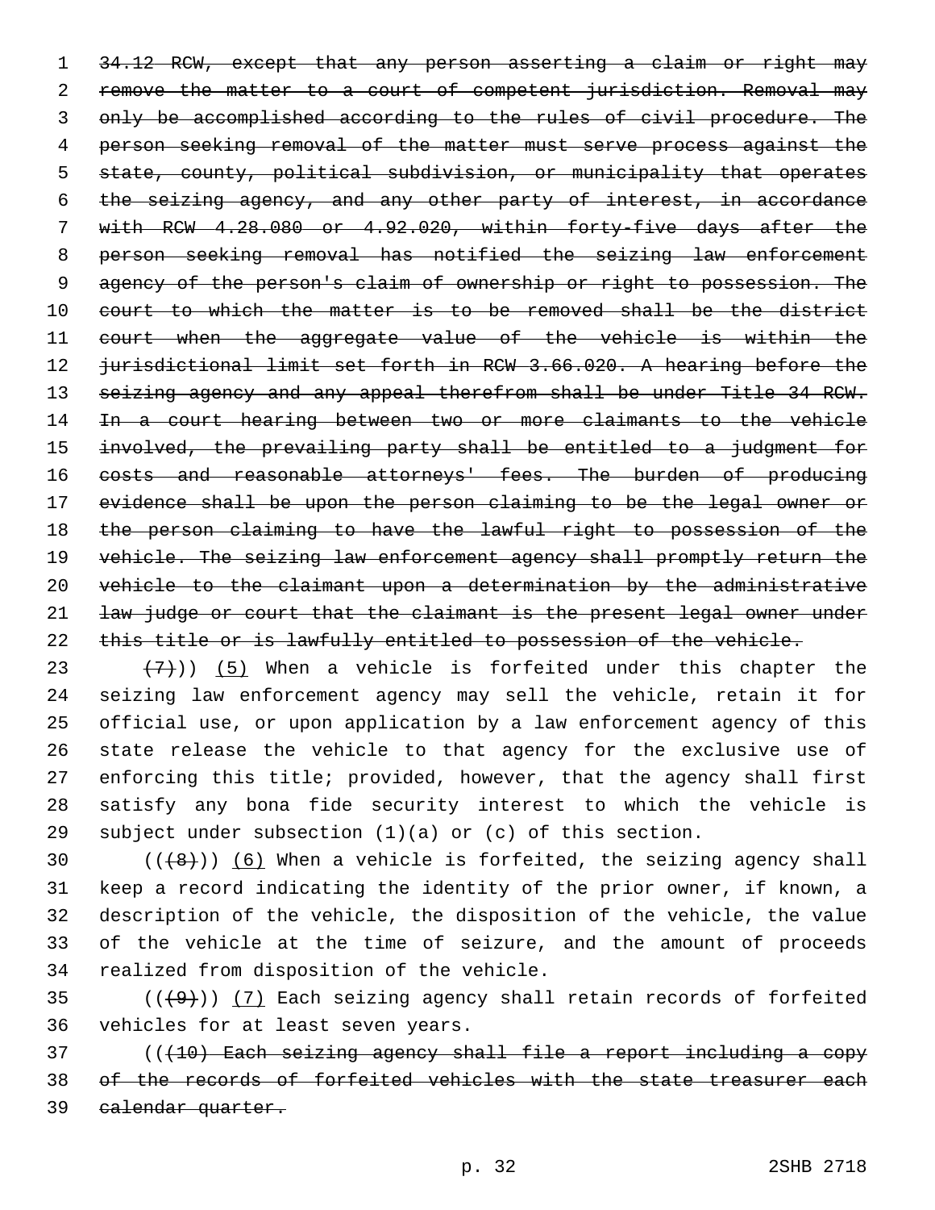34.12 RCW, except that any person asserting a claim or right may remove the matter to a court of competent jurisdiction. Removal may only be accomplished according to the rules of civil procedure. The person seeking removal of the matter must serve process against the state, county, political subdivision, or municipality that operates the seizing agency, and any other party of interest, in accordance with RCW 4.28.080 or 4.92.020, within forty-five days after the person seeking removal has notified the seizing law enforcement agency of the person's claim of ownership or right to possession. The court to which the matter is to be removed shall be the district court when the aggregate value of the vehicle is within the jurisdictional limit set forth in RCW 3.66.020. A hearing before the seizing agency and any appeal therefrom shall be under Title 34 RCW. In a court hearing between two or more claimants to the vehicle involved, the prevailing party shall be entitled to a judgment for costs and reasonable attorneys' fees. The burden of producing evidence shall be upon the person claiming to be the legal owner or the person claiming to have the lawful right to possession of the vehicle. The seizing law enforcement agency shall promptly return the vehicle to the claimant upon a determination by the administrative law judge or court that the claimant is the present legal owner under this title or is lawfully entitled to possession of the vehicle.

(7))) (5) When a vehicle is forfeited under this chapter the seizing law enforcement agency may sell the vehicle, retain it for official use, or upon application by a law enforcement agency of this state release the vehicle to that agency for the exclusive use of enforcing this title; provided, however, that the agency shall first satisfy any bona fide security interest to which the vehicle is subject under subsection (1)(a) or (c) of this section.

(((8))) (6) When a vehicle is forfeited, the seizing agency shall keep a record indicating the identity of the prior owner, if known, a description of the vehicle, the disposition of the vehicle, the value of the vehicle at the time of seizure, and the amount of proceeds realized from disposition of the vehicle.

(((9))) (7) Each seizing agency shall retain records of forfeited vehicles for at least seven years.

(((10) Each seizing agency shall file a report including a copy of the records of forfeited vehicles with the state treasurer each calendar quarter.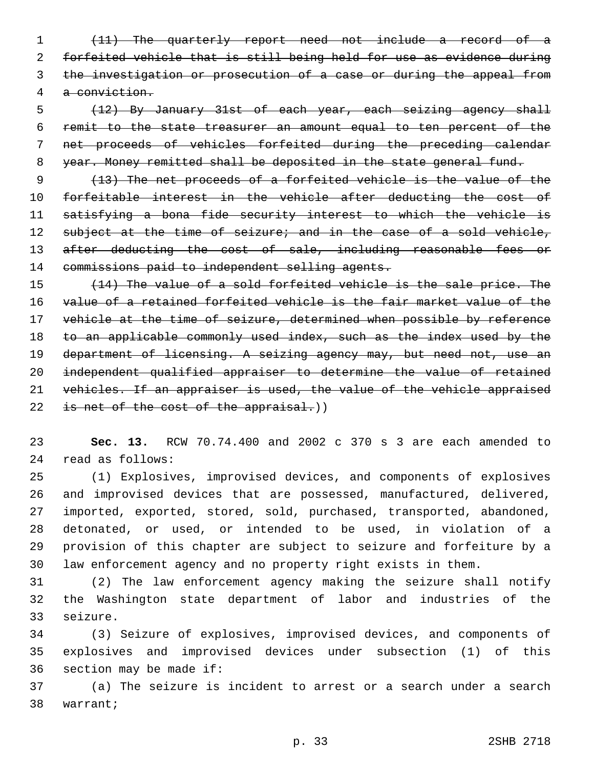~~(11) The quarterly report need not include a record of a forfeited vehicle that is still being held for use as evidence during the investigation or prosecution of a case or during the appeal from a conviction.~~

~~(12) By January 31st of each year, each seizing agency shall remit to the state treasurer an amount equal to ten percent of the net proceeds of vehicles forfeited during the preceding calendar year. Money remitted shall be deposited in the state general fund.~~

~~(13) The net proceeds of a forfeited vehicle is the value of the forfeitable interest in the vehicle after deducting the cost of satisfying a bona fide security interest to which the vehicle is subject at the time of seizure; and in the case of a sold vehicle, after deducting the cost of sale, including reasonable fees or commissions paid to independent selling agents.~~

~~(14) The value of a sold forfeited vehicle is the sale price. The value of a retained forfeited vehicle is the fair market value of the vehicle at the time of seizure, determined when possible by reference to an applicable commonly used index, such as the index used by the department of licensing. A seizing agency may, but need not, use an independent qualified appraiser to determine the value of retained vehicles. If an appraiser is used, the value of the vehicle appraised is net of the cost of the appraisal.~~))

**Sec. 13.** RCW 70.74.400 and 2002 c 370 s 3 are each amended to read as follows:

(1) Explosives, improvised devices, and components of explosives and improvised devices that are possessed, manufactured, delivered, imported, exported, stored, sold, purchased, transported, abandoned, detonated, or used, or intended to be used, in violation of a provision of this chapter are subject to seizure and forfeiture by a law enforcement agency and no property right exists in them.

(2) The law enforcement agency making the seizure shall notify the Washington state department of labor and industries of the seizure.

(3) Seizure of explosives, improvised devices, and components of explosives and improvised devices under subsection (1) of this section may be made if:

(a) The seizure is incident to arrest or a search under a search warrant;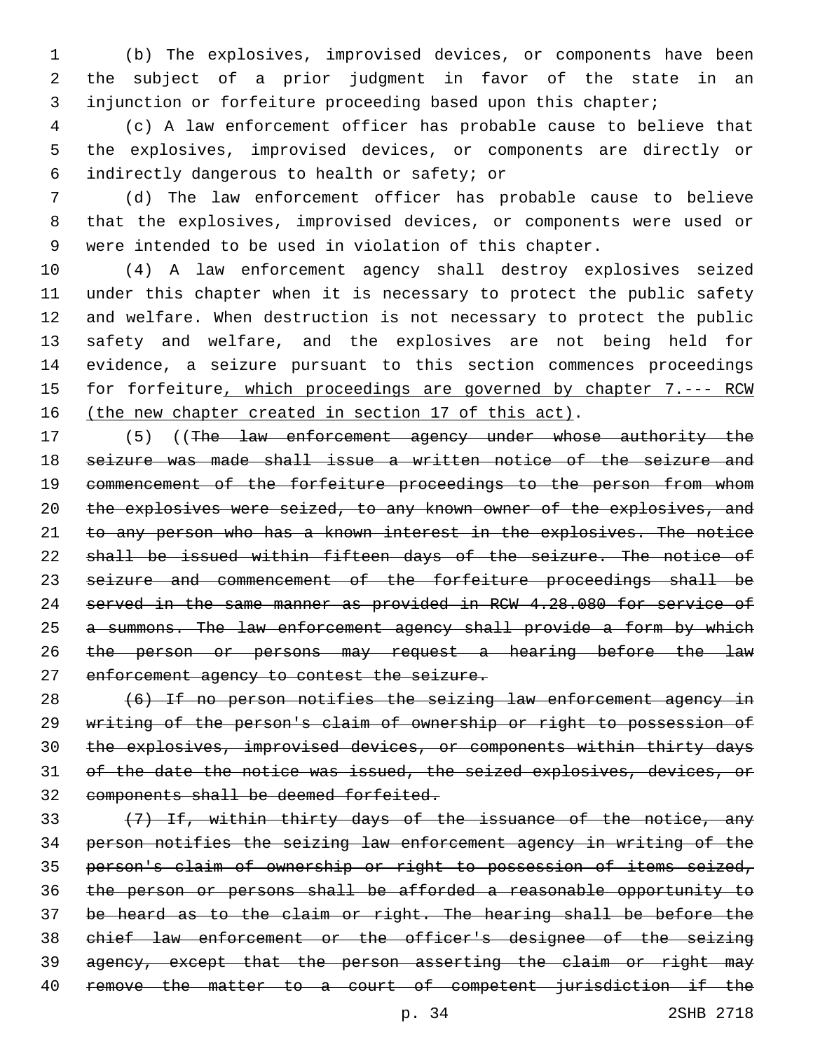(b) The explosives, improvised devices, or components have been the subject of a prior judgment in favor of the state in an injunction or forfeiture proceeding based upon this chapter;

(c) A law enforcement officer has probable cause to believe that the explosives, improvised devices, or components are directly or indirectly dangerous to health or safety; or

(d) The law enforcement officer has probable cause to believe that the explosives, improvised devices, or components were used or were intended to be used in violation of this chapter.

(4) A law enforcement agency shall destroy explosives seized under this chapter when it is necessary to protect the public safety and welfare. When destruction is not necessary to protect the public safety and welfare, and the explosives are not being held for evidence, a seizure pursuant to this section commences proceedings for forfeiture<u>, which proceedings are governed by chapter 7.--- RCW (the new chapter created in section 17 of this act)</u>.

(5) ((~~The law enforcement agency under whose authority the seizure was made shall issue a written notice of the seizure and commencement of the forfeiture proceedings to the person from whom the explosives were seized, to any known owner of the explosives, and to any person who has a known interest in the explosives. The notice shall be issued within fifteen days of the seizure. The notice of seizure and commencement of the forfeiture proceedings shall be served in the same manner as provided in RCW 4.28.080 for service of a summons. The law enforcement agency shall provide a form by which the person or persons may request a hearing before the law enforcement agency to contest the seizure.~~

~~(6) If no person notifies the seizing law enforcement agency in writing of the person's claim of ownership or right to possession of the explosives, improvised devices, or components within thirty days of the date the notice was issued, the seized explosives, devices, or components shall be deemed forfeited.~~

~~(7) If, within thirty days of the issuance of the notice, any person notifies the seizing law enforcement agency in writing of the person's claim of ownership or right to possession of items seized, the person or persons shall be afforded a reasonable opportunity to be heard as to the claim or right. The hearing shall be before the chief law enforcement or the officer's designee of the seizing agency, except that the person asserting the claim or right may remove the matter to a court of competent jurisdiction if the~~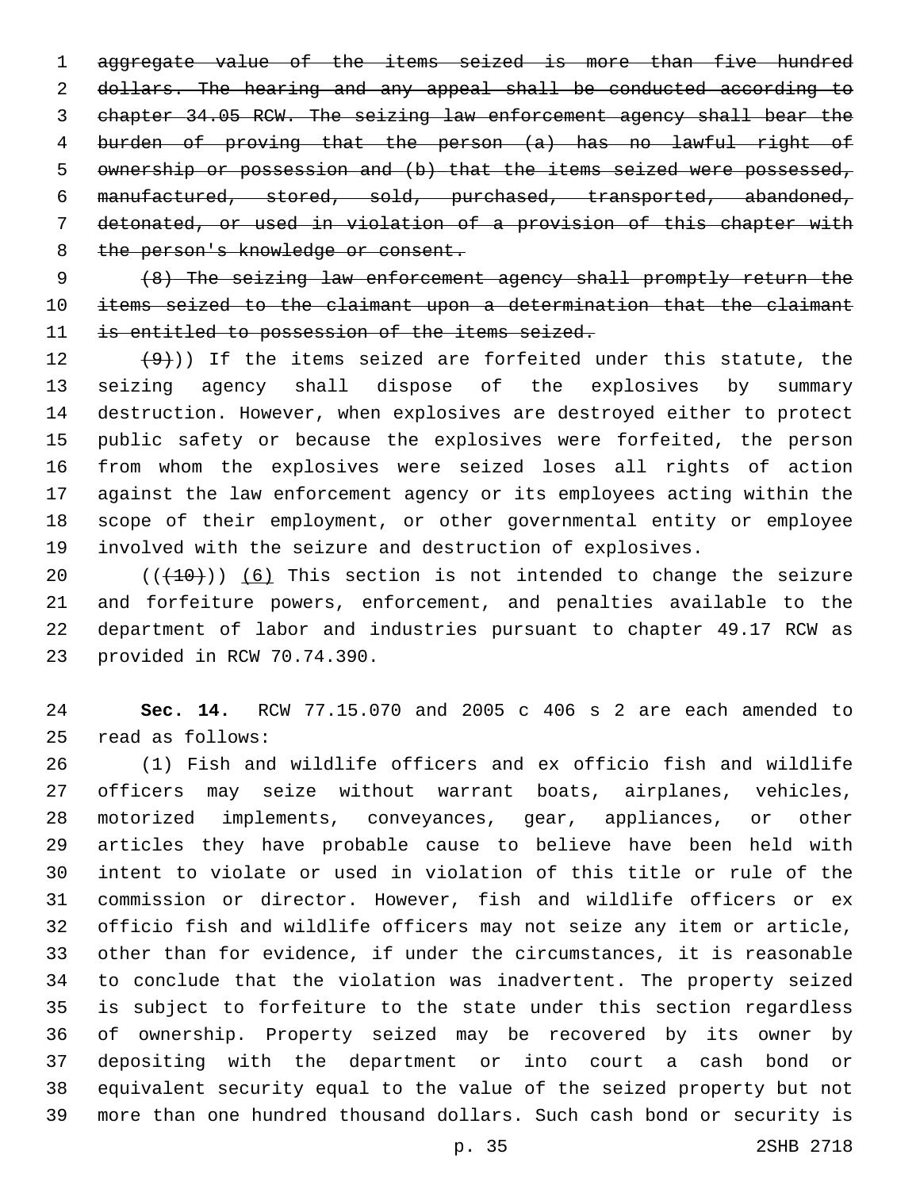~~aggregate value of the items seized is more than five hundred dollars. The hearing and any appeal shall be conducted according to chapter 34.05 RCW. The seizing law enforcement agency shall bear the burden of proving that the person (a) has no lawful right of ownership or possession and (b) that the items seized were possessed, manufactured, stored, sold, purchased, transported, abandoned, detonated, or used in violation of a provision of this chapter with the person's knowledge or consent.~~

~~(8) The seizing law enforcement agency shall promptly return the items seized to the claimant upon a determination that the claimant is entitled to possession of the items seized.~~

~~(9)~~)) If the items seized are forfeited under this statute, the seizing agency shall dispose of the explosives by summary destruction. However, when explosives are destroyed either to protect public safety or because the explosives were forfeited, the person from whom the explosives were seized loses all rights of action against the law enforcement agency or its employees acting within the scope of their employment, or other governmental entity or employee involved with the seizure and destruction of explosives.

((~~(10)~~)) <u>(6)</u> This section is not intended to change the seizure and forfeiture powers, enforcement, and penalties available to the department of labor and industries pursuant to chapter 49.17 RCW as provided in RCW 70.74.390.

**Sec. 14.** RCW 77.15.070 and 2005 c 406 s 2 are each amended to read as follows:

(1) Fish and wildlife officers and ex officio fish and wildlife officers may seize without warrant boats, airplanes, vehicles, motorized implements, conveyances, gear, appliances, or other articles they have probable cause to believe have been held with intent to violate or used in violation of this title or rule of the commission or director. However, fish and wildlife officers or ex officio fish and wildlife officers may not seize any item or article, other than for evidence, if under the circumstances, it is reasonable to conclude that the violation was inadvertent. The property seized is subject to forfeiture to the state under this section regardless of ownership. Property seized may be recovered by its owner by depositing with the department or into court a cash bond or equivalent security equal to the value of the seized property but not more than one hundred thousand dollars. Such cash bond or security is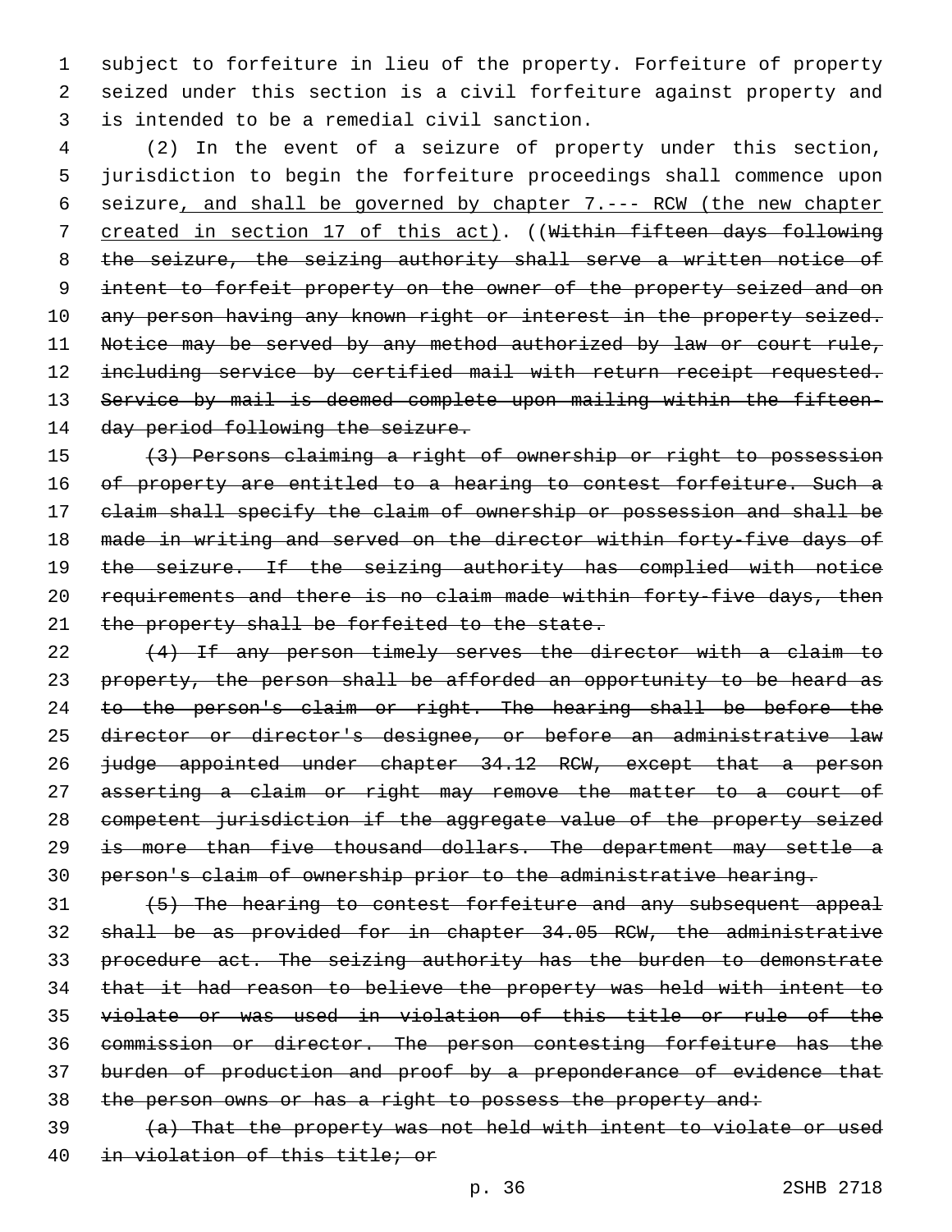subject to forfeiture in lieu of the property. Forfeiture of property seized under this section is a civil forfeiture against property and is intended to be a remedial civil sanction.

(2) In the event of a seizure of property under this section, jurisdiction to begin the forfeiture proceedings shall commence upon seizure<u>, and shall be governed by chapter 7.--- RCW (the new chapter created in section 17 of this act)</u>. ((~~Within fifteen days following the seizure, the seizing authority shall serve a written notice of intent to forfeit property on the owner of the property seized and on any person having any known right or interest in the property seized. Notice may be served by any method authorized by law or court rule, including service by certified mail with return receipt requested. Service by mail is deemed complete upon mailing within the fifteen-day period following the seizure.~~

~~(3) Persons claiming a right of ownership or right to possession of property are entitled to a hearing to contest forfeiture. Such a claim shall specify the claim of ownership or possession and shall be made in writing and served on the director within forty-five days of the seizure. If the seizing authority has complied with notice requirements and there is no claim made within forty-five days, then the property shall be forfeited to the state.~~

~~(4) If any person timely serves the director with a claim to property, the person shall be afforded an opportunity to be heard as to the person's claim or right. The hearing shall be before the director or director's designee, or before an administrative law judge appointed under chapter 34.12 RCW, except that a person asserting a claim or right may remove the matter to a court of competent jurisdiction if the aggregate value of the property seized is more than five thousand dollars. The department may settle a person's claim of ownership prior to the administrative hearing.~~

~~(5) The hearing to contest forfeiture and any subsequent appeal shall be as provided for in chapter 34.05 RCW, the administrative procedure act. The seizing authority has the burden to demonstrate that it had reason to believe the property was held with intent to violate or was used in violation of this title or rule of the commission or director. The person contesting forfeiture has the burden of production and proof by a preponderance of evidence that the person owns or has a right to possess the property and:~~

~~(a) That the property was not held with intent to violate or used in violation of this title; or~~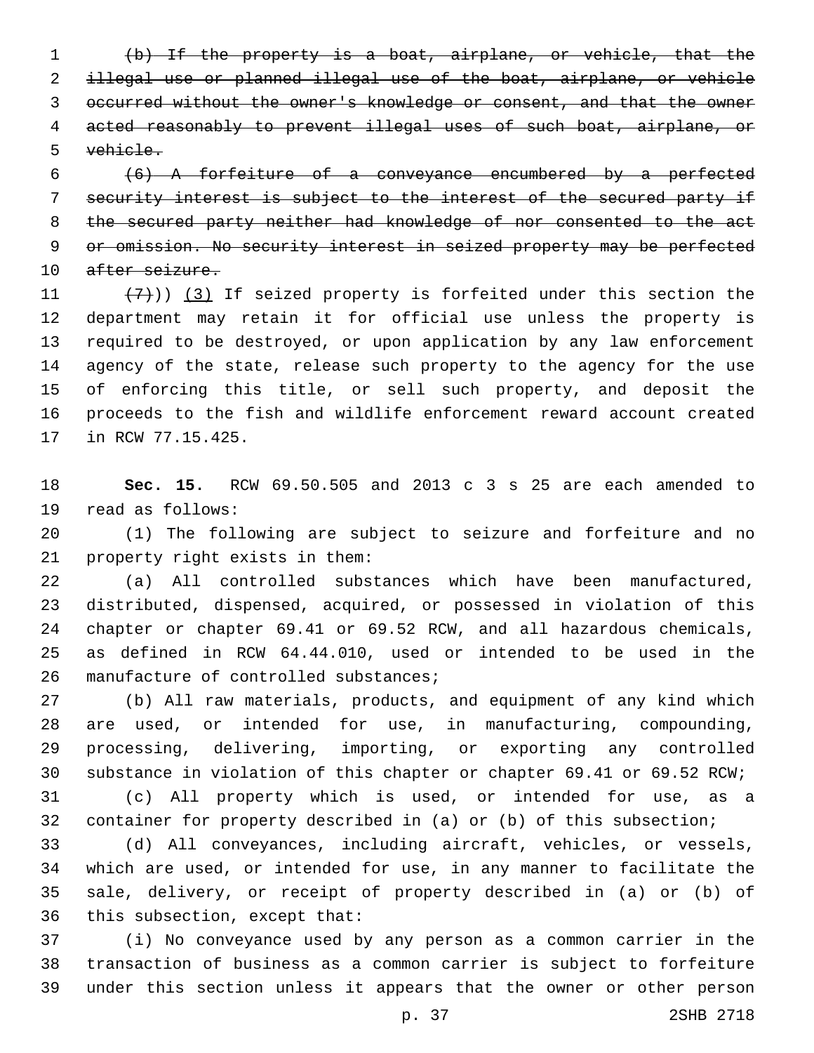~~(b) If the property is a boat, airplane, or vehicle, that the illegal use or planned illegal use of the boat, airplane, or vehicle occurred without the owner's knowledge or consent, and that the owner acted reasonably to prevent illegal uses of such boat, airplane, or vehicle.~~

~~(6) A forfeiture of a conveyance encumbered by a perfected security interest is subject to the interest of the secured party if the secured party neither had knowledge of nor consented to the act or omission. No security interest in seized property may be perfected after seizure.~~

~~(7)~~)) (3) If seized property is forfeited under this section the department may retain it for official use unless the property is required to be destroyed, or upon application by any law enforcement agency of the state, release such property to the agency for the use of enforcing this title, or sell such property, and deposit the proceeds to the fish and wildlife enforcement reward account created in RCW 77.15.425.

**Sec. 15.** RCW 69.50.505 and 2013 c 3 s 25 are each amended to read as follows:

(1) The following are subject to seizure and forfeiture and no property right exists in them:

(a) All controlled substances which have been manufactured, distributed, dispensed, acquired, or possessed in violation of this chapter or chapter 69.41 or 69.52 RCW, and all hazardous chemicals, as defined in RCW 64.44.010, used or intended to be used in the manufacture of controlled substances;

(b) All raw materials, products, and equipment of any kind which are used, or intended for use, in manufacturing, compounding, processing, delivering, importing, or exporting any controlled substance in violation of this chapter or chapter 69.41 or 69.52 RCW;

(c) All property which is used, or intended for use, as a container for property described in (a) or (b) of this subsection;

(d) All conveyances, including aircraft, vehicles, or vessels, which are used, or intended for use, in any manner to facilitate the sale, delivery, or receipt of property described in (a) or (b) of this subsection, except that:

(i) No conveyance used by any person as a common carrier in the transaction of business as a common carrier is subject to forfeiture under this section unless it appears that the owner or other person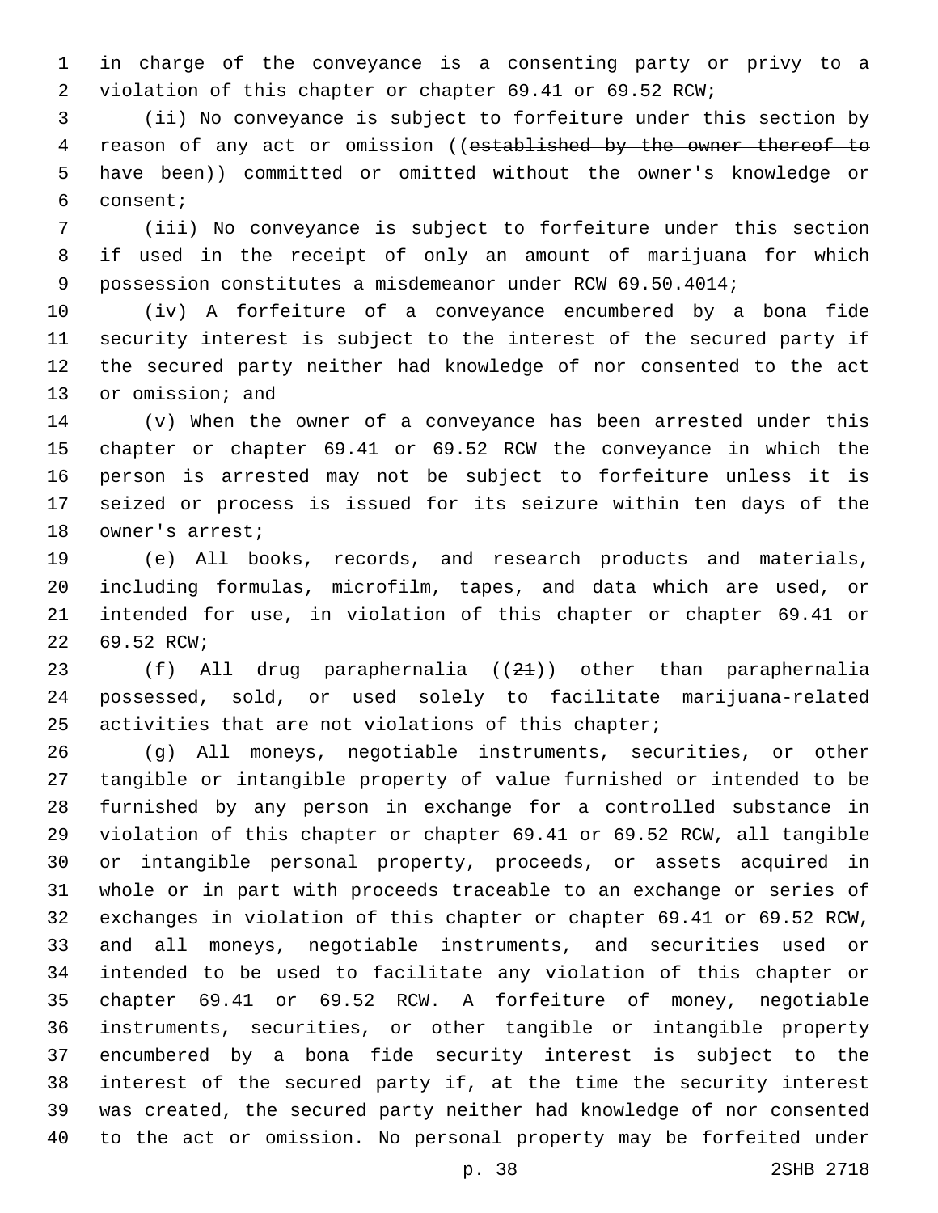in charge of the conveyance is a consenting party or privy to a violation of this chapter or chapter 69.41 or 69.52 RCW;

(ii) No conveyance is subject to forfeiture under this section by reason of any act or omission ((~~established by the owner thereof to have been~~)) committed or omitted without the owner's knowledge or consent;

(iii) No conveyance is subject to forfeiture under this section if used in the receipt of only an amount of marijuana for which possession constitutes a misdemeanor under RCW 69.50.4014;

(iv) A forfeiture of a conveyance encumbered by a bona fide security interest is subject to the interest of the secured party if the secured party neither had knowledge of nor consented to the act or omission; and

(v) When the owner of a conveyance has been arrested under this chapter or chapter 69.41 or 69.52 RCW the conveyance in which the person is arrested may not be subject to forfeiture unless it is seized or process is issued for its seizure within ten days of the owner's arrest;

(e) All books, records, and research products and materials, including formulas, microfilm, tapes, and data which are used, or intended for use, in violation of this chapter or chapter 69.41 or 69.52 RCW;

(f) All drug paraphernalia ((~~21~~)) other than paraphernalia possessed, sold, or used solely to facilitate marijuana-related activities that are not violations of this chapter;

(g) All moneys, negotiable instruments, securities, or other tangible or intangible property of value furnished or intended to be furnished by any person in exchange for a controlled substance in violation of this chapter or chapter 69.41 or 69.52 RCW, all tangible or intangible personal property, proceeds, or assets acquired in whole or in part with proceeds traceable to an exchange or series of exchanges in violation of this chapter or chapter 69.41 or 69.52 RCW, and all moneys, negotiable instruments, and securities used or intended to be used to facilitate any violation of this chapter or chapter 69.41 or 69.52 RCW. A forfeiture of money, negotiable instruments, securities, or other tangible or intangible property encumbered by a bona fide security interest is subject to the interest of the secured party if, at the time the security interest was created, the secured party neither had knowledge of nor consented to the act or omission. No personal property may be forfeited under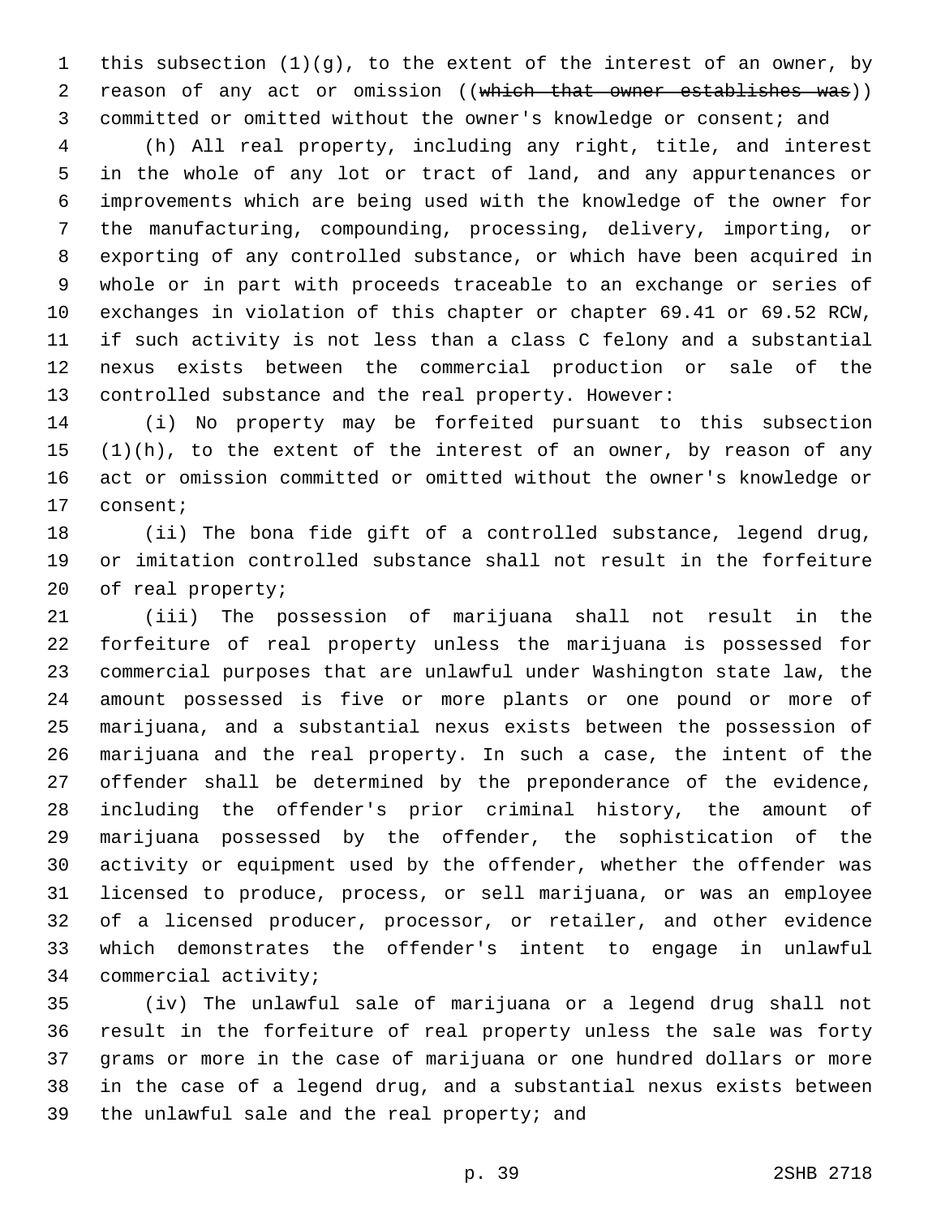this subsection (1)(g), to the extent of the interest of an owner, by reason of any act or omission ((~~which that owner establishes was~~)) committed or omitted without the owner's knowledge or consent; and

(h) All real property, including any right, title, and interest in the whole of any lot or tract of land, and any appurtenances or improvements which are being used with the knowledge of the owner for the manufacturing, compounding, processing, delivery, importing, or exporting of any controlled substance, or which have been acquired in whole or in part with proceeds traceable to an exchange or series of exchanges in violation of this chapter or chapter 69.41 or 69.52 RCW, if such activity is not less than a class C felony and a substantial nexus exists between the commercial production or sale of the controlled substance and the real property. However:

(i) No property may be forfeited pursuant to this subsection (1)(h), to the extent of the interest of an owner, by reason of any act or omission committed or omitted without the owner's knowledge or consent;

(ii) The bona fide gift of a controlled substance, legend drug, or imitation controlled substance shall not result in the forfeiture of real property;

(iii) The possession of marijuana shall not result in the forfeiture of real property unless the marijuana is possessed for commercial purposes that are unlawful under Washington state law, the amount possessed is five or more plants or one pound or more of marijuana, and a substantial nexus exists between the possession of marijuana and the real property. In such a case, the intent of the offender shall be determined by the preponderance of the evidence, including the offender's prior criminal history, the amount of marijuana possessed by the offender, the sophistication of the activity or equipment used by the offender, whether the offender was licensed to produce, process, or sell marijuana, or was an employee of a licensed producer, processor, or retailer, and other evidence which demonstrates the offender's intent to engage in unlawful commercial activity;

(iv) The unlawful sale of marijuana or a legend drug shall not result in the forfeiture of real property unless the sale was forty grams or more in the case of marijuana or one hundred dollars or more in the case of a legend drug, and a substantial nexus exists between the unlawful sale and the real property; and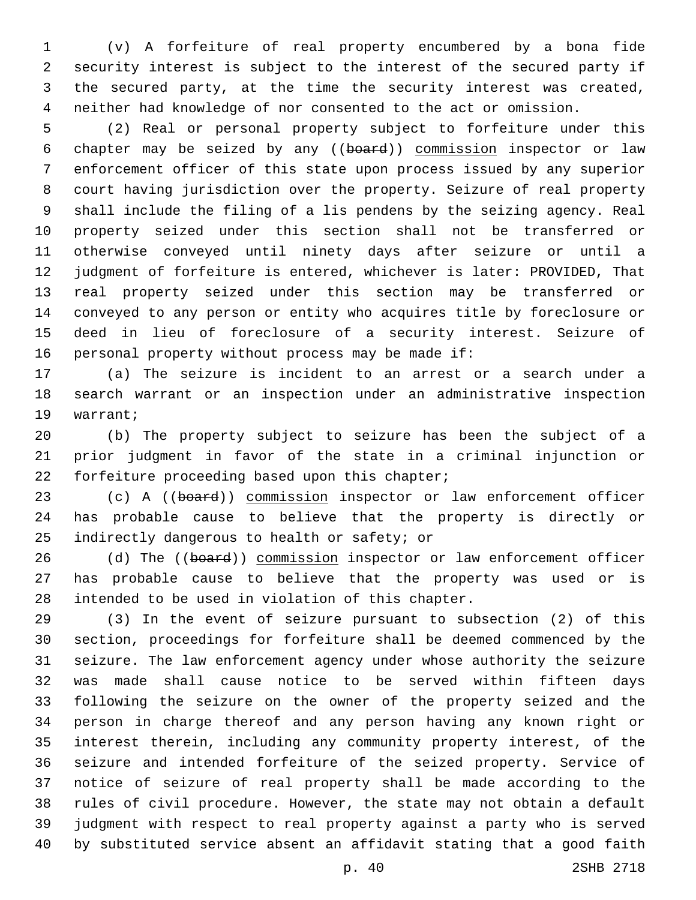(v) A forfeiture of real property encumbered by a bona fide security interest is subject to the interest of the secured party if the secured party, at the time the security interest was created, neither had knowledge of nor consented to the act or omission.

(2) Real or personal property subject to forfeiture under this chapter may be seized by any ((~~board~~)) commission inspector or law enforcement officer of this state upon process issued by any superior court having jurisdiction over the property. Seizure of real property shall include the filing of a lis pendens by the seizing agency. Real property seized under this section shall not be transferred or otherwise conveyed until ninety days after seizure or until a judgment of forfeiture is entered, whichever is later: PROVIDED, That real property seized under this section may be transferred or conveyed to any person or entity who acquires title by foreclosure or deed in lieu of foreclosure of a security interest. Seizure of personal property without process may be made if:

(a) The seizure is incident to an arrest or a search under a search warrant or an inspection under an administrative inspection warrant;

(b) The property subject to seizure has been the subject of a prior judgment in favor of the state in a criminal injunction or forfeiture proceeding based upon this chapter;

(c) A ((~~board~~)) commission inspector or law enforcement officer has probable cause to believe that the property is directly or indirectly dangerous to health or safety; or

(d) The ((~~board~~)) commission inspector or law enforcement officer has probable cause to believe that the property was used or is intended to be used in violation of this chapter.

(3) In the event of seizure pursuant to subsection (2) of this section, proceedings for forfeiture shall be deemed commenced by the seizure. The law enforcement agency under whose authority the seizure was made shall cause notice to be served within fifteen days following the seizure on the owner of the property seized and the person in charge thereof and any person having any known right or interest therein, including any community property interest, of the seizure and intended forfeiture of the seized property. Service of notice of seizure of real property shall be made according to the rules of civil procedure. However, the state may not obtain a default judgment with respect to real property against a party who is served by substituted service absent an affidavit stating that a good faith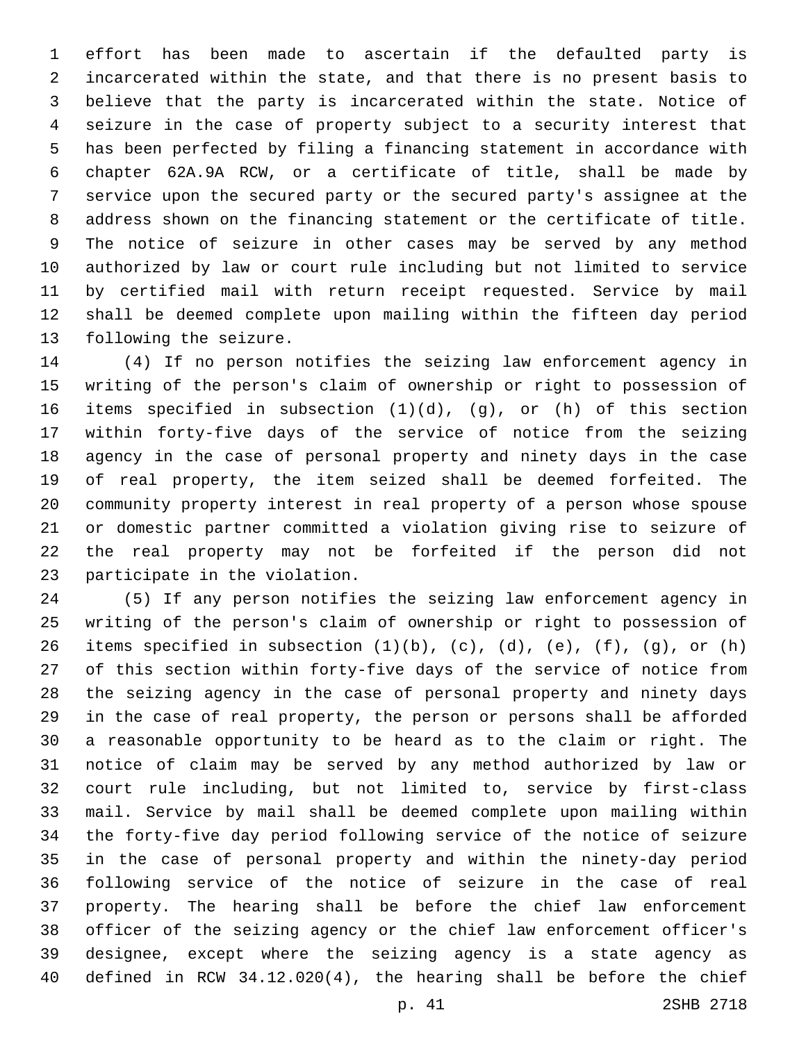effort has been made to ascertain if the defaulted party is incarcerated within the state, and that there is no present basis to believe that the party is incarcerated within the state. Notice of seizure in the case of property subject to a security interest that has been perfected by filing a financing statement in accordance with chapter 62A.9A RCW, or a certificate of title, shall be made by service upon the secured party or the secured party's assignee at the address shown on the financing statement or the certificate of title. The notice of seizure in other cases may be served by any method authorized by law or court rule including but not limited to service by certified mail with return receipt requested. Service by mail shall be deemed complete upon mailing within the fifteen day period following the seizure.

(4) If no person notifies the seizing law enforcement agency in writing of the person's claim of ownership or right to possession of items specified in subsection (1)(d), (g), or (h) of this section within forty-five days of the service of notice from the seizing agency in the case of personal property and ninety days in the case of real property, the item seized shall be deemed forfeited. The community property interest in real property of a person whose spouse or domestic partner committed a violation giving rise to seizure of the real property may not be forfeited if the person did not participate in the violation.

(5) If any person notifies the seizing law enforcement agency in writing of the person's claim of ownership or right to possession of items specified in subsection (1)(b), (c), (d), (e), (f), (g), or (h) of this section within forty-five days of the service of notice from the seizing agency in the case of personal property and ninety days in the case of real property, the person or persons shall be afforded a reasonable opportunity to be heard as to the claim or right. The notice of claim may be served by any method authorized by law or court rule including, but not limited to, service by first-class mail. Service by mail shall be deemed complete upon mailing within the forty-five day period following service of the notice of seizure in the case of personal property and within the ninety-day period following service of the notice of seizure in the case of real property. The hearing shall be before the chief law enforcement officer of the seizing agency or the chief law enforcement officer's designee, except where the seizing agency is a state agency as defined in RCW 34.12.020(4), the hearing shall be before the chief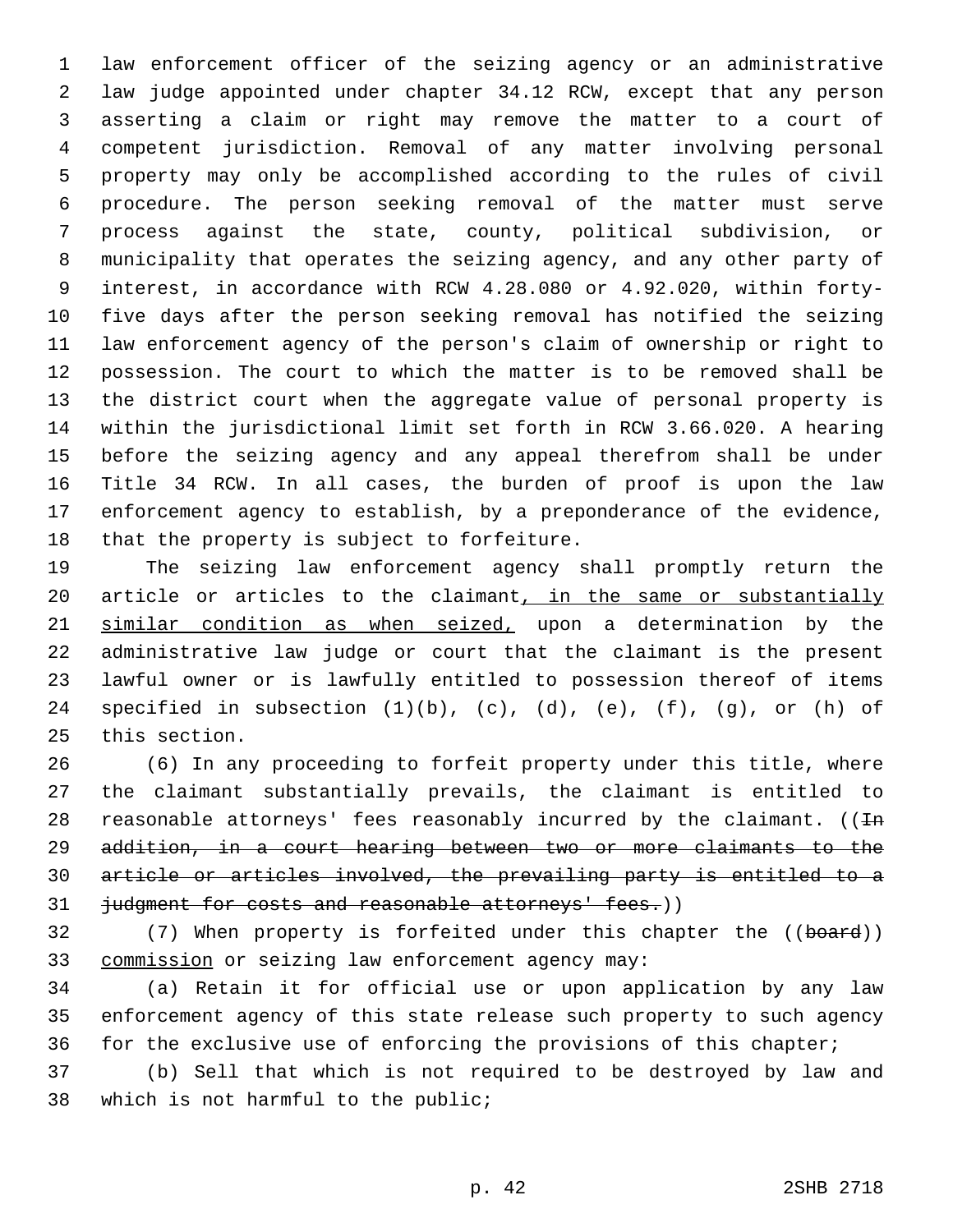law enforcement officer of the seizing agency or an administrative law judge appointed under chapter 34.12 RCW, except that any person asserting a claim or right may remove the matter to a court of competent jurisdiction. Removal of any matter involving personal property may only be accomplished according to the rules of civil procedure. The person seeking removal of the matter must serve process against the state, county, political subdivision, or municipality that operates the seizing agency, and any other party of interest, in accordance with RCW 4.28.080 or 4.92.020, within forty-five days after the person seeking removal has notified the seizing law enforcement agency of the person's claim of ownership or right to possession. The court to which the matter is to be removed shall be the district court when the aggregate value of personal property is within the jurisdictional limit set forth in RCW 3.66.020. A hearing before the seizing agency and any appeal therefrom shall be under Title 34 RCW. In all cases, the burden of proof is upon the law enforcement agency to establish, by a preponderance of the evidence, that the property is subject to forfeiture.

The seizing law enforcement agency shall promptly return the article or articles to the claimant, in the same or substantially similar condition as when seized, upon a determination by the administrative law judge or court that the claimant is the present lawful owner or is lawfully entitled to possession thereof of items specified in subsection (1)(b), (c), (d), (e), (f), (g), or (h) of this section.

(6) In any proceeding to forfeit property under this title, where the claimant substantially prevails, the claimant is entitled to reasonable attorneys' fees reasonably incurred by the claimant. ((~~In addition, in a court hearing between two or more claimants to the article or articles involved, the prevailing party is entitled to a judgment for costs and reasonable attorneys' fees.~~))

(7) When property is forfeited under this chapter the ((~~board~~)) commission or seizing law enforcement agency may:

(a) Retain it for official use or upon application by any law enforcement agency of this state release such property to such agency for the exclusive use of enforcing the provisions of this chapter;

(b) Sell that which is not required to be destroyed by law and which is not harmful to the public;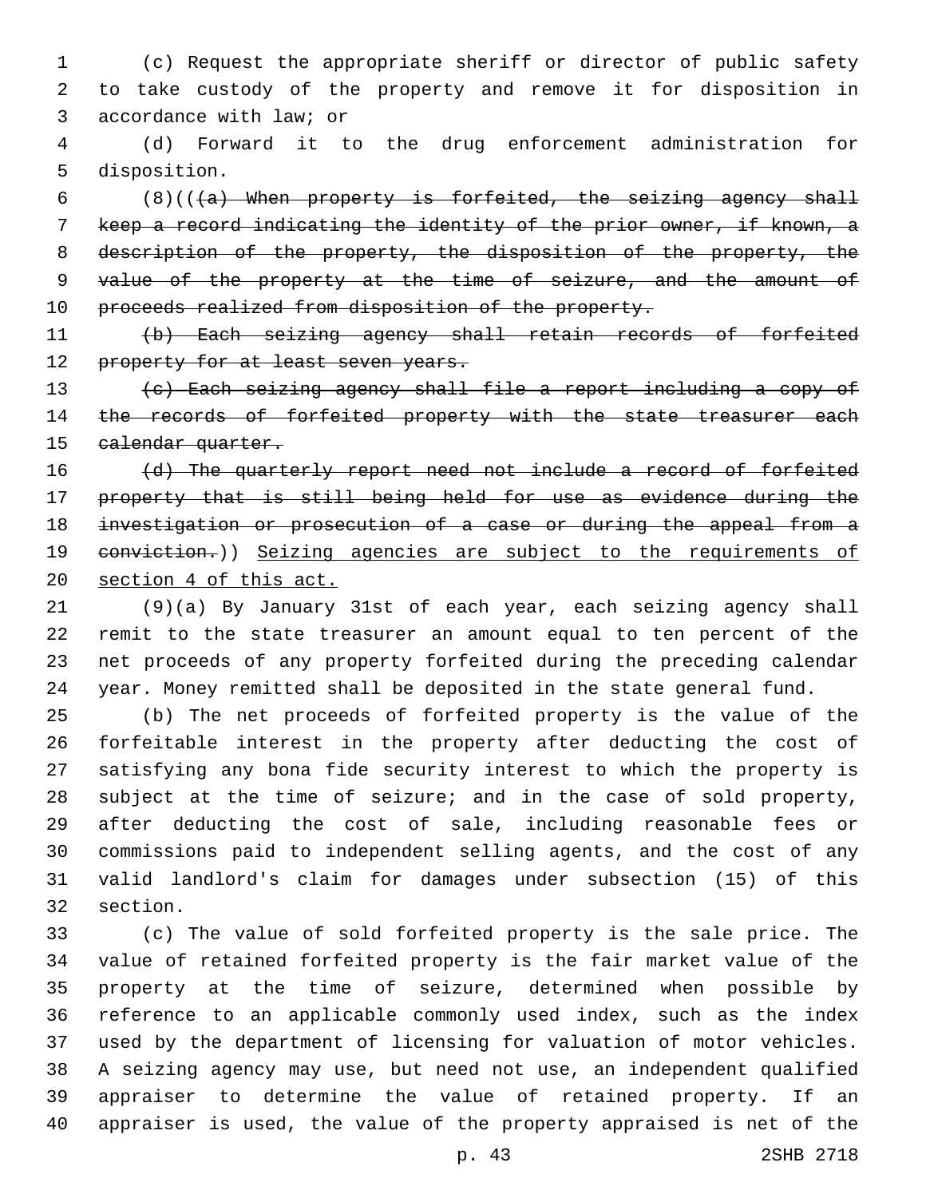(c) Request the appropriate sheriff or director of public safety to take custody of the property and remove it for disposition in accordance with law; or

(d) Forward it to the drug enforcement administration for disposition.

(8)((~~(a) When property is forfeited, the seizing agency shall keep a record indicating the identity of the prior owner, if known, a description of the property, the disposition of the property, the value of the property at the time of seizure, and the amount of proceeds realized from disposition of the property.~~

~~(b) Each seizing agency shall retain records of forfeited property for at least seven years.~~

~~(c) Each seizing agency shall file a report including a copy of the records of forfeited property with the state treasurer each calendar quarter.~~

~~(d) The quarterly report need not include a record of forfeited property that is still being held for use as evidence during the investigation or prosecution of a case or during the appeal from a conviction.~~)) <u>Seizing agencies are subject to the requirements of section 4 of this act.</u>

(9)(a) By January 31st of each year, each seizing agency shall remit to the state treasurer an amount equal to ten percent of the net proceeds of any property forfeited during the preceding calendar year. Money remitted shall be deposited in the state general fund.

(b) The net proceeds of forfeited property is the value of the forfeitable interest in the property after deducting the cost of satisfying any bona fide security interest to which the property is subject at the time of seizure; and in the case of sold property, after deducting the cost of sale, including reasonable fees or commissions paid to independent selling agents, and the cost of any valid landlord's claim for damages under subsection (15) of this section.

(c) The value of sold forfeited property is the sale price. The value of retained forfeited property is the fair market value of the property at the time of seizure, determined when possible by reference to an applicable commonly used index, such as the index used by the department of licensing for valuation of motor vehicles. A seizing agency may use, but need not use, an independent qualified appraiser to determine the value of retained property. If an appraiser is used, the value of the property appraised is net of the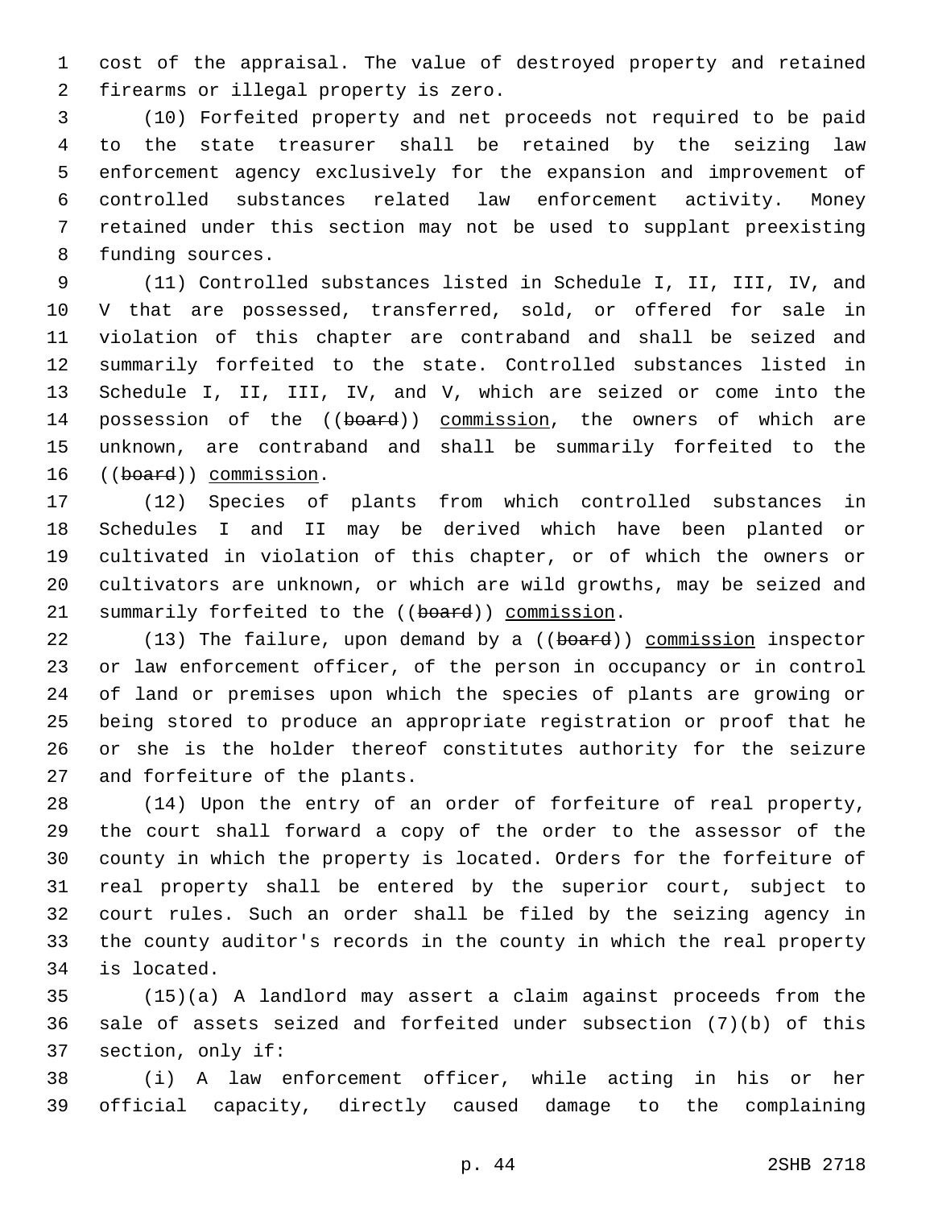cost of the appraisal. The value of destroyed property and retained firearms or illegal property is zero.

(10) Forfeited property and net proceeds not required to be paid to the state treasurer shall be retained by the seizing law enforcement agency exclusively for the expansion and improvement of controlled substances related law enforcement activity. Money retained under this section may not be used to supplant preexisting funding sources.

(11) Controlled substances listed in Schedule I, II, III, IV, and V that are possessed, transferred, sold, or offered for sale in violation of this chapter are contraband and shall be seized and summarily forfeited to the state. Controlled substances listed in Schedule I, II, III, IV, and V, which are seized or come into the possession of the ((~~board~~)) commission, the owners of which are unknown, are contraband and shall be summarily forfeited to the ((~~board~~)) commission.

(12) Species of plants from which controlled substances in Schedules I and II may be derived which have been planted or cultivated in violation of this chapter, or of which the owners or cultivators are unknown, or which are wild growths, may be seized and summarily forfeited to the ((~~board~~)) commission.

(13) The failure, upon demand by a ((~~board~~)) commission inspector or law enforcement officer, of the person in occupancy or in control of land or premises upon which the species of plants are growing or being stored to produce an appropriate registration or proof that he or she is the holder thereof constitutes authority for the seizure and forfeiture of the plants.

(14) Upon the entry of an order of forfeiture of real property, the court shall forward a copy of the order to the assessor of the county in which the property is located. Orders for the forfeiture of real property shall be entered by the superior court, subject to court rules. Such an order shall be filed by the seizing agency in the county auditor's records in the county in which the real property is located.

(15)(a) A landlord may assert a claim against proceeds from the sale of assets seized and forfeited under subsection (7)(b) of this section, only if:

(i) A law enforcement officer, while acting in his or her official capacity, directly caused damage to the complaining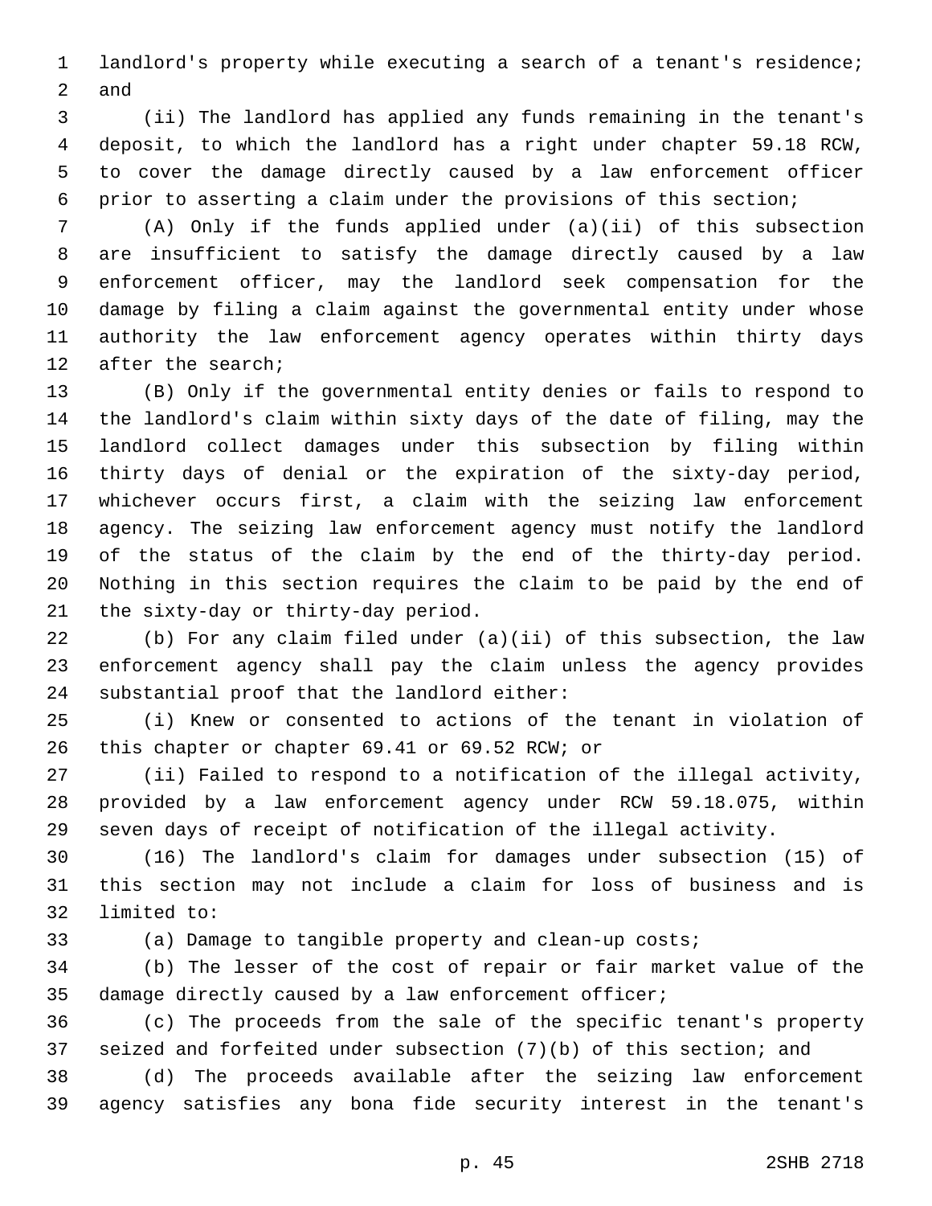landlord's property while executing a search of a tenant's residence; and

(ii) The landlord has applied any funds remaining in the tenant's deposit, to which the landlord has a right under chapter 59.18 RCW, to cover the damage directly caused by a law enforcement officer prior to asserting a claim under the provisions of this section;

(A) Only if the funds applied under (a)(ii) of this subsection are insufficient to satisfy the damage directly caused by a law enforcement officer, may the landlord seek compensation for the damage by filing a claim against the governmental entity under whose authority the law enforcement agency operates within thirty days after the search;

(B) Only if the governmental entity denies or fails to respond to the landlord's claim within sixty days of the date of filing, may the landlord collect damages under this subsection by filing within thirty days of denial or the expiration of the sixty-day period, whichever occurs first, a claim with the seizing law enforcement agency. The seizing law enforcement agency must notify the landlord of the status of the claim by the end of the thirty-day period. Nothing in this section requires the claim to be paid by the end of the sixty-day or thirty-day period.

(b) For any claim filed under (a)(ii) of this subsection, the law enforcement agency shall pay the claim unless the agency provides substantial proof that the landlord either:

(i) Knew or consented to actions of the tenant in violation of this chapter or chapter 69.41 or 69.52 RCW; or

(ii) Failed to respond to a notification of the illegal activity, provided by a law enforcement agency under RCW 59.18.075, within seven days of receipt of notification of the illegal activity.

(16) The landlord's claim for damages under subsection (15) of this section may not include a claim for loss of business and is limited to:

(a) Damage to tangible property and clean-up costs;

(b) The lesser of the cost of repair or fair market value of the damage directly caused by a law enforcement officer;

(c) The proceeds from the sale of the specific tenant's property seized and forfeited under subsection (7)(b) of this section; and

(d) The proceeds available after the seizing law enforcement agency satisfies any bona fide security interest in the tenant's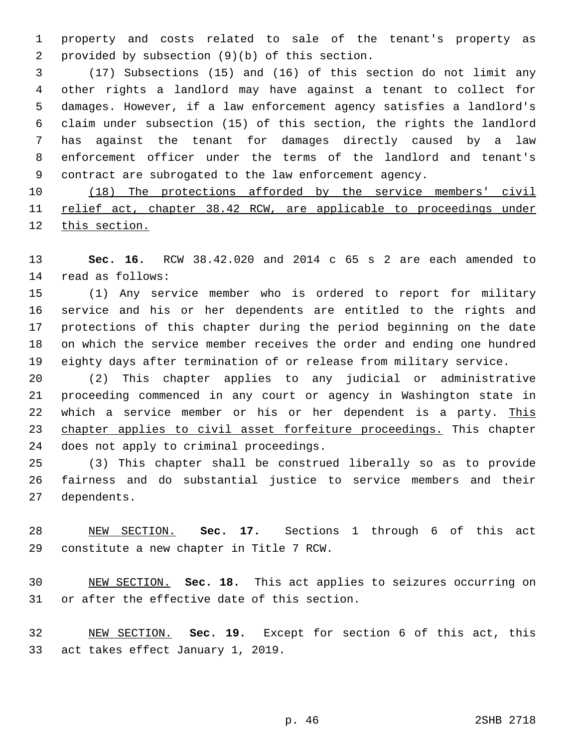property and costs related to sale of the tenant's property as provided by subsection (9)(b) of this section.

(17) Subsections (15) and (16) of this section do not limit any other rights a landlord may have against a tenant to collect for damages. However, if a law enforcement agency satisfies a landlord's claim under subsection (15) of this section, the rights the landlord has against the tenant for damages directly caused by a law enforcement officer under the terms of the landlord and tenant's contract are subrogated to the law enforcement agency.

(18) The protections afforded by the service members' civil relief act, chapter 38.42 RCW, are applicable to proceedings under this section.

**Sec. 16.** RCW 38.42.020 and 2014 c 65 s 2 are each amended to read as follows:

(1) Any service member who is ordered to report for military service and his or her dependents are entitled to the rights and protections of this chapter during the period beginning on the date on which the service member receives the order and ending one hundred eighty days after termination of or release from military service.

(2) This chapter applies to any judicial or administrative proceeding commenced in any court or agency in Washington state in which a service member or his or her dependent is a party. This chapter applies to civil asset forfeiture proceedings. This chapter does not apply to criminal proceedings.

(3) This chapter shall be construed liberally so as to provide fairness and do substantial justice to service members and their dependents.

NEW SECTION. **Sec. 17.** Sections 1 through 6 of this act constitute a new chapter in Title 7 RCW.

NEW SECTION. **Sec. 18.** This act applies to seizures occurring on or after the effective date of this section.

NEW SECTION. **Sec. 19.** Except for section 6 of this act, this act takes effect January 1, 2019.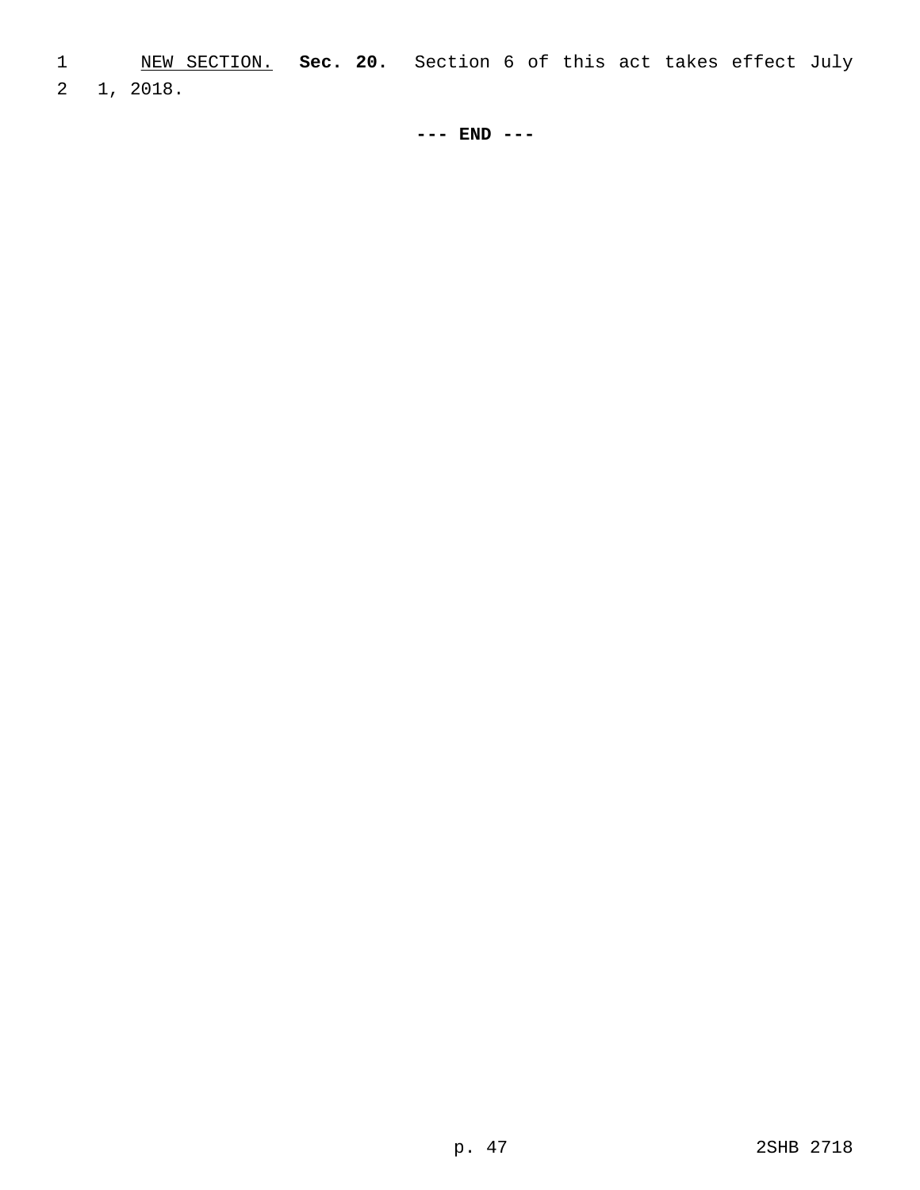NEW SECTION. **Sec. 20.** Section 6 of this act takes effect July 1, 2018.

**--- END ---**